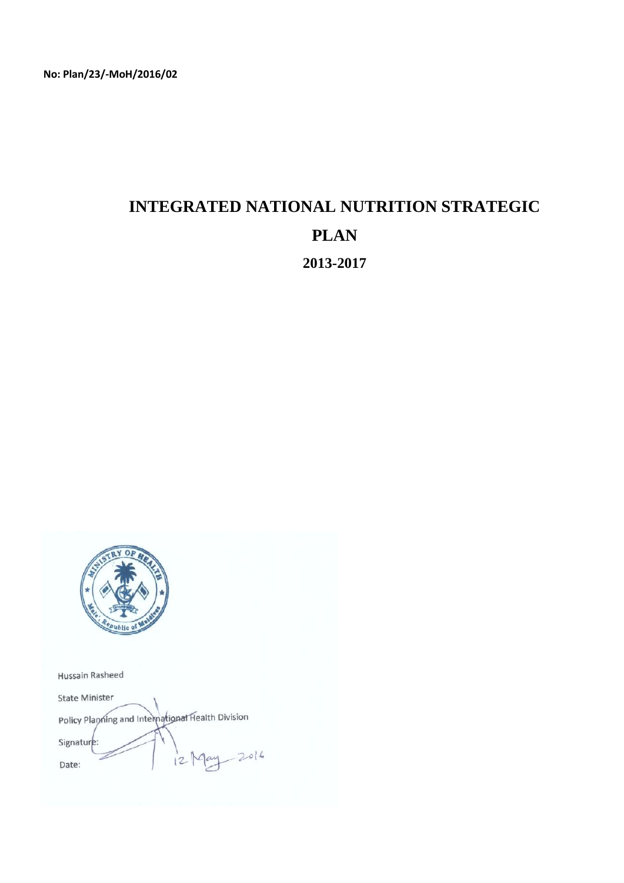**No: Plan/23/-MoH/2016/02**

# INTEGRATED NATIONAL NUTRITION STRATEGIC PLAN

## 2013-2017

Hussain Rasheed

State Minister

Policy Planning and International Health Division

Signature:

Date: 12 May 2016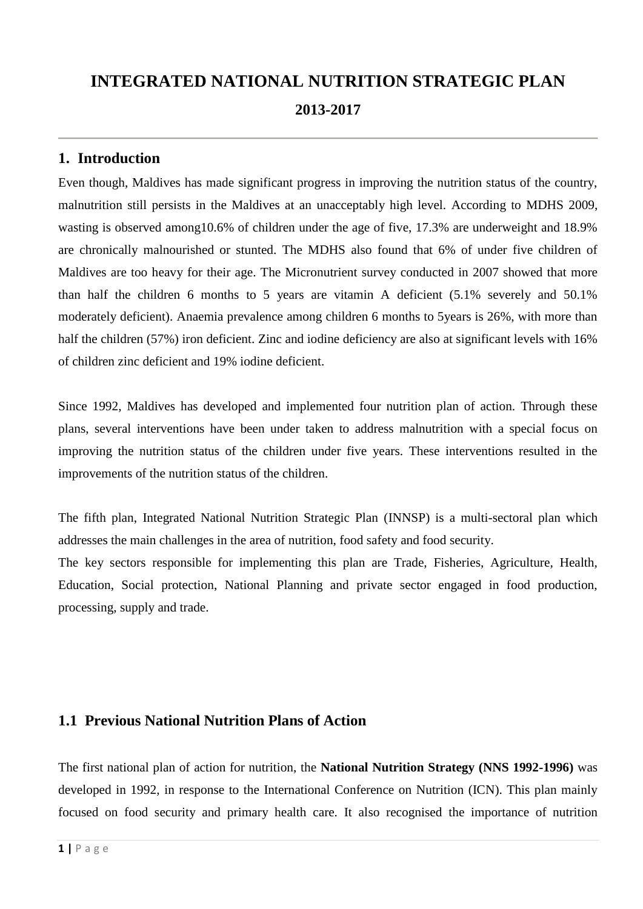# INTEGRATED NATIONAL NUTRITION STRATEGIC PLAN

## 2013-2017

## 1. Introduction

Even though, Maldives has made significant progress in improving the nutrition status of the country, malnutrition still persists in the Maldives at an unacceptably high level. According to MDHS 2009, wasting is observed among10.6% of children under the age of five, 17.3% are underweight and 18.9% are chronically malnourished or stunted. The MDHS also found that 6% of under five children of Maldives are too heavy for their age. The Micronutrient survey conducted in 2007 showed that more than half the children 6 months to 5 years are vitamin A deficient (5.1% severely and 50.1% moderately deficient). Anaemia prevalence among children 6 months to 5years is 26%, with more than half the children (57%) iron deficient. Zinc and iodine deficiency are also at significant levels with 16% of children zinc deficient and 19% iodine deficient.

Since 1992, Maldives has developed and implemented four nutrition plan of action. Through these plans, several interventions have been under taken to address malnutrition with a special focus on improving the nutrition status of the children under five years. These interventions resulted in the improvements of the nutrition status of the children.

The fifth plan, Integrated National Nutrition Strategic Plan (INNSP) is a multi-sectoral plan which addresses the main challenges in the area of nutrition, food safety and food security.

The key sectors responsible for implementing this plan are Trade, Fisheries, Agriculture, Health, Education, Social protection, National Planning and private sector engaged in food production, processing, supply and trade.

### 1.1 Previous National Nutrition Plans of Action

The first national plan of action for nutrition, the **National Nutrition Strategy (NNS 1992-1996)** was developed in 1992, in response to the International Conference on Nutrition (ICN). This plan mainly focused on food security and primary health care. It also recognised the importance of nutrition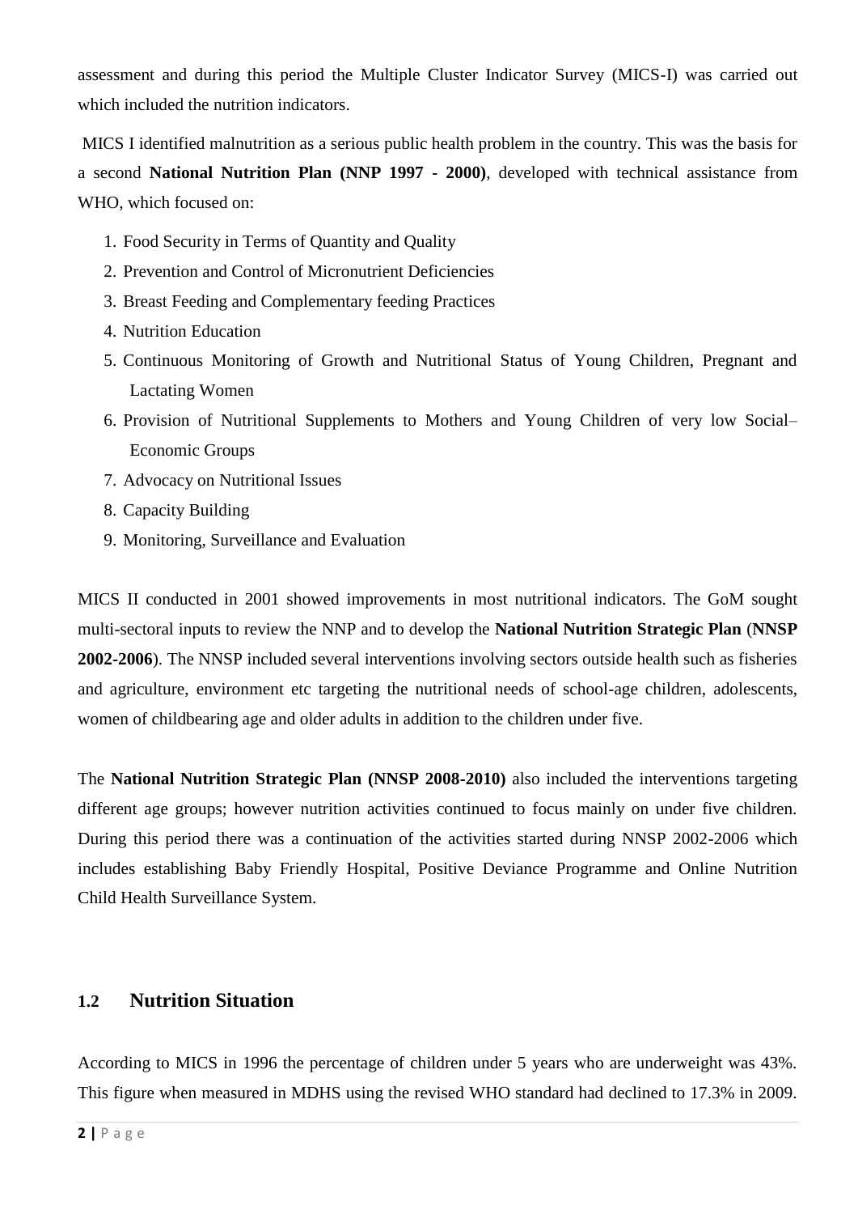assessment and during this period the Multiple Cluster Indicator Survey (MICS-I) was carried out which included the nutrition indicators.

MICS I identified malnutrition as a serious public health problem in the country. This was the basis for a second **National Nutrition Plan (NNP 1997 - 2000)**, developed with technical assistance from WHO, which focused on:

1. Food Security in Terms of Quantity and Quality
2. Prevention and Control of Micronutrient Deficiencies
3. Breast Feeding and Complementary feeding Practices
4. Nutrition Education
5. Continuous Monitoring of Growth and Nutritional Status of Young Children, Pregnant and Lactating Women
6. Provision of Nutritional Supplements to Mothers and Young Children of very low Social–Economic Groups
7. Advocacy on Nutritional Issues
8. Capacity Building
9. Monitoring, Surveillance and Evaluation

MICS II conducted in 2001 showed improvements in most nutritional indicators. The GoM sought multi-sectoral inputs to review the NNP and to develop the **National Nutrition Strategic Plan** (**NNSP 2002-2006**). The NNSP included several interventions involving sectors outside health such as fisheries and agriculture, environment etc targeting the nutritional needs of school-age children, adolescents, women of childbearing age and older adults in addition to the children under five.

The **National Nutrition Strategic Plan (NNSP 2008-2010)** also included the interventions targeting different age groups; however nutrition activities continued to focus mainly on under five children. During this period there was a continuation of the activities started during NNSP 2002-2006 which includes establishing Baby Friendly Hospital, Positive Deviance Programme and Online Nutrition Child Health Surveillance System.

## 1.2 Nutrition Situation

According to MICS in 1996 the percentage of children under 5 years who are underweight was 43%. This figure when measured in MDHS using the revised WHO standard had declined to 17.3% in 2009.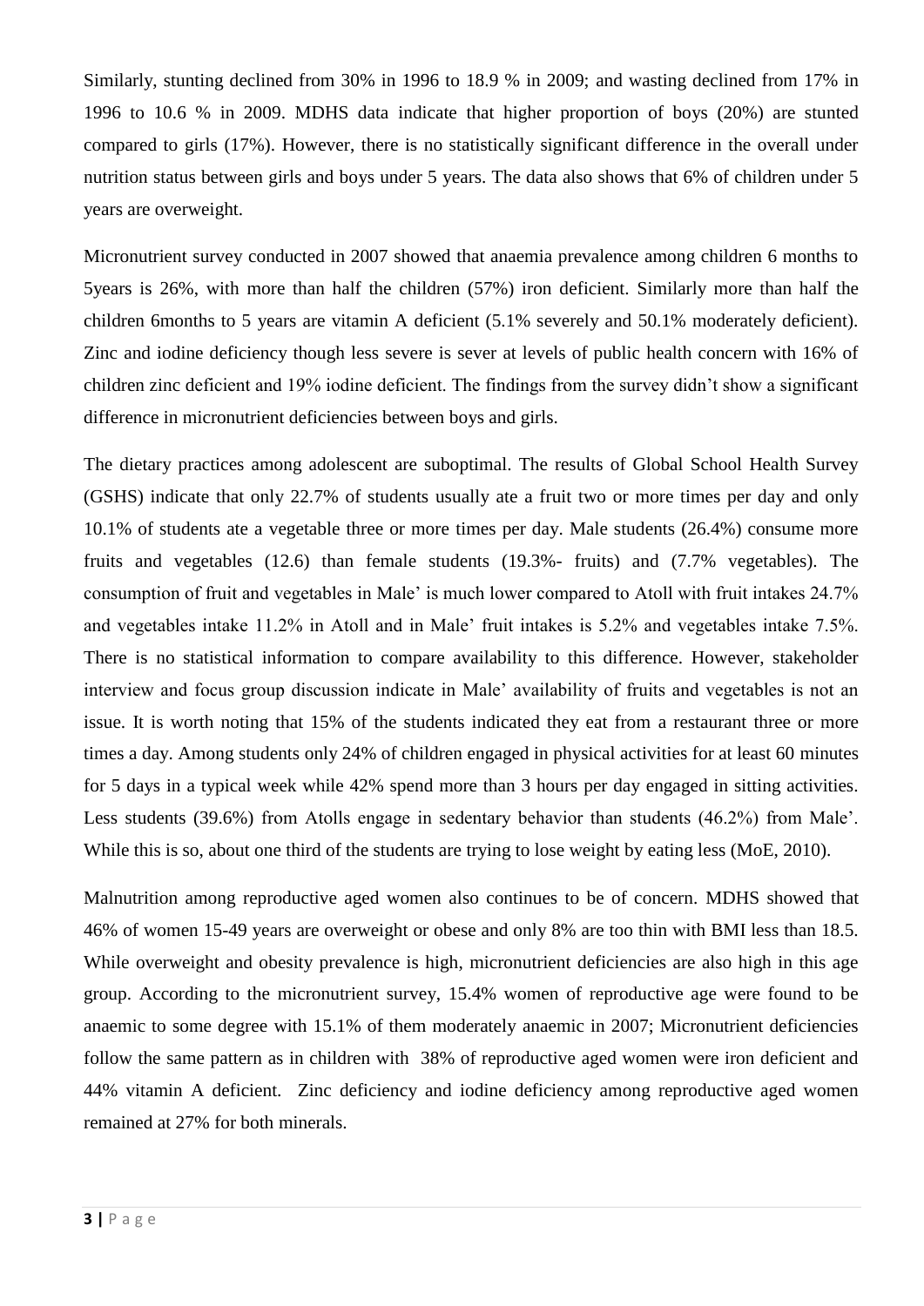Similarly, stunting declined from 30% in 1996 to 18.9 % in 2009; and wasting declined from 17% in 1996 to 10.6 % in 2009. MDHS data indicate that higher proportion of boys (20%) are stunted compared to girls (17%). However, there is no statistically significant difference in the overall under nutrition status between girls and boys under 5 years. The data also shows that 6% of children under 5 years are overweight.

Micronutrient survey conducted in 2007 showed that anaemia prevalence among children 6 months to 5years is 26%, with more than half the children (57%) iron deficient. Similarly more than half the children 6months to 5 years are vitamin A deficient (5.1% severely and 50.1% moderately deficient). Zinc and iodine deficiency though less severe is sever at levels of public health concern with 16% of children zinc deficient and 19% iodine deficient. The findings from the survey didn't show a significant difference in micronutrient deficiencies between boys and girls.

The dietary practices among adolescent are suboptimal. The results of Global School Health Survey (GSHS) indicate that only 22.7% of students usually ate a fruit two or more times per day and only 10.1% of students ate a vegetable three or more times per day. Male students (26.4%) consume more fruits and vegetables (12.6) than female students (19.3%- fruits) and (7.7% vegetables). The consumption of fruit and vegetables in Male' is much lower compared to Atoll with fruit intakes 24.7% and vegetables intake 11.2% in Atoll and in Male' fruit intakes is 5.2% and vegetables intake 7.5%. There is no statistical information to compare availability to this difference. However, stakeholder interview and focus group discussion indicate in Male' availability of fruits and vegetables is not an issue. It is worth noting that 15% of the students indicated they eat from a restaurant three or more times a day. Among students only 24% of children engaged in physical activities for at least 60 minutes for 5 days in a typical week while 42% spend more than 3 hours per day engaged in sitting activities. Less students (39.6%) from Atolls engage in sedentary behavior than students (46.2%) from Male'. While this is so, about one third of the students are trying to lose weight by eating less (MoE, 2010).

Malnutrition among reproductive aged women also continues to be of concern. MDHS showed that 46% of women 15-49 years are overweight or obese and only 8% are too thin with BMI less than 18.5. While overweight and obesity prevalence is high, micronutrient deficiencies are also high in this age group. According to the micronutrient survey, 15.4% women of reproductive age were found to be anaemic to some degree with 15.1% of them moderately anaemic in 2007; Micronutrient deficiencies follow the same pattern as in children with 38% of reproductive aged women were iron deficient and 44% vitamin A deficient. Zinc deficiency and iodine deficiency among reproductive aged women remained at 27% for both minerals.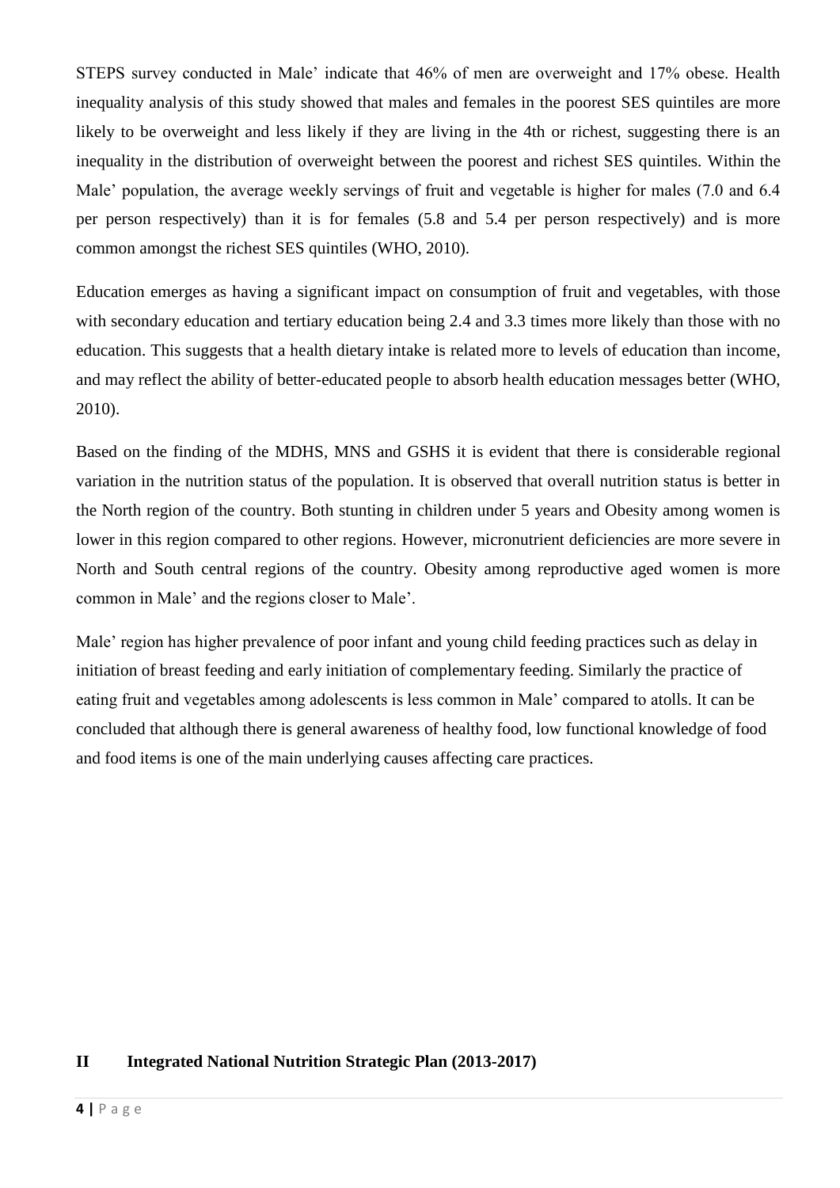STEPS survey conducted in Male' indicate that 46% of men are overweight and 17% obese. Health inequality analysis of this study showed that males and females in the poorest SES quintiles are more likely to be overweight and less likely if they are living in the 4th or richest, suggesting there is an inequality in the distribution of overweight between the poorest and richest SES quintiles. Within the Male' population, the average weekly servings of fruit and vegetable is higher for males (7.0 and 6.4 per person respectively) than it is for females (5.8 and 5.4 per person respectively) and is more common amongst the richest SES quintiles (WHO, 2010).

Education emerges as having a significant impact on consumption of fruit and vegetables, with those with secondary education and tertiary education being 2.4 and 3.3 times more likely than those with no education. This suggests that a health dietary intake is related more to levels of education than income, and may reflect the ability of better-educated people to absorb health education messages better (WHO, 2010).

Based on the finding of the MDHS, MNS and GSHS it is evident that there is considerable regional variation in the nutrition status of the population. It is observed that overall nutrition status is better in the North region of the country. Both stunting in children under 5 years and Obesity among women is lower in this region compared to other regions. However, micronutrient deficiencies are more severe in North and South central regions of the country. Obesity among reproductive aged women is more common in Male' and the regions closer to Male'.

Male' region has higher prevalence of poor infant and young child feeding practices such as delay in initiation of breast feeding and early initiation of complementary feeding. Similarly the practice of eating fruit and vegetables among adolescents is less common in Male' compared to atolls. It can be concluded that although there is general awareness of healthy food, low functional knowledge of food and food items is one of the main underlying causes affecting care practices.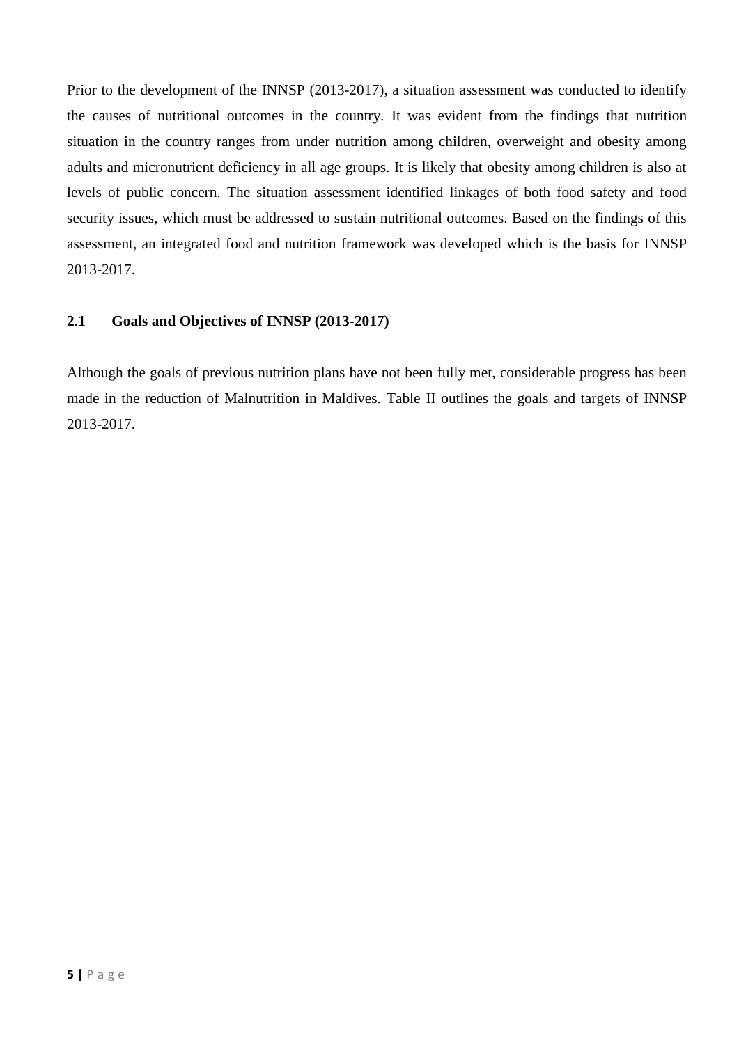Prior to the development of the INNSP (2013-2017), a situation assessment was conducted to identify the causes of nutritional outcomes in the country. It was evident from the findings that nutrition situation in the country ranges from under nutrition among children, overweight and obesity among adults and micronutrient deficiency in all age groups. It is likely that obesity among children is also at levels of public concern. The situation assessment identified linkages of both food safety and food security issues, which must be addressed to sustain nutritional outcomes. Based on the findings of this assessment, an integrated food and nutrition framework was developed which is the basis for INNSP 2013-2017.

### 2.1 Goals and Objectives of INNSP (2013-2017)

Although the goals of previous nutrition plans have not been fully met, considerable progress has been made in the reduction of Malnutrition in Maldives. Table II outlines the goals and targets of INNSP 2013-2017.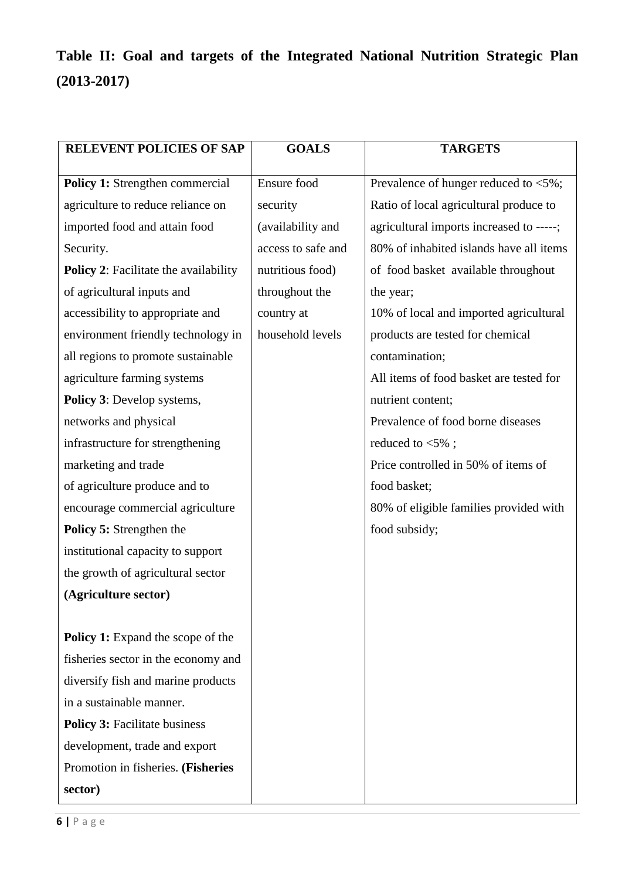**Table II: Goal and targets of the Integrated National Nutrition Strategic Plan (2013-2017)**

| RELEVENT POLICIES OF SAP | GOALS | TARGETS |
| --- | --- | --- |
| **Policy 1:** Strengthen commercial agriculture to reduce reliance on imported food and attain food Security.<br>**Policy 2**: Facilitate the availability of agricultural inputs and accessibility to appropriate and environment friendly technology in all regions to promote sustainable agriculture farming systems<br>**Policy 3**: Develop systems, networks and physical infrastructure for strengthening marketing and trade of agriculture produce and to encourage commercial agriculture<br>**Policy 5:** Strengthen the institutional capacity to support the growth of agricultural sector **(Agriculture sector)**<br><br>**Policy 1:** Expand the scope of the fisheries sector in the economy and diversify fish and marine products in a sustainable manner.<br>**Policy 3:** Facilitate business development, trade and export Promotion in fisheries. **(Fisheries sector)** | Ensure food security (availability and access to safe and nutritious food) throughout the country at household levels | Prevalence of hunger reduced to <5%;<br>Ratio of local agricultural produce to agricultural imports increased to -----;<br>80% of inhabited islands have all items of food basket available throughout the year;<br>10% of local and imported agricultural products are tested for chemical contamination;<br>All items of food basket are tested for nutrient content;<br>Prevalence of food borne diseases reduced to <5% ;<br>Price controlled in 50% of items of food basket;<br>80% of eligible families provided with food subsidy; |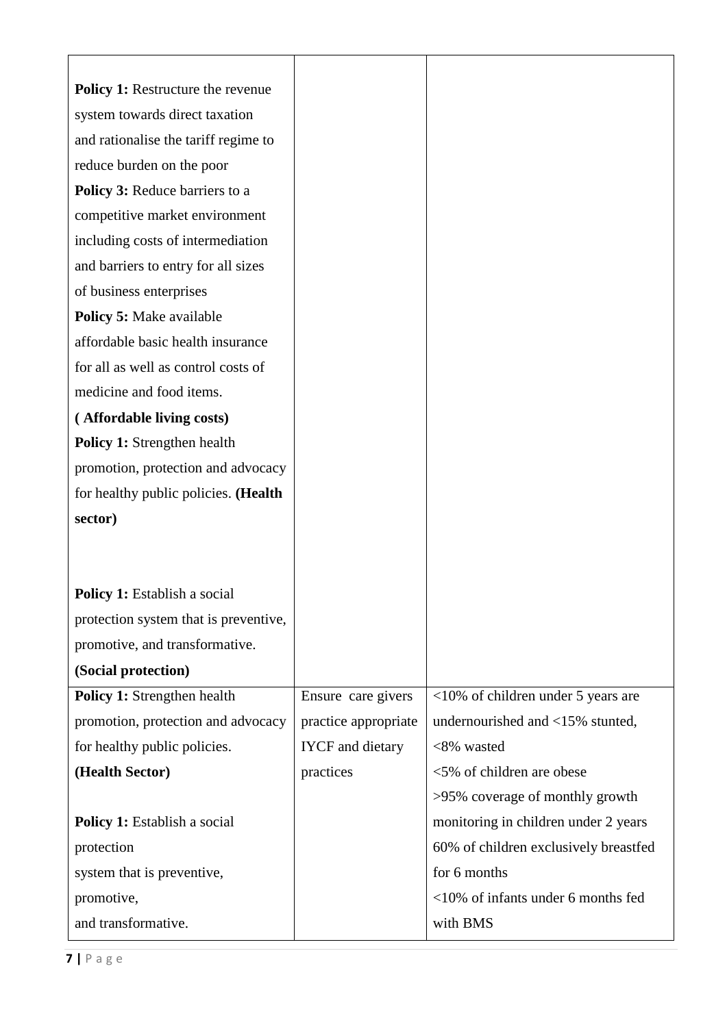| | | |
|---|---|---|
| **Policy 1:** Restructure the revenue system towards direct taxation and rationalise the tariff regime to reduce burden on the poor<br>**Policy 3:** Reduce barriers to a competitive market environment including costs of intermediation and barriers to entry for all sizes of business enterprises<br>**Policy 5:** Make available affordable basic health insurance for all as well as control costs of medicine and food items.<br>**( Affordable living costs)**<br>**Policy 1:** Strengthen health promotion, protection and advocacy for healthy public policies. **(Health sector)**<br><br>**Policy 1:** Establish a social protection system that is preventive, promotive, and transformative.<br>**(Social protection)** | | |
| **Policy 1:** Strengthen health promotion, protection and advocacy for healthy public policies.<br>**(Health Sector)**<br><br>**Policy 1:** Establish a social protection system that is preventive, promotive, and transformative. | Ensure care givers practice appropriate IYCF and dietary practices | <10% of children under 5 years are undernourished and <15% stunted, <8% wasted<br><5% of children are obese<br>>95% coverage of monthly growth monitoring in children under 2 years<br>60% of children exclusively breastfed for 6 months<br><10% of infants under 6 months fed with BMS |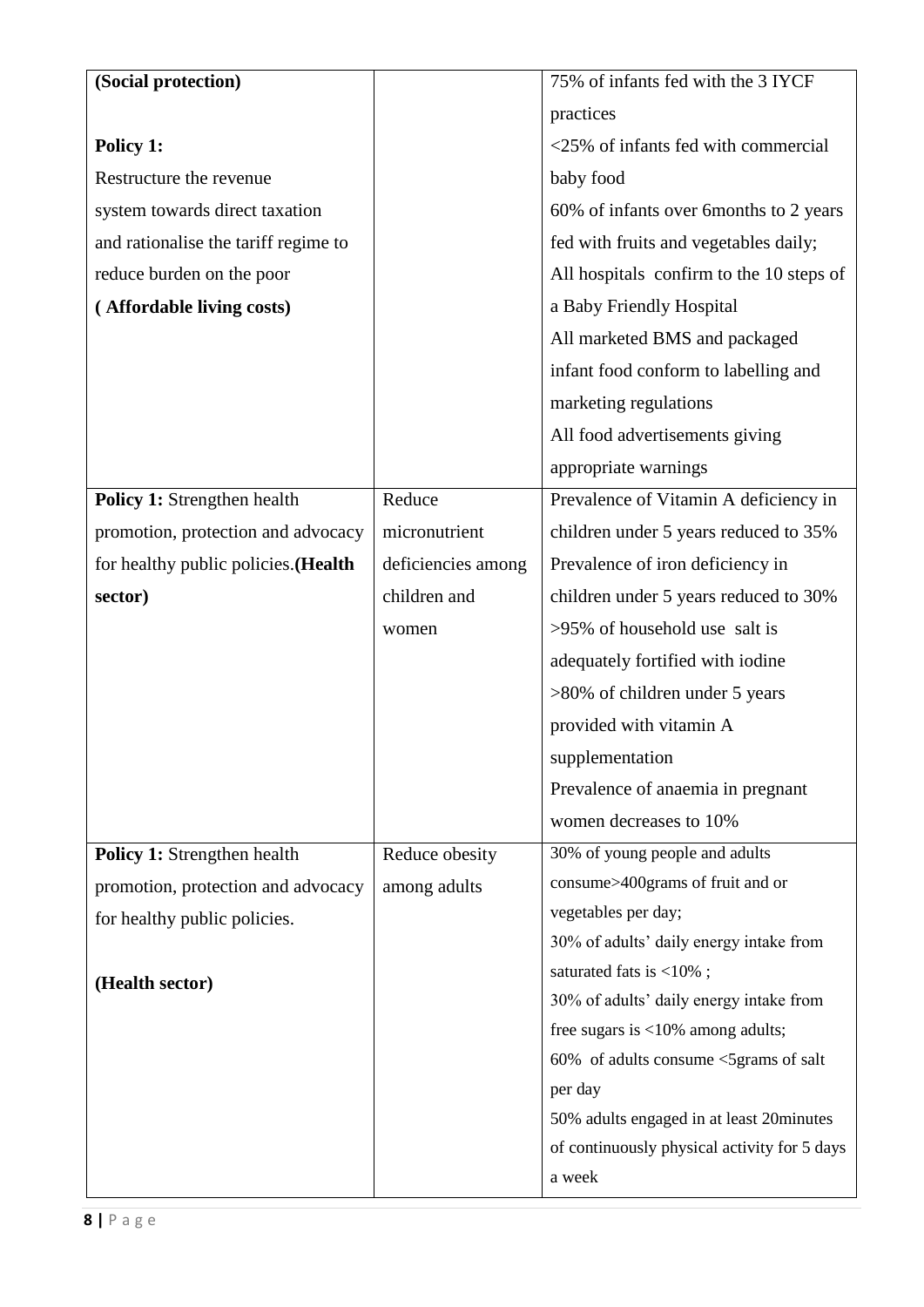| | | |
|---|---|---|
| **(Social protection)**<br><br>**Policy 1:**<br>Restructure the revenue system towards direct taxation and rationalise the tariff regime to reduce burden on the poor<br>**( Affordable living costs)** | | 75% of infants fed with the 3 IYCF practices<br><25% of infants fed with commercial baby food<br>60% of infants over 6months to 2 years fed with fruits and vegetables daily;<br>All hospitals confirm to the 10 steps of a Baby Friendly Hospital<br>All marketed BMS and packaged infant food conform to labelling and marketing regulations<br>All food advertisements giving appropriate warnings |
| **Policy 1:** Strengthen health promotion, protection and advocacy for healthy public policies.**(Health sector)** | Reduce micronutrient deficiencies among children and women | Prevalence of Vitamin A deficiency in children under 5 years reduced to 35%<br>Prevalence of iron deficiency in children under 5 years reduced to 30%<br>>95% of household use salt is adequately fortified with iodine<br>>80% of children under 5 years provided with vitamin A supplementation<br>Prevalence of anaemia in pregnant women decreases to 10% |
| **Policy 1:** Strengthen health promotion, protection and advocacy for healthy public policies.<br><br>**(Health sector)** | Reduce obesity among adults | 30% of young people and adults consume>400grams of fruit and or vegetables per day;<br>30% of adults' daily energy intake from saturated fats is <10% ;<br>30% of adults' daily energy intake from free sugars is <10% among adults;<br>60% of adults consume <5grams of salt per day<br>50% adults engaged in at least 20minutes of continuously physical activity for 5 days a week |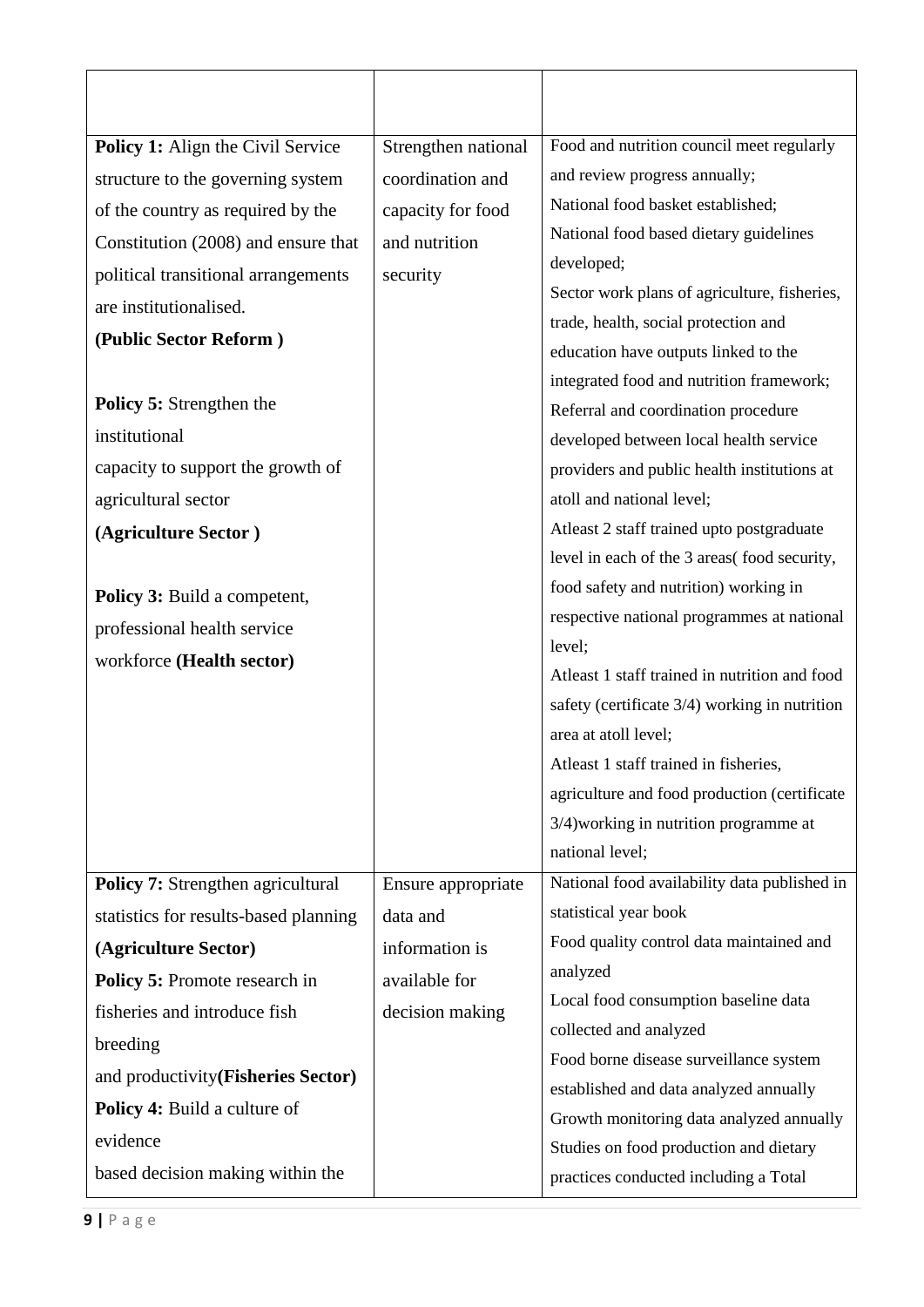| | | |
|---|---|---|
| **Policy 1:** Align the Civil Service structure to the governing system of the country as required by the Constitution (2008) and ensure that political transitional arrangements are institutionalised.<br>**(Public Sector Reform )**<br><br>**Policy 5:** Strengthen the institutional capacity to support the growth of agricultural sector<br>**(Agriculture Sector )**<br><br>**Policy 3:** Build a competent, professional health service workforce **(Health sector)** | Strengthen national coordination and capacity for food and nutrition security | Food and nutrition council meet regularly and review progress annually;<br>National food basket established;<br>National food based dietary guidelines developed;<br>Sector work plans of agriculture, fisheries, trade, health, social protection and education have outputs linked to the integrated food and nutrition framework;<br>Referral and coordination procedure developed between local health service providers and public health institutions at atoll and national level;<br>Atleast 2 staff trained upto postgraduate level in each of the 3 areas( food security, food safety and nutrition) working in respective national programmes at national level;<br>Atleast 1 staff trained in nutrition and food safety (certificate 3/4) working in nutrition area at atoll level;<br>Atleast 1 staff trained in fisheries, agriculture and food production (certificate 3/4)working in nutrition programme at national level; |
| **Policy 7:** Strengthen agricultural statistics for results-based planning **(Agriculture Sector)**<br>**Policy 5:** Promote research in fisheries and introduce fish breeding and productivity**(Fisheries Sector)**<br>**Policy 4:** Build a culture of evidence based decision making within the | Ensure appropriate data and information is available for decision making | National food availability data published in statistical year book<br>Food quality control data maintained and analyzed<br>Local food consumption baseline data collected and analyzed<br>Food borne disease surveillance system established and data analyzed annually<br>Growth monitoring data analyzed annually<br>Studies on food production and dietary practices conducted including a Total |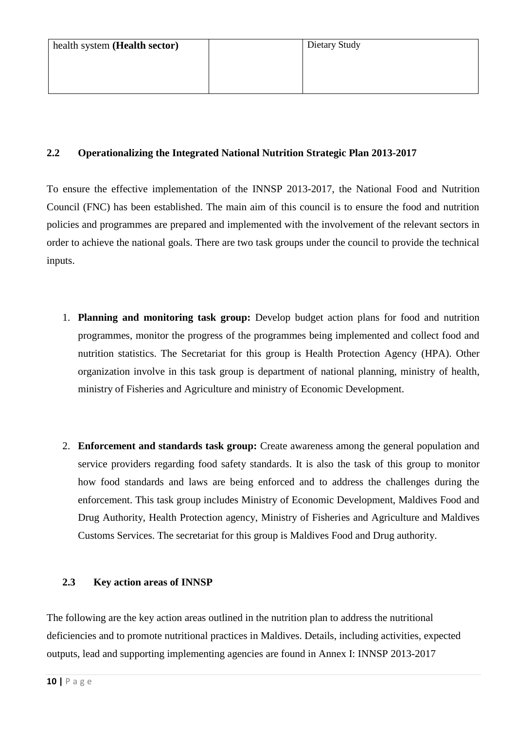| health system **(Health sector)** | | Dietary Study |
|---|---|---|

### 2.2 Operationalizing the Integrated National Nutrition Strategic Plan 2013-2017

To ensure the effective implementation of the INNSP 2013-2017, the National Food and Nutrition Council (FNC) has been established. The main aim of this council is to ensure the food and nutrition policies and programmes are prepared and implemented with the involvement of the relevant sectors in order to achieve the national goals. There are two task groups under the council to provide the technical inputs.

1. **Planning and monitoring task group:** Develop budget action plans for food and nutrition programmes, monitor the progress of the programmes being implemented and collect food and nutrition statistics. The Secretariat for this group is Health Protection Agency (HPA). Other organization involve in this task group is department of national planning, ministry of health, ministry of Fisheries and Agriculture and ministry of Economic Development.

2. **Enforcement and standards task group:** Create awareness among the general population and service providers regarding food safety standards. It is also the task of this group to monitor how food standards and laws are being enforced and to address the challenges during the enforcement. This task group includes Ministry of Economic Development, Maldives Food and Drug Authority, Health Protection agency, Ministry of Fisheries and Agriculture and Maldives Customs Services. The secretariat for this group is Maldives Food and Drug authority.

### 2.3 Key action areas of INNSP

The following are the key action areas outlined in the nutrition plan to address the nutritional deficiencies and to promote nutritional practices in Maldives. Details, including activities, expected outputs, lead and supporting implementing agencies are found in Annex I: INNSP 2013-2017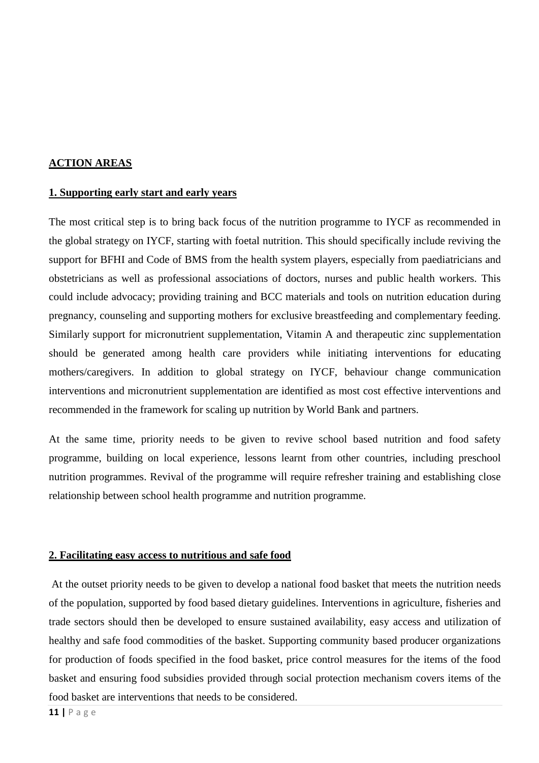## ACTION AREAS

### 1. Supporting early start and early years

The most critical step is to bring back focus of the nutrition programme to IYCF as recommended in the global strategy on IYCF, starting with foetal nutrition. This should specifically include reviving the support for BFHI and Code of BMS from the health system players, especially from paediatricians and obstetricians as well as professional associations of doctors, nurses and public health workers. This could include advocacy; providing training and BCC materials and tools on nutrition education during pregnancy, counseling and supporting mothers for exclusive breastfeeding and complementary feeding. Similarly support for micronutrient supplementation, Vitamin A and therapeutic zinc supplementation should be generated among health care providers while initiating interventions for educating mothers/caregivers. In addition to global strategy on IYCF, behaviour change communication interventions and micronutrient supplementation are identified as most cost effective interventions and recommended in the framework for scaling up nutrition by World Bank and partners.

At the same time, priority needs to be given to revive school based nutrition and food safety programme, building on local experience, lessons learnt from other countries, including preschool nutrition programmes. Revival of the programme will require refresher training and establishing close relationship between school health programme and nutrition programme.

### 2. Facilitating easy access to nutritious and safe food

At the outset priority needs to be given to develop a national food basket that meets the nutrition needs of the population, supported by food based dietary guidelines. Interventions in agriculture, fisheries and trade sectors should then be developed to ensure sustained availability, easy access and utilization of healthy and safe food commodities of the basket. Supporting community based producer organizations for production of foods specified in the food basket, price control measures for the items of the food basket and ensuring food subsidies provided through social protection mechanism covers items of the food basket are interventions that needs to be considered.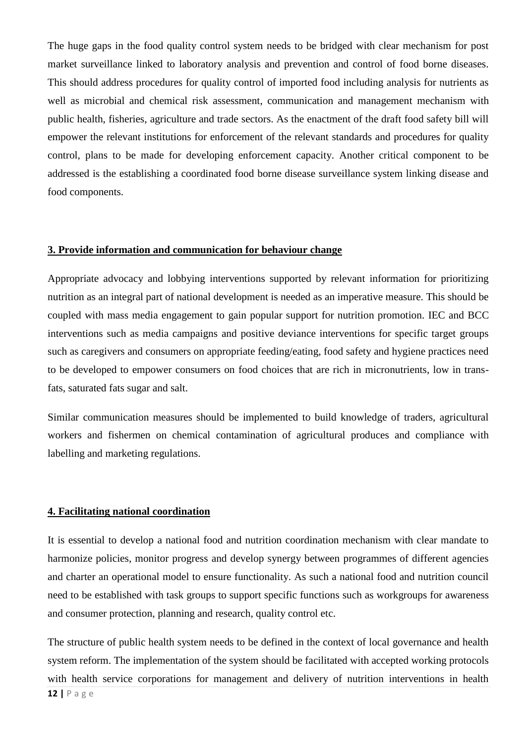The huge gaps in the food quality control system needs to be bridged with clear mechanism for post market surveillance linked to laboratory analysis and prevention and control of food borne diseases. This should address procedures for quality control of imported food including analysis for nutrients as well as microbial and chemical risk assessment, communication and management mechanism with public health, fisheries, agriculture and trade sectors. As the enactment of the draft food safety bill will empower the relevant institutions for enforcement of the relevant standards and procedures for quality control, plans to be made for developing enforcement capacity. Another critical component to be addressed is the establishing a coordinated food borne disease surveillance system linking disease and food components.

### 3. Provide information and communication for behaviour change

Appropriate advocacy and lobbying interventions supported by relevant information for prioritizing nutrition as an integral part of national development is needed as an imperative measure. This should be coupled with mass media engagement to gain popular support for nutrition promotion. IEC and BCC interventions such as media campaigns and positive deviance interventions for specific target groups such as caregivers and consumers on appropriate feeding/eating, food safety and hygiene practices need to be developed to empower consumers on food choices that are rich in micronutrients, low in trans-fats, saturated fats sugar and salt.

Similar communication measures should be implemented to build knowledge of traders, agricultural workers and fishermen on chemical contamination of agricultural produces and compliance with labelling and marketing regulations.

### 4. Facilitating national coordination

It is essential to develop a national food and nutrition coordination mechanism with clear mandate to harmonize policies, monitor progress and develop synergy between programmes of different agencies and charter an operational model to ensure functionality. As such a national food and nutrition council need to be established with task groups to support specific functions such as workgroups for awareness and consumer protection, planning and research, quality control etc.

The structure of public health system needs to be defined in the context of local governance and health system reform. The implementation of the system should be facilitated with accepted working protocols with health service corporations for management and delivery of nutrition interventions in health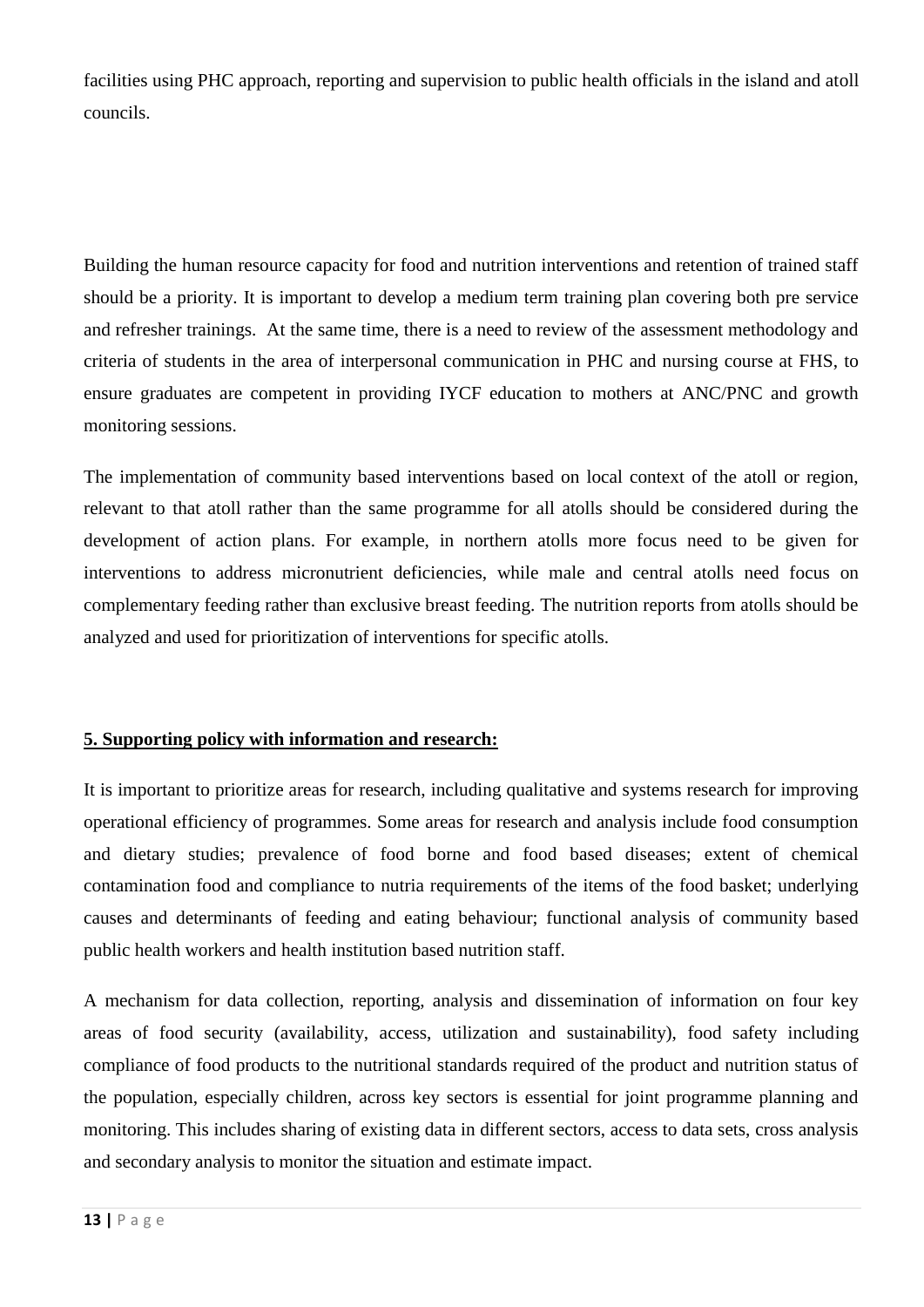facilities using PHC approach, reporting and supervision to public health officials in the island and atoll councils.

Building the human resource capacity for food and nutrition interventions and retention of trained staff should be a priority. It is important to develop a medium term training plan covering both pre service and refresher trainings. At the same time, there is a need to review of the assessment methodology and criteria of students in the area of interpersonal communication in PHC and nursing course at FHS, to ensure graduates are competent in providing IYCF education to mothers at ANC/PNC and growth monitoring sessions.

The implementation of community based interventions based on local context of the atoll or region, relevant to that atoll rather than the same programme for all atolls should be considered during the development of action plans. For example, in northern atolls more focus need to be given for interventions to address micronutrient deficiencies, while male and central atolls need focus on complementary feeding rather than exclusive breast feeding. The nutrition reports from atolls should be analyzed and used for prioritization of interventions for specific atolls.

**5. Supporting policy with information and research:**

It is important to prioritize areas for research, including qualitative and systems research for improving operational efficiency of programmes. Some areas for research and analysis include food consumption and dietary studies; prevalence of food borne and food based diseases; extent of chemical contamination food and compliance to nutria requirements of the items of the food basket; underlying causes and determinants of feeding and eating behaviour; functional analysis of community based public health workers and health institution based nutrition staff.

A mechanism for data collection, reporting, analysis and dissemination of information on four key areas of food security (availability, access, utilization and sustainability), food safety including compliance of food products to the nutritional standards required of the product and nutrition status of the population, especially children, across key sectors is essential for joint programme planning and monitoring. This includes sharing of existing data in different sectors, access to data sets, cross analysis and secondary analysis to monitor the situation and estimate impact.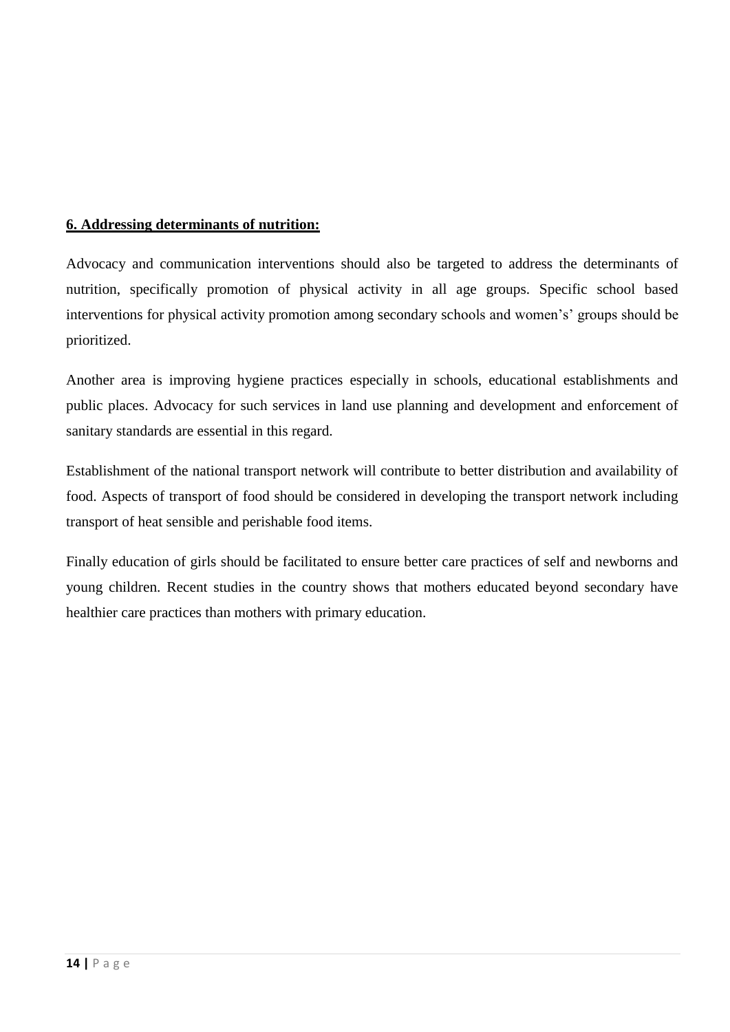**6. Addressing determinants of nutrition:**

Advocacy and communication interventions should also be targeted to address the determinants of nutrition, specifically promotion of physical activity in all age groups. Specific school based interventions for physical activity promotion among secondary schools and women's' groups should be prioritized.

Another area is improving hygiene practices especially in schools, educational establishments and public places. Advocacy for such services in land use planning and development and enforcement of sanitary standards are essential in this regard.

Establishment of the national transport network will contribute to better distribution and availability of food. Aspects of transport of food should be considered in developing the transport network including transport of heat sensible and perishable food items.

Finally education of girls should be facilitated to ensure better care practices of self and newborns and young children. Recent studies in the country shows that mothers educated beyond secondary have healthier care practices than mothers with primary education.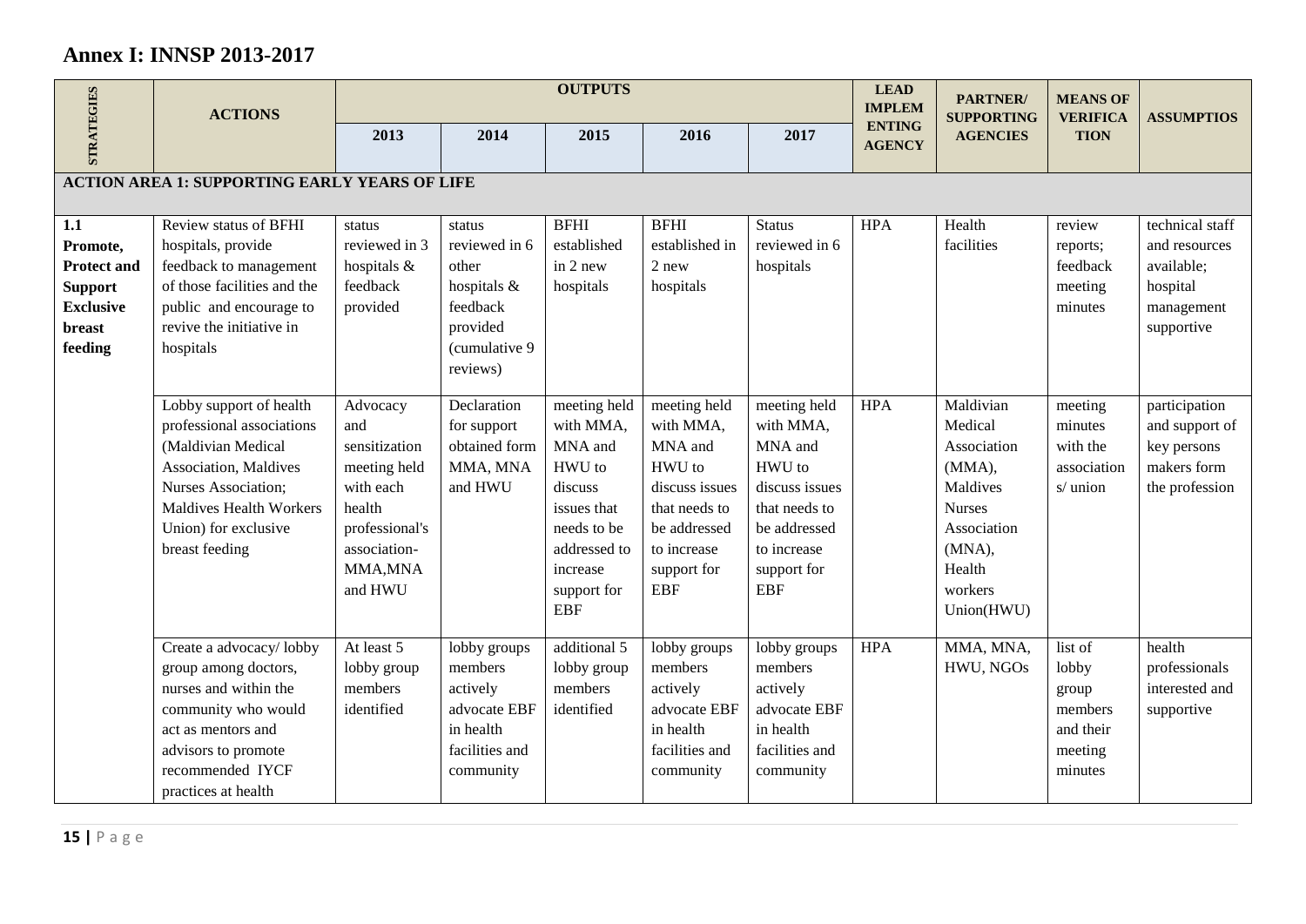## Annex I: INNSP 2013-2017

| STRATEGIES | ACTIONS | OUTPUTS | | | | | LEAD IMPLEMENTING AGENCY | PARTNER/ SUPPORTING AGENCIES | MEANS OF VERIFICATION | ASSUMPTIOS |
|---|---|---|---|---|---|---|---|---|---|---|
| | | 2013 | 2014 | 2015 | 2016 | 2017 | | | | |
| **ACTION AREA 1: SUPPORTING EARLY YEARS OF LIFE** | | | | | | | | | | |
| **1.1 Promote, Protect and Support Exclusive breast feeding** | Review status of BFHI hospitals, provide feedback to management of those facilities and the public and encourage to revive the initiative in hospitals | status reviewed in 3 hospitals & feedback provided | status reviewed in 6 other hospitals & feedback provided (cumulative 9 reviews) | BFHI established in 2 new hospitals | BFHI established in 2 new hospitals | Status reviewed in 6 hospitals | HPA | Health facilities | review reports; feedback meeting minutes | technical staff and resources available; hospital management supportive |
| | Lobby support of health professional associations (Maldivian Medical Association, Maldives Nurses Association; Maldives Health Workers Union) for exclusive breast feeding | Advocacy and sensitization meeting held with each health professional's association- MMA,MNA and HWU | Declaration for support obtained form MMA, MNA and HWU | meeting held with MMA, MNA and HWU to discuss issues that needs to be addressed to increase support for EBF | meeting held with MMA, MNA and HWU to discuss issues that needs to be addressed to increase support for EBF | meeting held with MMA, MNA and HWU to discuss issues that needs to be addressed to increase support for EBF | HPA | Maldivian Medical Association (MMA), Maldives Nurses Association (MNA), Health workers Union(HWU) | meeting minutes with the association s/ union | participation and support of key persons makers form the profession |
| | Create a advocacy/ lobby group among doctors, nurses and within the community who would act as mentors and advisors to promote recommended IYCF practices at health | At least 5 lobby group members identified | lobby groups members actively advocate EBF in health facilities and community | additional 5 lobby group members identified | lobby groups members actively advocate EBF in health facilities and community | lobby groups members actively advocate EBF in health facilities and community | HPA | MMA, MNA, HWU, NGOs | list of lobby group members and their meeting minutes | health professionals interested and supportive |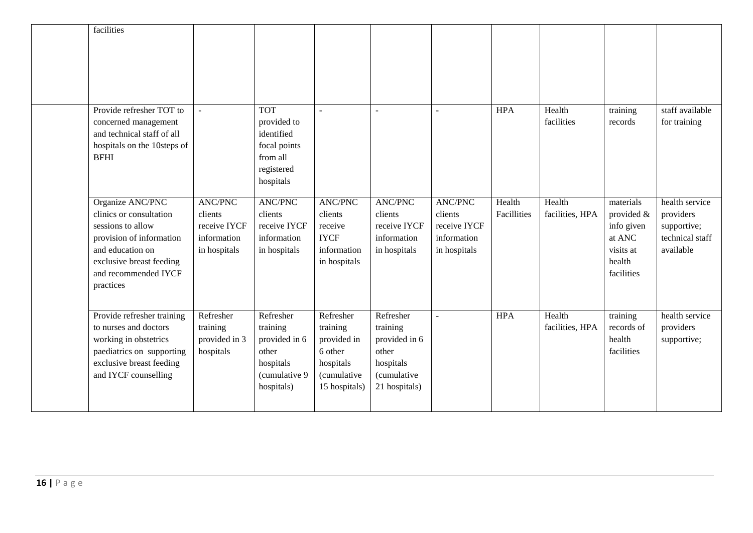|  |  |  |  |  |  |  |  |  |  |  |
|---|---|---|---|---|---|---|---|---|---|---|
|  | facilities |  |  |  |  |  |  |  |  |  |
|  | Provide refresher TOT to concerned management and technical staff of all hospitals on the 10steps of BFHI | - | TOT provided to identified focal points from all registered hospitals | - | - | - | HPA | Health facilities | training records | staff available for training |
|  | Organize ANC/PNC clinics or consultation sessions to allow provision of information and education on exclusive breast feeding and recommended IYCF practices | ANC/PNC clients receive IYCF information in hospitals | ANC/PNC clients receive IYCF information in hospitals | ANC/PNC clients receive IYCF information in hospitals | ANC/PNC clients receive IYCF information in hospitals | ANC/PNC clients receive IYCF information in hospitals | Health Facillities | Health facilities, HPA | materials provided & info given at ANC visits at health facilities | health service providers supportive; technical staff available |
|  | Provide refresher training to nurses and doctors working in obstetrics paediatrics on supporting exclusive breast feeding and IYCF counselling | Refresher training provided in 3 hospitals | Refresher training provided in 6 other hospitals (cumulative 9 hospitals) | Refresher training provided in 6 other hospitals (cumulative 15 hospitals) | Refresher training provided in 6 other hospitals (cumulative 21 hospitals) | - | HPA | Health facilities, HPA | training records of health facilities | health service providers supportive; |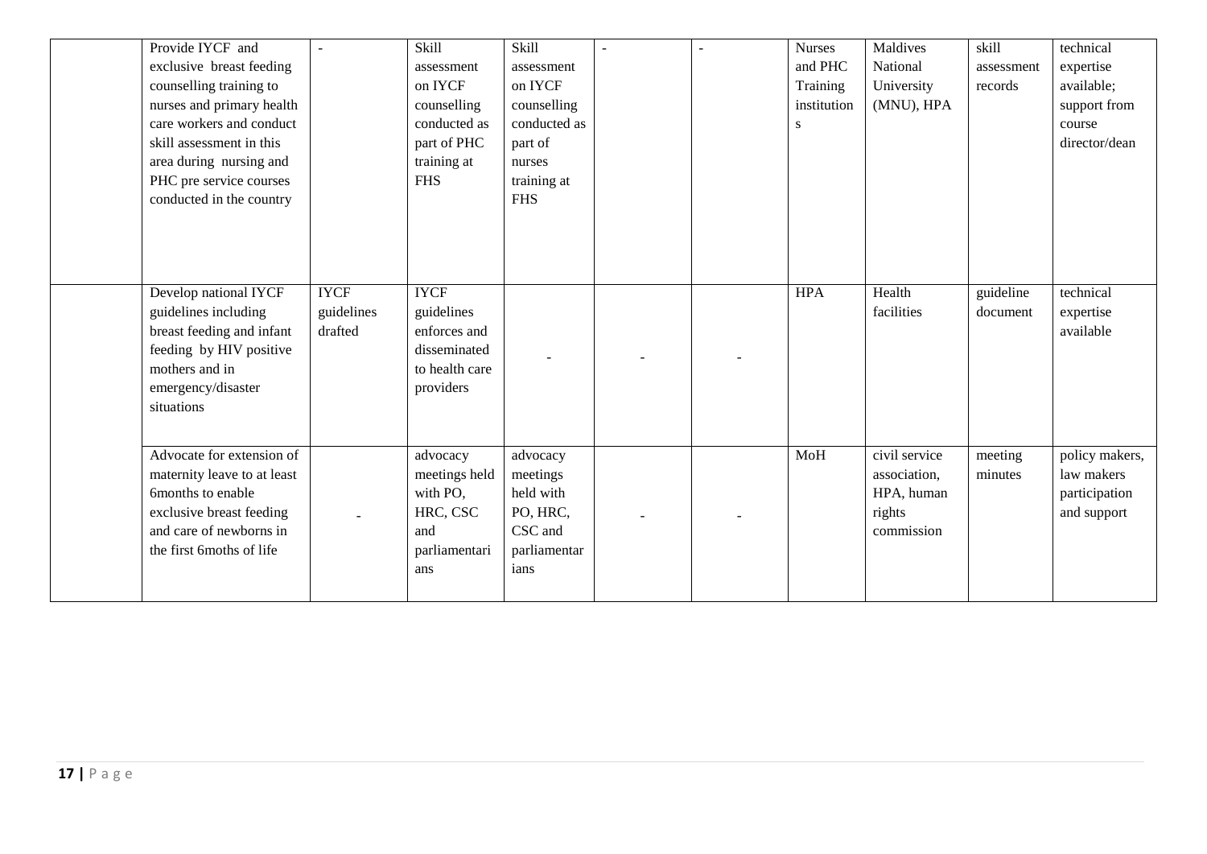| | | | | | | | | | | |
|---|---|---|---|---|---|---|---|---|---|---|
| | Provide IYCF and exclusive breast feeding counselling training to nurses and primary health care workers and conduct skill assessment in this area during nursing and PHC pre service courses conducted in the country | - | Skill assessment on IYCF counselling conducted as part of PHC training at FHS | Skill assessment on IYCF counselling conducted as part of nurses training at FHS | - | - | Nurses and PHC Training institutions | Maldives National University (MNU), HPA | skill assessment records | technical expertise available; support from course director/dean |
| | Develop national IYCF guidelines including breast feeding and infant feeding by HIV positive mothers and in emergency/disaster situations | IYCF guidelines drafted | IYCF guidelines enforces and disseminated to health care providers | - | - | - | HPA | Health facilities | guideline document | technical expertise available |
| | Advocate for extension of maternity leave to at least 6months to enable exclusive breast feeding and care of newborns in the first 6moths of life | - | advocacy meetings held with PO, HRC, CSC and parliamentarians | advocacy meetings held with PO, HRC, CSC and parliamentarians | - | - | MoH | civil service association, HPA, human rights commission | meeting minutes | policy makers, law makers participation and support |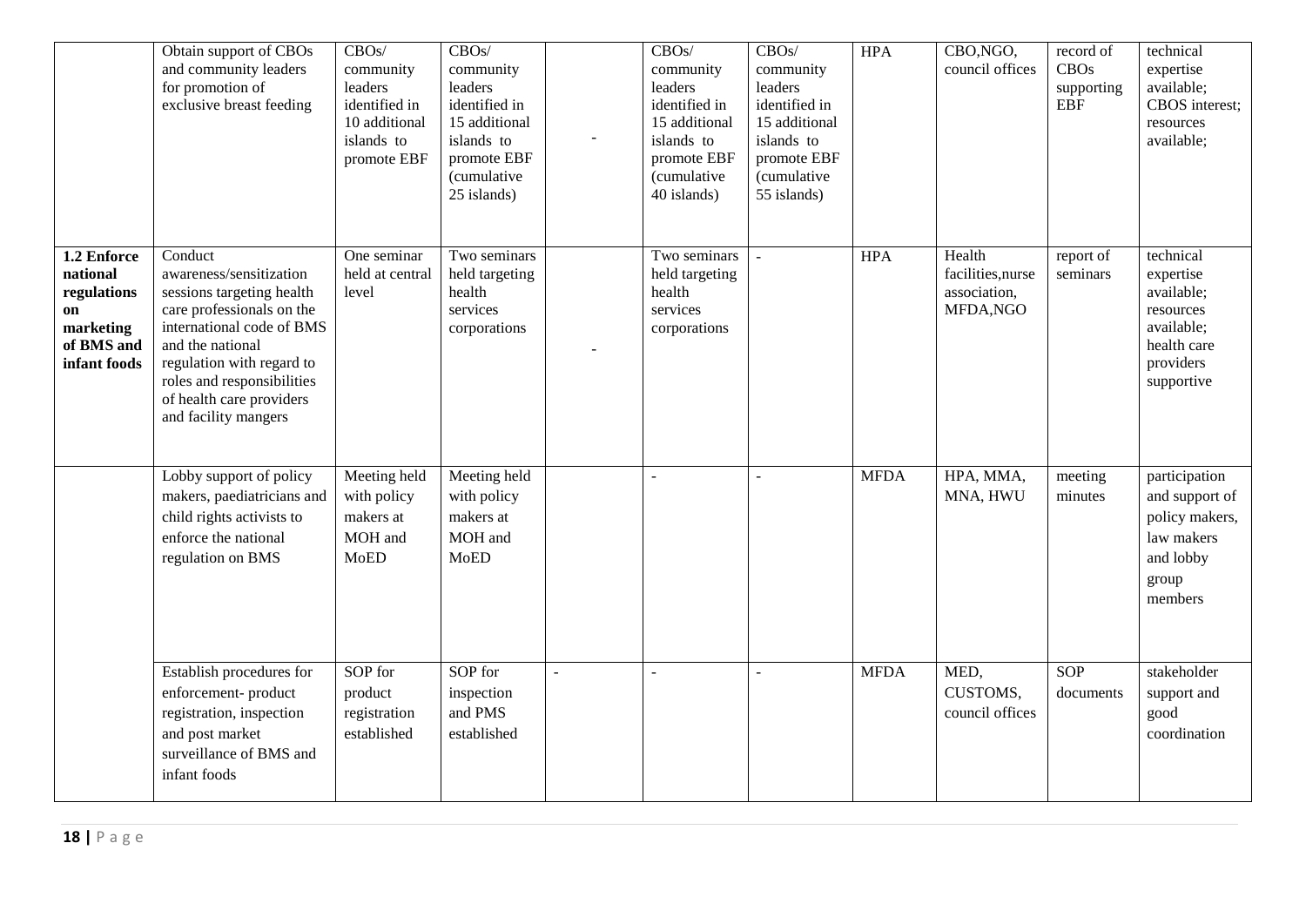|  | Obtain support of CBOs and community leaders for promotion of exclusive breast feeding | CBOs/ community leaders identified in 10 additional islands to promote EBF | CBOs/ community leaders identified in 15 additional islands to promote EBF (cumulative 25 islands) | - | CBOs/ community leaders identified in 15 additional islands to promote EBF (cumulative 40 islands) | CBOs/ community leaders identified in 15 additional islands to promote EBF (cumulative 55 islands) | HPA | CBO,NGO, council offices | record of CBOs supporting EBF | technical expertise available; CBOS interest; resources available; |
|---|---|---|---|---|---|---|---|---|---|---|
| **1.2 Enforce national regulations on marketing of BMS and infant foods** | Conduct awareness/sensitization sessions targeting health care professionals on the international code of BMS and the national regulation with regard to roles and responsibilities of health care providers and facility mangers | One seminar held at central level | Two seminars held targeting health services corporations | - | Two seminars held targeting health services corporations | - | HPA | Health facilities,nurse association, MFDA,NGO | report of seminars | technical expertise available; resources available; health care providers supportive |
|  | Lobby support of policy makers, paediatricians and child rights activists to enforce the national regulation on BMS | Meeting held with policy makers at MOH and MoED | Meeting held with policy makers at MOH and MoED |  | - | - | MFDA | HPA, MMA, MNA, HWU | meeting minutes | participation and support of policy makers, law makers and lobby group members |
|  | Establish procedures for enforcement- product registration, inspection and post market surveillance of BMS and infant foods | SOP for product registration established | SOP for inspection and PMS established | - | - | - | MFDA | MED, CUSTOMS, council offices | SOP documents | stakeholder support and good coordination |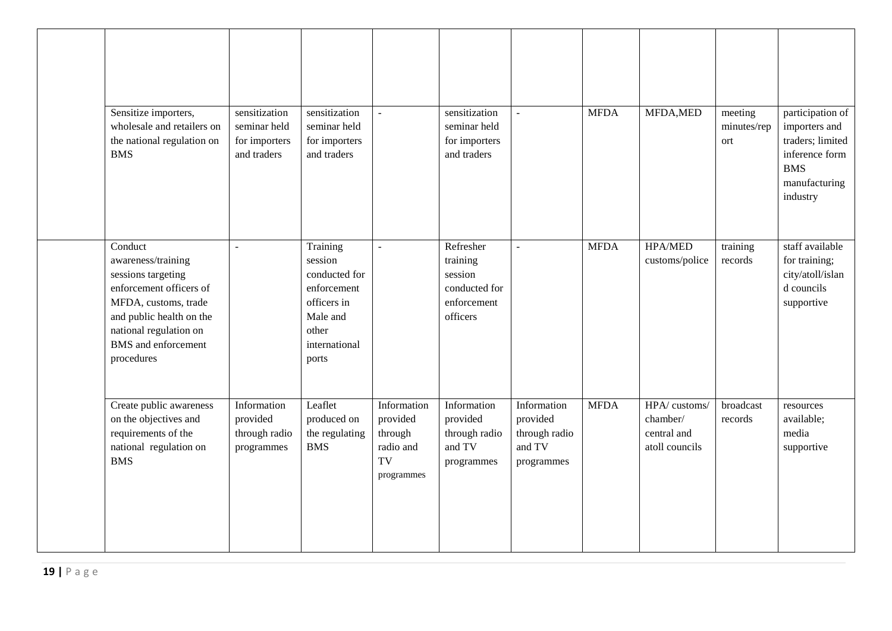| | | | | | | | | | | |
|---|---|---|---|---|---|---|---|---|---|---|
| | | | | | | | | | | |
| | Sensitize importers, wholesale and retailers on the national regulation on BMS | sensitization seminar held for importers and traders | sensitization seminar held for importers and traders | - | sensitization seminar held for importers and traders | - | MFDA | MFDA,MED | meeting minutes/report | participation of importers and traders; limited inference form BMS manufacturing industry |
| | Conduct awareness/training sessions targeting enforcement officers of MFDA, customs, trade and public health on the national regulation on BMS and enforcement procedures | - | Training session conducted for enforcement officers in Male and other international ports | - | Refresher training session conducted for enforcement officers | - | MFDA | HPA/MED customs/police | training records | staff available for training; city/atoll/island councils supportive |
| | Create public awareness on the objectives and requirements of the national regulation on BMS | Information provided through radio programmes | Leaflet produced on the regulating BMS | Information provided through radio and TV programmes | Information provided through radio and TV programmes | Information provided through radio and TV programmes | MFDA | HPA/ customs/ chamber/ central and atoll councils | broadcast records | resources available; media supportive |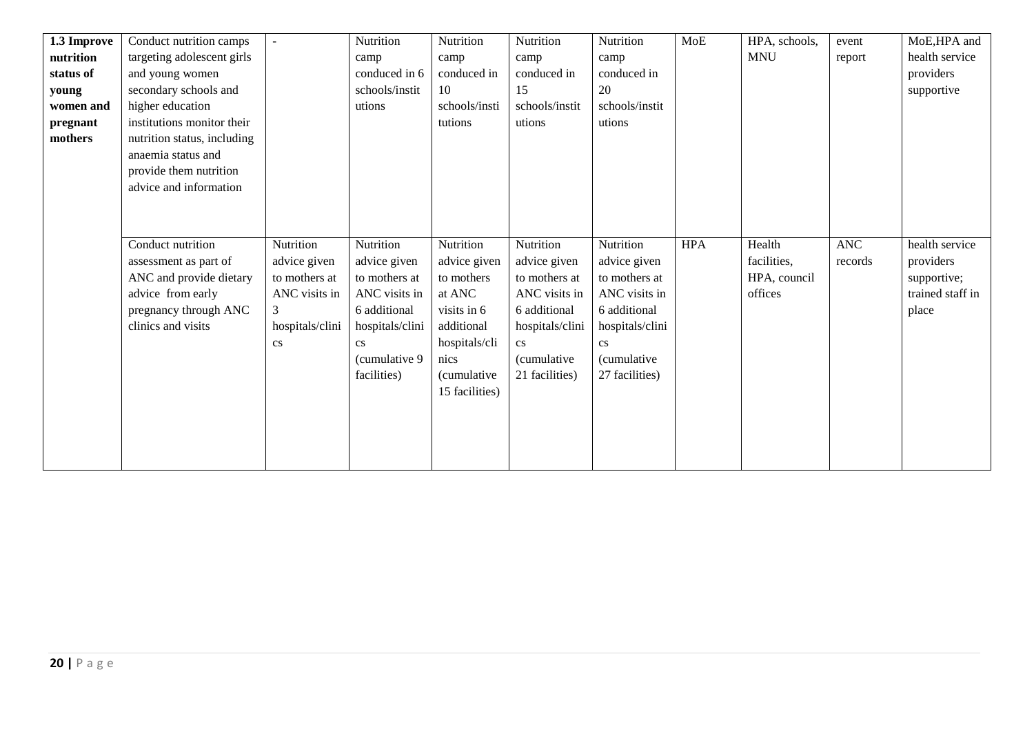| | | | | | | | | | | |
|---|---|---|---|---|---|---|---|---|---|---|
| **1.3 Improve nutrition status of young women and pregnant mothers** | Conduct nutrition camps targeting adolescent girls and young women secondary schools and higher education institutions monitor their nutrition status, including anaemia status and provide them nutrition advice and information | - | Nutrition camp conduced in 6 schools/institutions | Nutrition camp conduced in 10 schools/institutions | Nutrition camp conduced in 15 schools/institutions | Nutrition camp conduced in 20 schools/institutions | MoE | HPA, schools, MNU | event report | MoE,HPA and health service providers supportive |
| | Conduct nutrition assessment as part of ANC and provide dietary advice from early pregnancy through ANC clinics and visits | Nutrition advice given to mothers at ANC visits in 3 hospitals/clinics | Nutrition advice given to mothers at ANC visits in 6 additional hospitals/clinics (cumulative 9 facilities) | Nutrition advice given to mothers at ANC visits in 6 additional hospitals/clinics (cumulative 15 facilities) | Nutrition advice given to mothers at ANC visits in 6 additional hospitals/clinics (cumulative 21 facilities) | Nutrition advice given to mothers at ANC visits in 6 additional hospitals/clinics (cumulative 27 facilities) | HPA | Health facilities, HPA, council offices | ANC records | health service providers supportive; trained staff in place |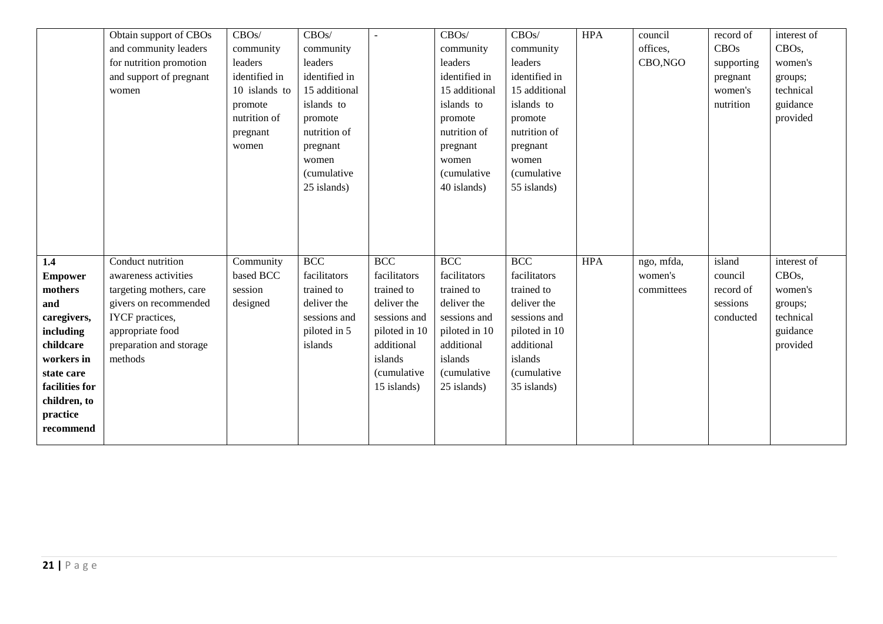| | | | | | | | | | | |
|---|---|---|---|---|---|---|---|---|---|---|
| | Obtain support of CBOs and community leaders for nutrition promotion and support of pregnant women | CBOs/ community leaders identified in 10 islands to promote nutrition of pregnant women | CBOs/ community leaders identified in 15 additional islands to promote nutrition of pregnant women (cumulative 25 islands) | - | CBOs/ community leaders identified in 15 additional islands to promote nutrition of pregnant women (cumulative 40 islands) | CBOs/ community leaders identified in 15 additional islands to promote nutrition of pregnant women (cumulative 55 islands) | HPA | council offices, CBO,NGO | record of CBOs supporting pregnant women's nutrition | interest of CBOs, women's groups; technical guidance provided |
| **1.4 Empower mothers and caregivers, including childcare workers in state care facilities for children, to practice recommend** | Conduct nutrition awareness activities targeting mothers, care givers on recommended IYCF practices, appropriate food preparation and storage methods | Community based BCC session designed | BCC facilitators trained to deliver the sessions and piloted in 5 islands | BCC facilitators trained to deliver the sessions and piloted in 10 additional islands (cumulative 15 islands) | BCC facilitators trained to deliver the sessions and piloted in 10 additional islands (cumulative 25 islands) | BCC facilitators trained to deliver the sessions and piloted in 10 additional islands (cumulative 35 islands) | HPA | ngo, mfda, women's committees | island council record of sessions conducted | interest of CBOs, women's groups; technical guidance provided |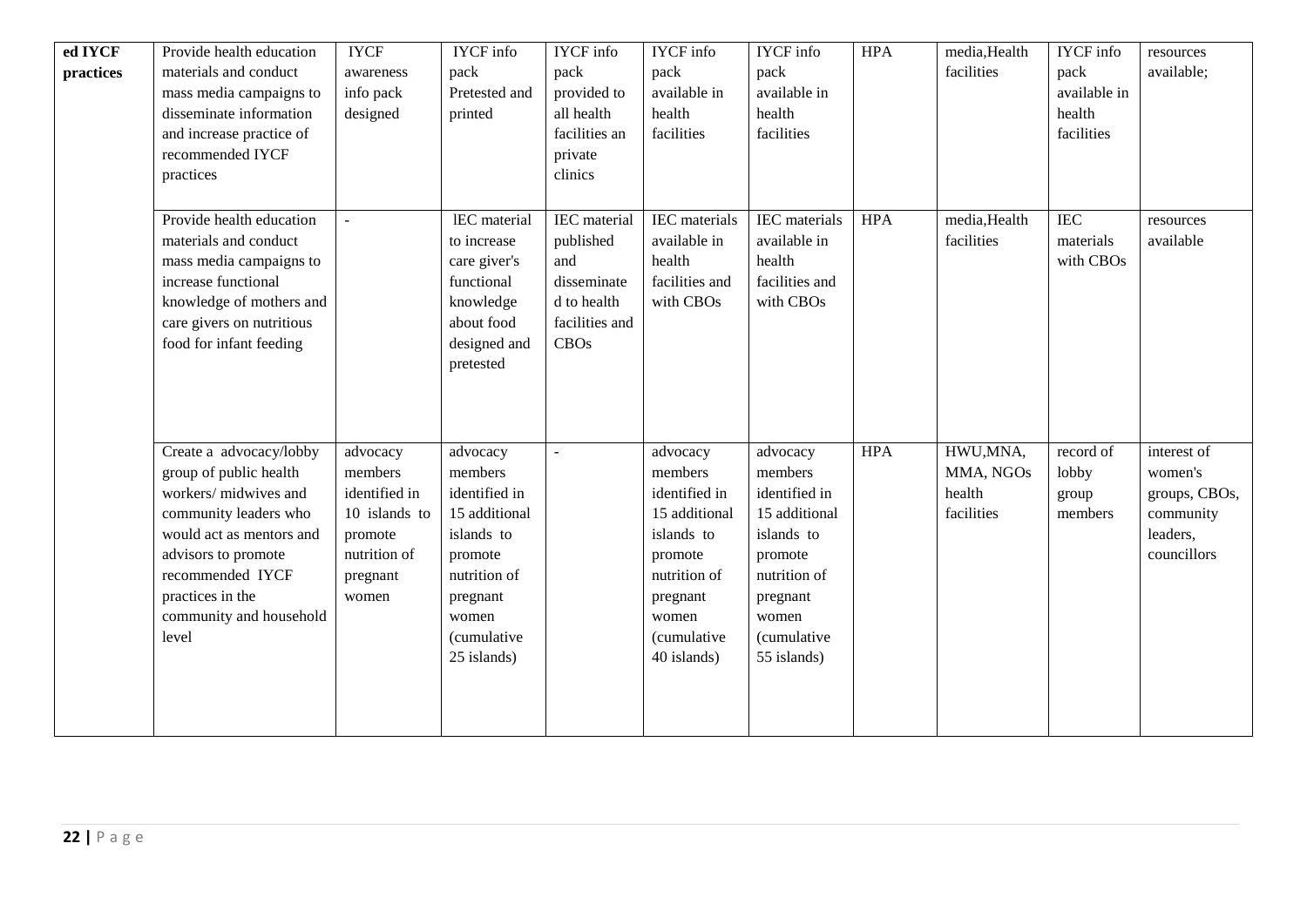| ed IYCF practices | Provide health education materials and conduct mass media campaigns to disseminate information and increase practice of recommended IYCF practices | IYCF awareness info pack designed | IYCF info pack Pretested and printed | IYCF info pack provided to all health facilities an private clinics | IYCF info pack available in health facilities | IYCF info pack available in health facilities | HPA | media,Health facilities | IYCF info pack available in health facilities | resources available; |
|---|---|---|---|---|---|---|---|---|---|---|
| | Provide health education materials and conduct mass media campaigns to increase functional knowledge of mothers and care givers on nutritious food for infant feeding | - | lEC material to increase care giver's functional knowledge about food designed and pretested | IEC material published and disseminate d to health facilities and CBOs | IEC materials available in health facilities and with CBOs | IEC materials available in health facilities and with CBOs | HPA | media,Health facilities | IEC materials with CBOs | resources available |
| | Create a advocacy/lobby group of public health workers/ midwives and community leaders who would act as mentors and advisors to promote recommended IYCF practices in the community and household level | advocacy members identified in 10 islands to promote nutrition of pregnant women | advocacy members identified in 15 additional islands to promote nutrition of pregnant women (cumulative 25 islands) | - | advocacy members identified in 15 additional islands to promote nutrition of pregnant women (cumulative 40 islands) | advocacy members identified in 15 additional islands to promote nutrition of pregnant women (cumulative 55 islands) | HPA | HWU,MNA, MMA, NGOs health facilities | record of lobby group members | interest of women's groups, CBOs, community leaders, councillors |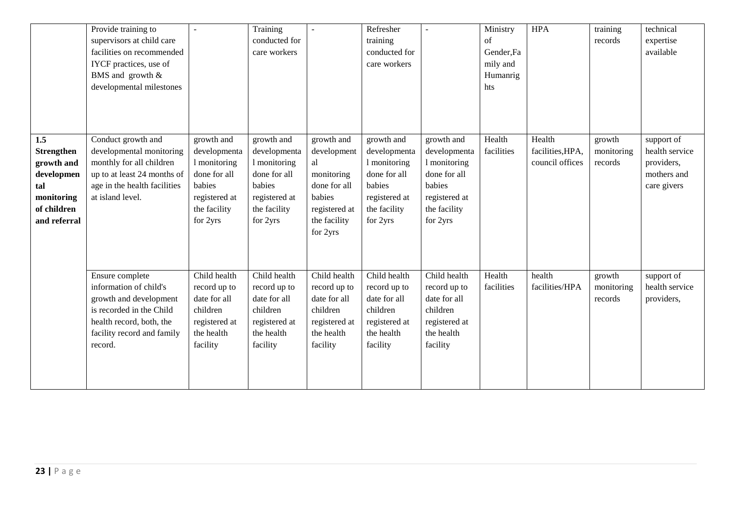| | | | | | | | | | | |
|---|---|---|---|---|---|---|---|---|---|---|
| | Provide training to supervisors at child care facilities on recommended IYCF practices, use of BMS and growth & developmental milestones | - | Training conducted for care workers | - | Refresher training conducted for care workers | - | Ministry of Gender,Family and Humanrights | HPA | training records | technical expertise available |
| **1.5 Strengthen growth and developmental monitoring of children and referral** | Conduct growth and developmental monitoring monthly for all children up to at least 24 months of age in the health facilities at island level. | growth and developmental monitoring done for all babies registered at the facility for 2yrs | growth and developmental monitoring done for all babies registered at the facility for 2yrs | growth and developmental monitoring done for all babies registered at the facility for 2yrs | growth and developmental monitoring done for all babies registered at the facility for 2yrs | growth and developmental monitoring done for all babies registered at the facility for 2yrs | Health facilities | Health facilities,HPA, council offices | growth monitoring records | support of health service providers, mothers and care givers |
| | Ensure complete information of child's growth and development is recorded in the Child health record, both, the facility record and family record. | Child health record up to date for all children registered at the health facility | Child health record up to date for all children registered at the health facility | Child health record up to date for all children registered at the health facility | Child health record up to date for all children registered at the health facility | Child health record up to date for all children registered at the health facility | Health facilities | health facilities/HPA | growth monitoring records | support of health service providers, |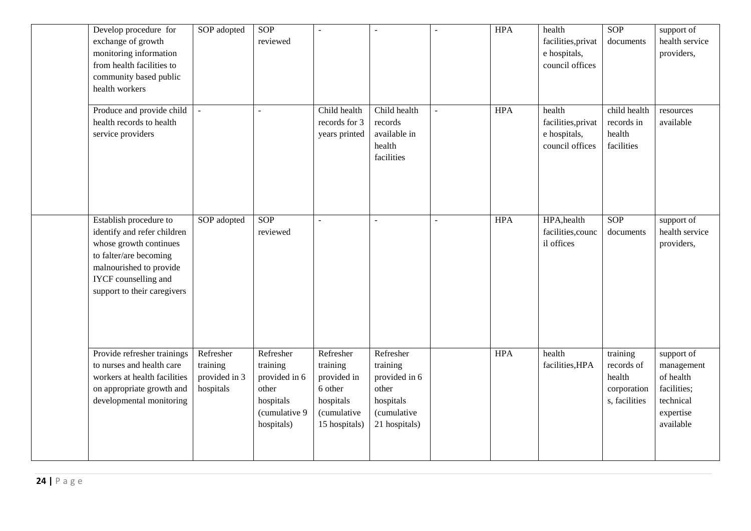| | | | | | | | | | | |
|---|---|---|---|---|---|---|---|---|---|---|
| | Develop procedure for exchange of growth monitoring information from health facilities to community based public health workers | SOP adopted | SOP reviewed | - | - | - | HPA | health facilities,private hospitals, council offices | SOP documents | support of health service providers, |
| | Produce and provide child health records to health service providers | - | - | Child health records for 3 years printed | Child health records available in health facilities | - | HPA | health facilities,private hospitals, council offices | child health records in health facilities | resources available |
| | Establish procedure to identify and refer children whose growth continues to falter/are becoming malnourished to provide IYCF counselling and support to their caregivers | SOP adopted | SOP reviewed | - | - | - | HPA | HPA,health facilities,council offices | SOP documents | support of health service providers, |
| | Provide refresher trainings to nurses and health care workers at health facilities on appropriate growth and developmental monitoring | Refresher training provided in 3 hospitals | Refresher training provided in 6 other hospitals (cumulative 9 hospitals) | Refresher training provided in 6 other hospitals (cumulative 15 hospitals) | Refresher training provided in 6 other hospitals (cumulative 21 hospitals) | | HPA | health facilities,HPA | training records of health corporations, facilities | support of management of health facilities; technical expertise available |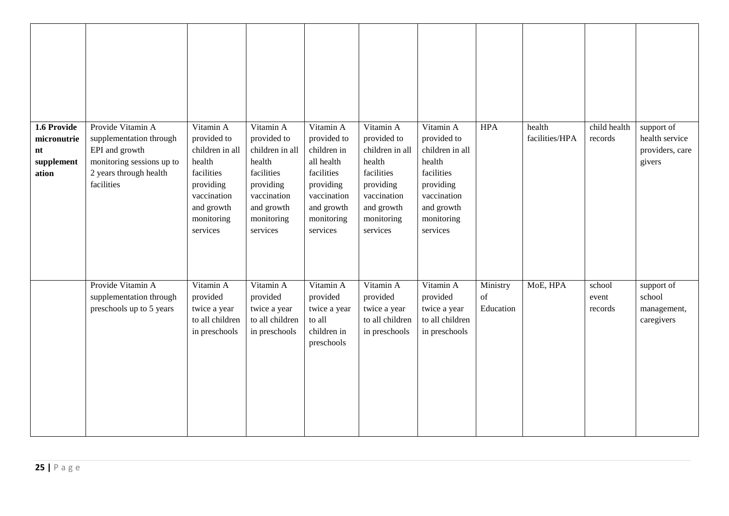| | | | | | | | | | | |
|---|---|---|---|---|---|---|---|---|---|---|
| | | | | | | | | | | |
| **1.6 Provide micronutrient supplementation** | Provide Vitamin A supplementation through EPI and growth monitoring sessions up to 2 years through health facilities | Vitamin A provided to children in all health facilities providing vaccination and growth monitoring services | Vitamin A provided to children in all health facilities providing vaccination and growth monitoring services | Vitamin A provided to children in all health facilities providing vaccination and growth monitoring services | Vitamin A provided to children in all health facilities providing vaccination and growth monitoring services | Vitamin A provided to children in all health facilities providing vaccination and growth monitoring services | HPA | health facilities/HPA | child health records | support of health service providers, care givers |
| | Provide Vitamin A supplementation through preschools up to 5 years | Vitamin A provided twice a year to all children in preschools | Vitamin A provided twice a year to all children in preschools | Vitamin A provided twice a year to all children in preschools | Vitamin A provided twice a year to all children in preschools | Vitamin A provided twice a year to all children in preschools | Ministry of Education | MoE, HPA | school event records | support of school management, caregivers |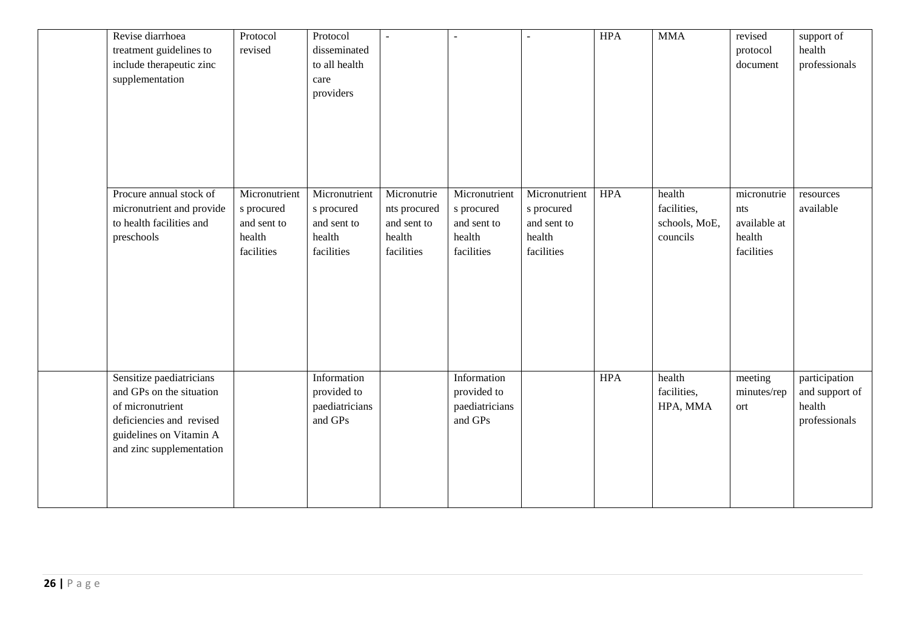|  |  |  |  |  |  |  |  |  |  |  |
|---|---|---|---|---|---|---|---|---|---|---|
|  | Revise diarrhoea treatment guidelines to include therapeutic zinc supplementation | Protocol revised | Protocol disseminated to all health care providers | - | - | - | HPA | MMA | revised protocol document | support of health professionals |
|  | Procure annual stock of micronutrient and provide to health facilities and preschools | Micronutrients procured and sent to health facilities | Micronutrients procured and sent to health facilities | Micronutrients procured and sent to health facilities | Micronutrients procured and sent to health facilities | Micronutrients procured and sent to health facilities | HPA | health facilities, schools, MoE, councils | micronutrients available at health facilities | resources available |
|  | Sensitize paediatricians and GPs on the situation of micronutrient deficiencies and revised guidelines on Vitamin A and zinc supplementation |  | Information provided to paediatricians and GPs |  | Information provided to paediatricians and GPs |  | HPA | health facilities, HPA, MMA | meeting minutes/report | participation and support of health professionals |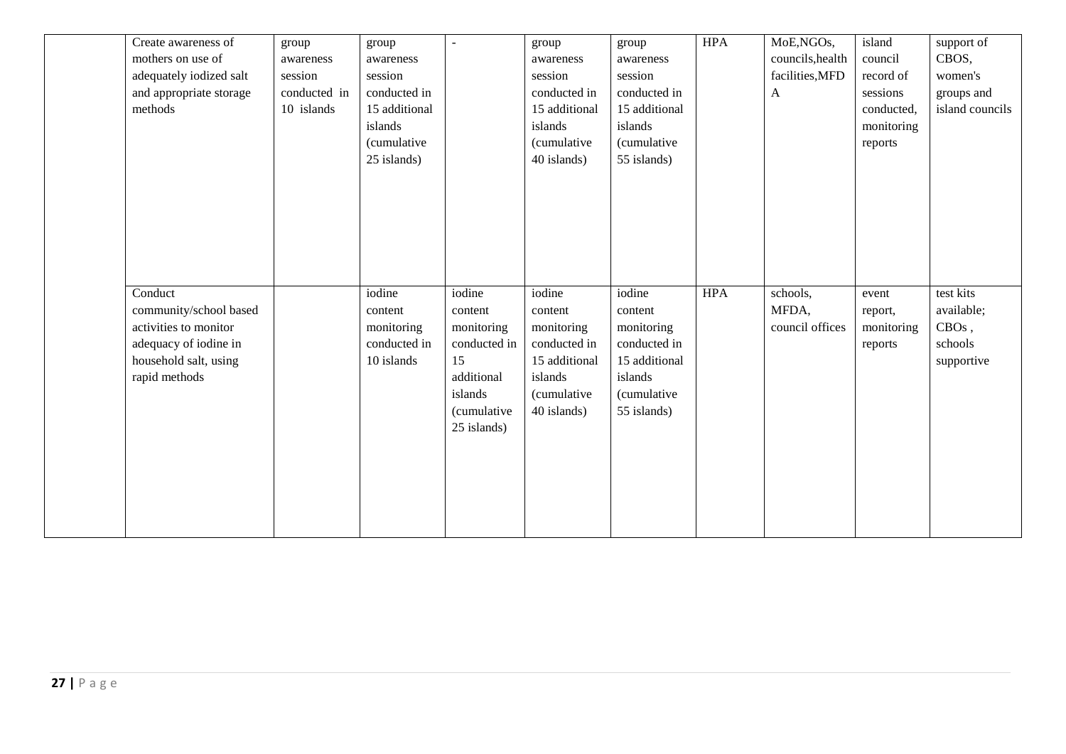|  | Create awareness of mothers on use of adequately iodized salt and appropriate storage methods | group awareness session conducted in 10 islands | group awareness session conducted in 15 additional islands (cumulative 25 islands) | - | group awareness session conducted in 15 additional islands (cumulative 40 islands) | group awareness session conducted in 15 additional islands (cumulative 55 islands) | HPA | MoE,NGOs, councils,health facilities,MFDA | island council record of sessions conducted, monitoring reports | support of CBOS, women's groups and island councils |
|---|---|---|---|---|---|---|---|---|---|---|
|  | Conduct community/school based activities to monitor adequacy of iodine in household salt, using rapid methods |  | iodine content monitoring conducted in 10 islands | iodine content monitoring conducted in 15 additional islands (cumulative 25 islands) | iodine content monitoring conducted in 15 additional islands (cumulative 40 islands) | iodine content monitoring conducted in 15 additional islands (cumulative 55 islands) | HPA | schools, MFDA, council offices | event report, monitoring reports | test kits available; CBOs , schools supportive |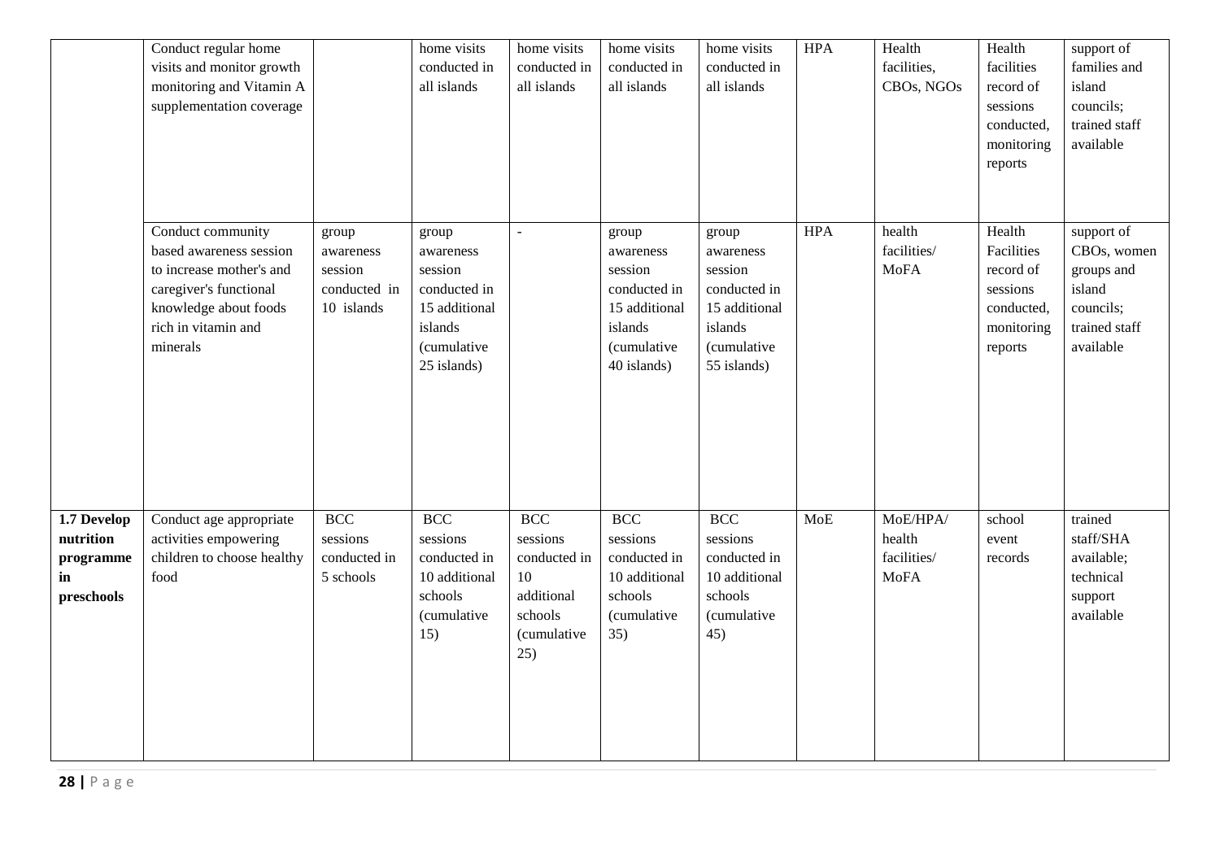| | | | | | | | | | | |
|---|---|---|---|---|---|---|---|---|---|---|
| | Conduct regular home visits and monitor growth monitoring and Vitamin A supplementation coverage | | home visits conducted in all islands | home visits conducted in all islands | home visits conducted in all islands | home visits conducted in all islands | HPA | Health facilities, CBOs, NGOs | Health facilities record of sessions conducted, monitoring reports | support of families and island councils; trained staff available |
| | Conduct community based awareness session to increase mother's and caregiver's functional knowledge about foods rich in vitamin and minerals | group awareness session conducted in 10 islands | group awareness session conducted in 15 additional islands (cumulative 25 islands) | - | group awareness session conducted in 15 additional islands (cumulative 40 islands) | group awareness session conducted in 15 additional islands (cumulative 55 islands) | HPA | health facilities/ MoFA | Health Facilities record of sessions conducted, monitoring reports | support of CBOs, women groups and island councils; trained staff available |
| **1.7 Develop nutrition programme in preschools** | Conduct age appropriate activities empowering children to choose healthy food | BCC sessions conducted in 5 schools | BCC sessions conducted in 10 additional schools (cumulative 15) | BCC sessions conducted in 10 additional schools (cumulative 25) | BCC sessions conducted in 10 additional schools (cumulative 35) | BCC sessions conducted in 10 additional schools (cumulative 45) | MoE | MoE/HPA/ health facilities/ MoFA | school event records | trained staff/SHA available; technical support available |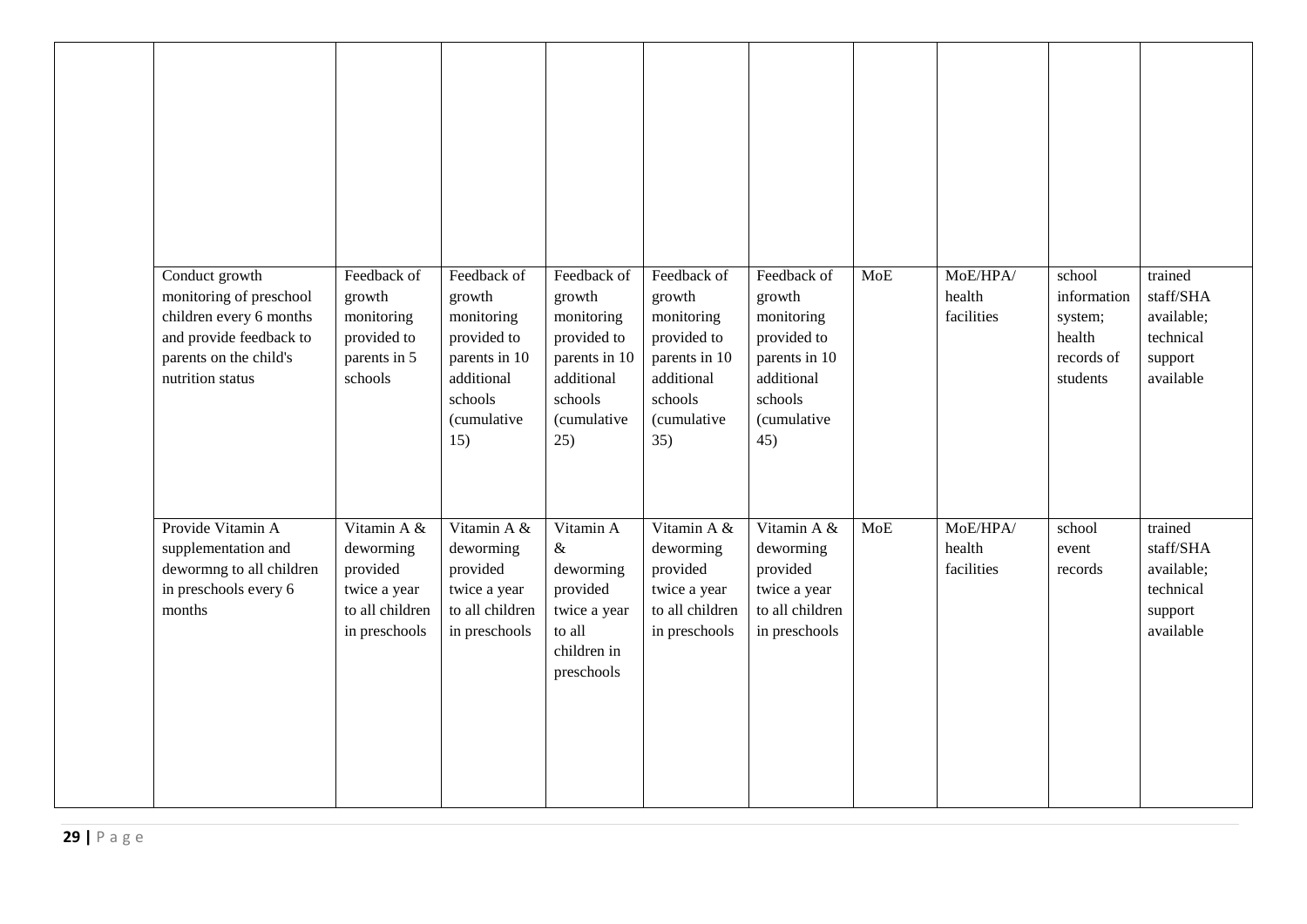| | | | | | | | | | | |
|---|---|---|---|---|---|---|---|---|---|---|
| | | | | | | | | | | |
| | Conduct growth monitoring of preschool children every 6 months and provide feedback to parents on the child's nutrition status | Feedback of growth monitoring provided to parents in 5 schools | Feedback of growth monitoring provided to parents in 10 additional schools (cumulative 15) | Feedback of growth monitoring provided to parents in 10 additional schools (cumulative 25) | Feedback of growth monitoring provided to parents in 10 additional schools (cumulative 35) | Feedback of growth monitoring provided to parents in 10 additional schools (cumulative 45) | MoE | MoE/HPA/ health facilities | school information system; health records of students | trained staff/SHA available; technical support available |
| | Provide Vitamin A supplementation and deformng to all children in preschools every 6 months | Vitamin A & deworming provided twice a year to all children in preschools | Vitamin A & deworming provided twice a year to all children in preschools | Vitamin A & deworming provided twice a year to all children in preschools | Vitamin A & deworming provided twice a year to all children in preschools | Vitamin A & deworming provided twice a year to all children in preschools | MoE | MoE/HPA/ health facilities | school event records | trained staff/SHA available; technical support available |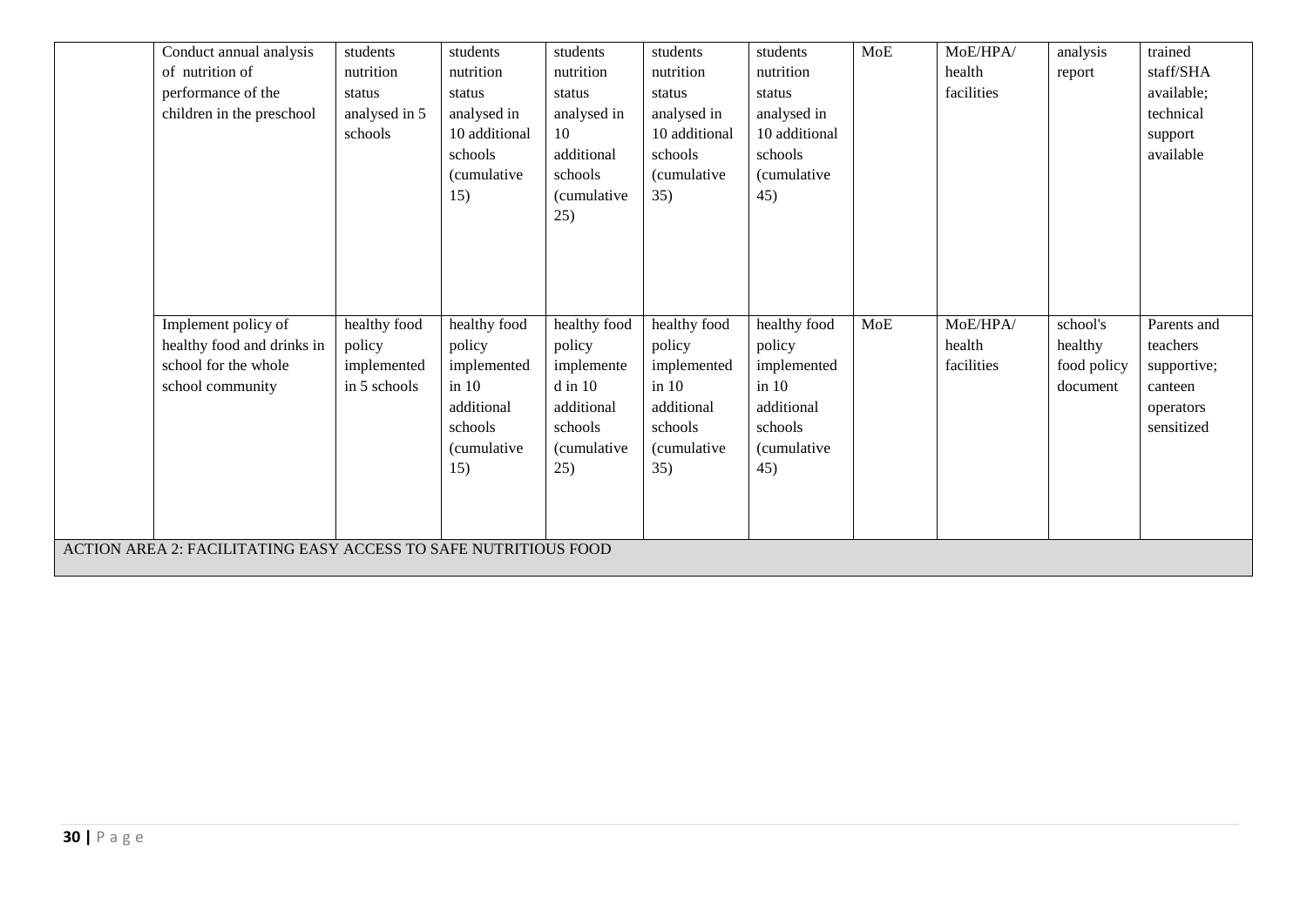| | | | | | | | | | | |
|---|---|---|---|---|---|---|---|---|---|---|
| | Conduct annual analysis of nutrition of performance of the children in the preschool | students nutrition status analysed in 5 schools | students nutrition status analysed in 10 additional schools (cumulative 15) | students nutrition status analysed in 10 additional schools (cumulative 25) | students nutrition status analysed in 10 additional schools (cumulative 35) | students nutrition status analysed in 10 additional schools (cumulative 45) | MoE | MoE/HPA/ health facilities | analysis report | trained staff/SHA available; technical support available |
| | Implement policy of healthy food and drinks in school for the whole school community | healthy food policy implemented in 5 schools | healthy food policy implemented in 10 additional schools (cumulative 15) | healthy food policy implemente d in 10 additional schools (cumulative 25) | healthy food policy implemented in 10 additional schools (cumulative 35) | healthy food policy implemented in 10 additional schools (cumulative 45) | MoE | MoE/HPA/ health facilities | school's healthy food policy document | Parents and teachers supportive; canteen operators sensitized |
| ACTION AREA 2: FACILITATING EASY ACCESS TO SAFE NUTRITIOUS FOOD | | | | | | | | | | |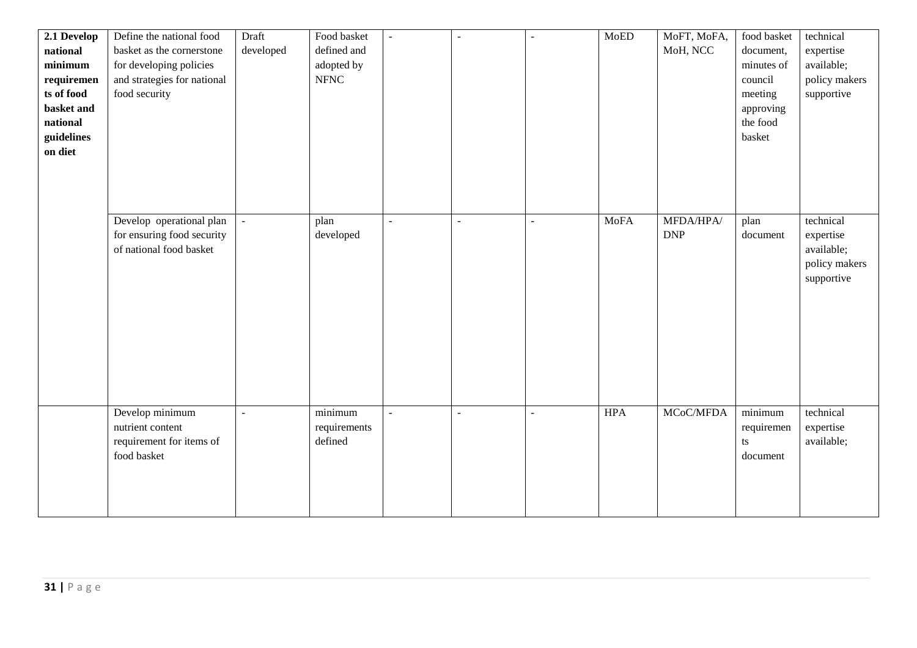| | | | | | | | | | | |
|---|---|---|---|---|---|---|---|---|---|---|
| **2.1 Develop national minimum requirements of food basket and national guidelines on diet** | Define the national food basket as the cornerstone for developing policies and strategies for national food security | Draft developed | Food basket defined and adopted by NFNC | - | - | - | MoED | MoFT, MoFA, MoH, NCC | food basket document, minutes of council meeting approving the food basket | technical expertise available; policy makers supportive |
| | Develop operational plan for ensuring food security of national food basket | - | plan developed | - | - | - | MoFA | MFDA/HPA/ DNP | plan document | technical expertise available; policy makers supportive |
| | Develop minimum nutrient content requirement for items of food basket | - | minimum requirements defined | - | - | - | HPA | MCoC/MFDA | minimum requirements document | technical expertise available; |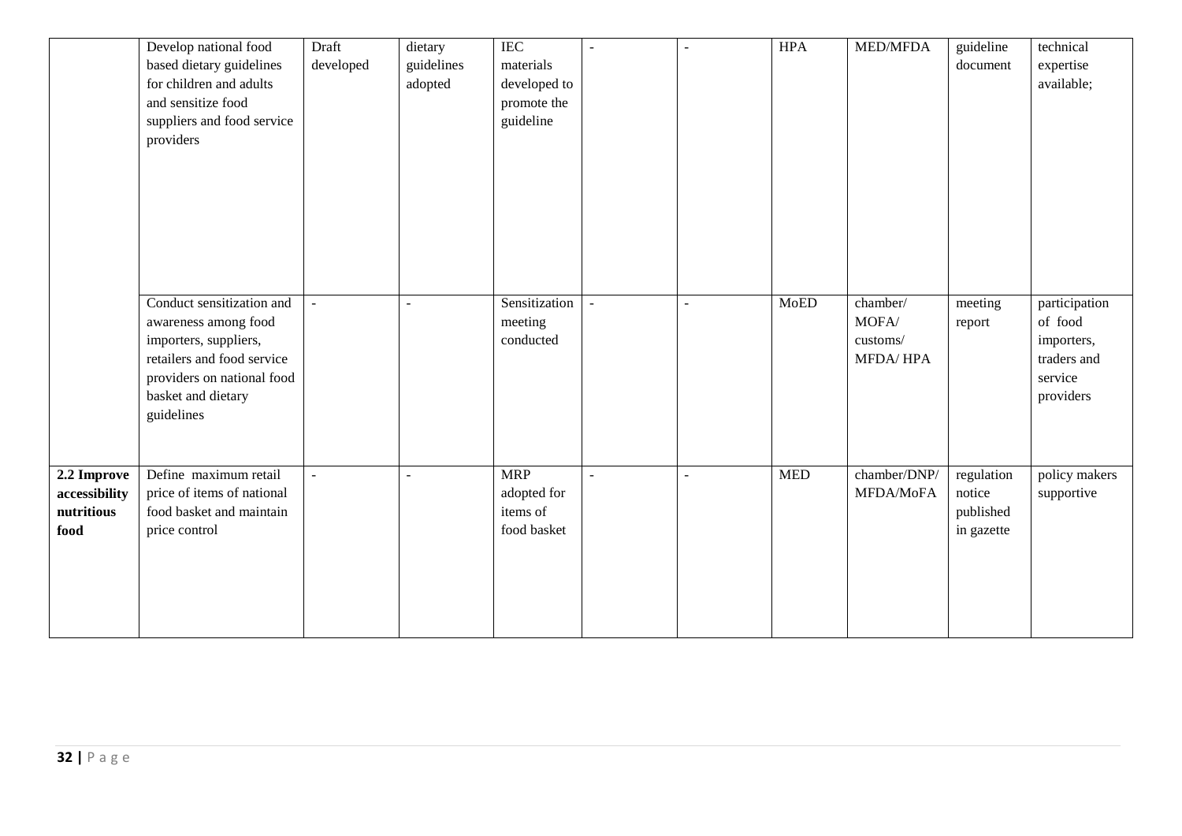| | | | | | | | | | | |
|---|---|---|---|---|---|---|---|---|---|---|
| | Develop national food based dietary guidelines for children and adults and sensitize food suppliers and food service providers | Draft developed | dietary guidelines adopted | IEC materials developed to promote the guideline | - | - | HPA | MED/MFDA | guideline document | technical expertise available; |
| | Conduct sensitization and awareness among food importers, suppliers, retailers and food service providers on national food basket and dietary guidelines | - | - | Sensitization meeting conducted | - | - | MoED | chamber/ MOFA/ customs/ MFDA/ HPA | meeting report | participation of food importers, traders and service providers |
| **2.2 Improve accessibility nutritious food** | Define maximum retail price of items of national food basket and maintain price control | - | - | MRP adopted for items of food basket | - | - | MED | chamber/DNP/ MFDA/MoFA | regulation notice published in gazette | policy makers supportive |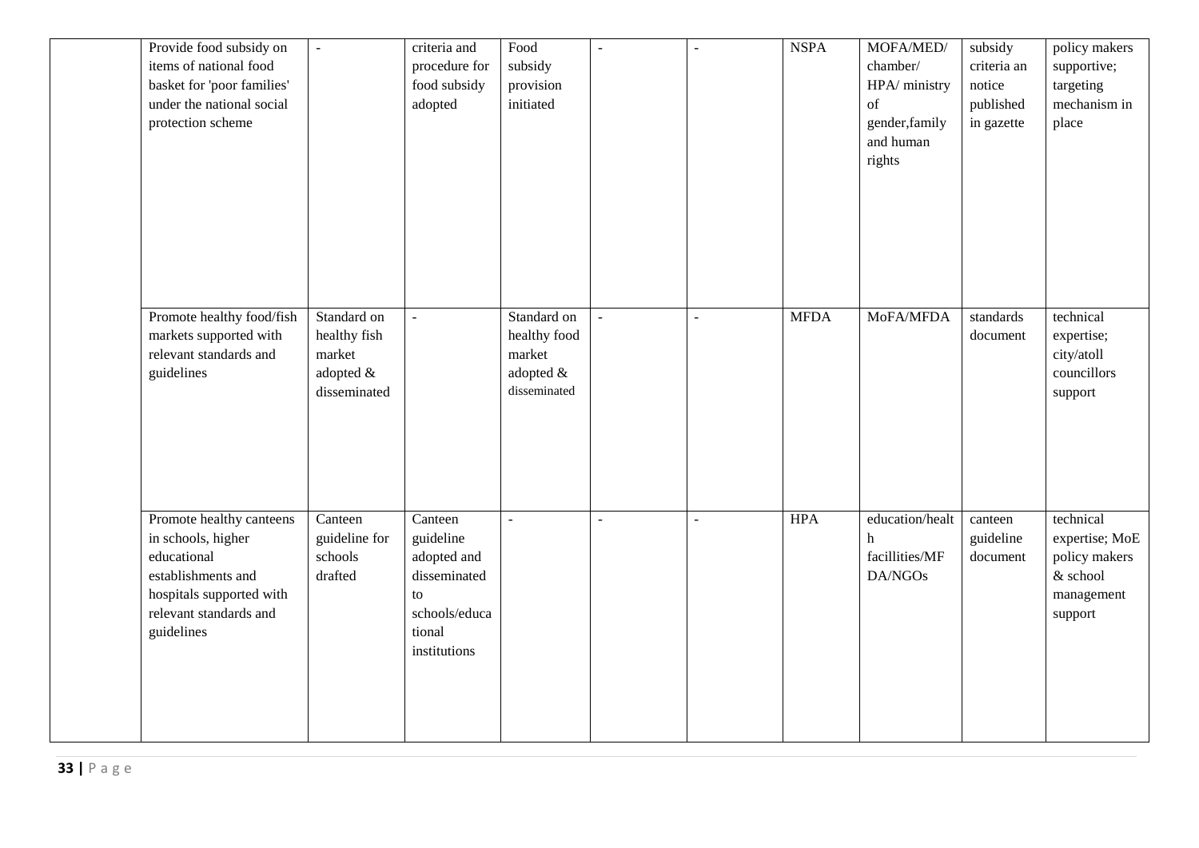| | | | | | | | | | | |
|---|---|---|---|---|---|---|---|---|---|---|
| | Provide food subsidy on items of national food basket for 'poor families' under the national social protection scheme | - | criteria and procedure for food subsidy adopted | Food subsidy provision initiated | - | - | NSPA | MOFA/MED/ chamber/ HPA/ ministry of gender,family and human rights | subsidy criteria an notice published in gazette | policy makers supportive; targeting mechanism in place |
| | Promote healthy food/fish markets supported with relevant standards and guidelines | Standard on healthy fish market adopted & disseminated | - | Standard on healthy food market adopted & disseminated | - | - | MFDA | MoFA/MFDA | standards document | technical expertise; city/atoll councillors support |
| | Promote healthy canteens in schools, higher educational establishments and hospitals supported with relevant standards and guidelines | Canteen guideline for schools drafted | Canteen guideline adopted and disseminated to schools/educational institutions | - | - | - | HPA | education/health facillities/MFDA/NGOs | canteen guideline document | technical expertise; MoE policy makers & school management support |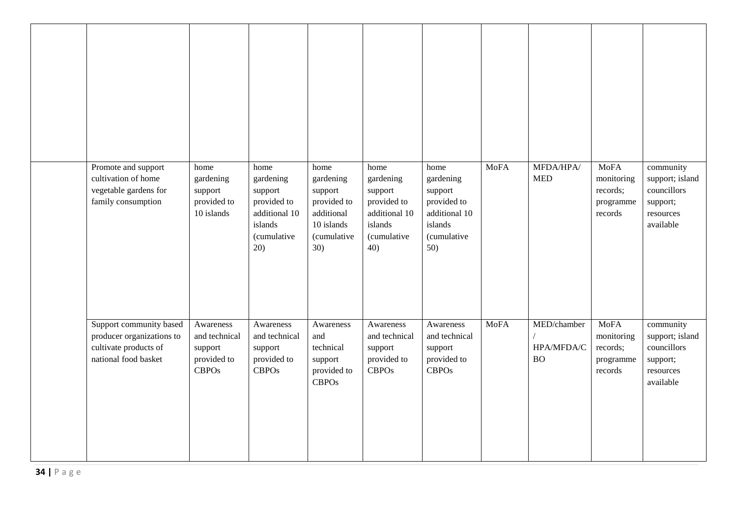| | | | | | | | | | | |
|---|---|---|---|---|---|---|---|---|---|---|
| | | | | | | | | | | |
| | Promote and support cultivation of home vegetable gardens for family consumption | home gardening support provided to 10 islands | home gardening support provided to additional 10 islands (cumulative 20) | home gardening support provided to additional 10 islands (cumulative 30) | home gardening support provided to additional 10 islands (cumulative 40) | home gardening support provided to additional 10 islands (cumulative 50) | MoFA | MFDA/HPA/ MED | MoFA monitoring records; programme records | community support; island councillors support; resources available |
| | Support community based producer organizations to cultivate products of national food basket | Awareness and technical support provided to CBPOs | Awareness and technical support provided to CBPOs | Awareness and technical support provided to CBPOs | Awareness and technical support provided to CBPOs | Awareness and technical support provided to CBPOs | MoFA | MED/chamber / HPA/MFDA/CBO | MoFA monitoring records; programme records | community support; island councillors support; resources available |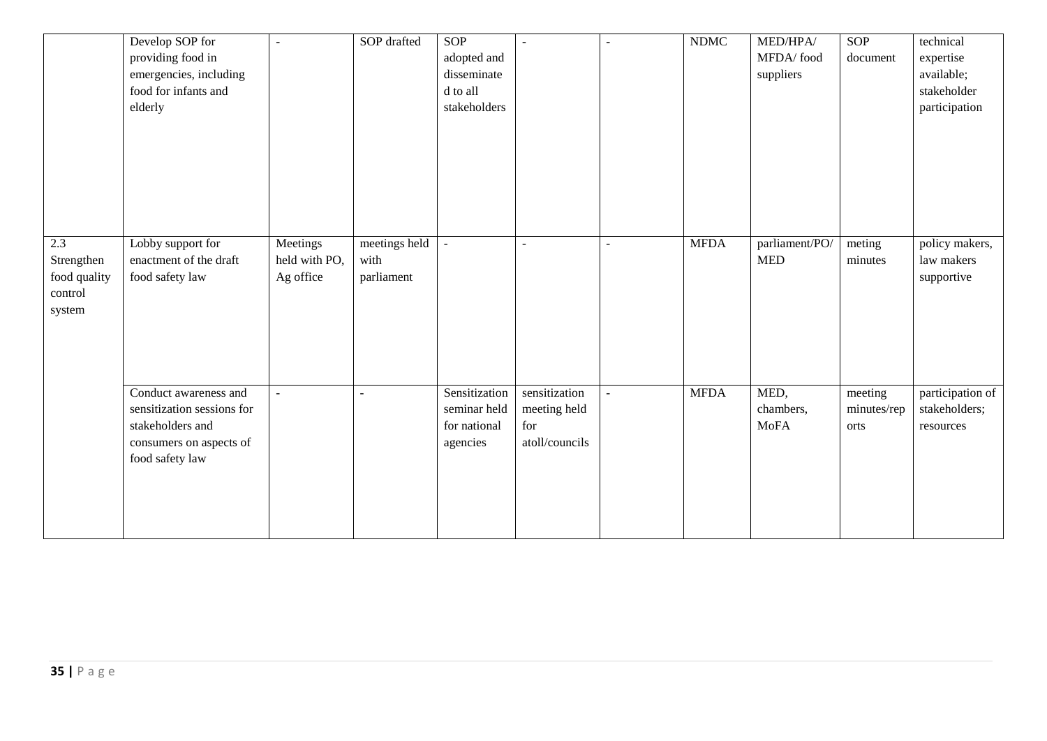| | | | | | | | | | | |
|---|---|---|---|---|---|---|---|---|---|---|
| | Develop SOP for providing food in emergencies, including food for infants and elderly | - | SOP drafted | SOP adopted and disseminated to all stakeholders | - | - | NDMC | MED/HPA/ MFDA/ food suppliers | SOP document | technical expertise available; stakeholder participation |
| 2.3 Strengthen food quality control system | Lobby support for enactment of the draft food safety law | Meetings held with PO, Ag office | meetings held with parliament | - | - | - | MFDA | parliament/PO/ MED | meting minutes | policy makers, law makers supportive |
| | Conduct awareness and sensitization sessions for stakeholders and consumers on aspects of food safety law | - | - | Sensitization seminar held for national agencies | sensitization meeting held for atoll/councils | - | MFDA | MED, chambers, MoFA | meeting minutes/reports | participation of stakeholders; resources |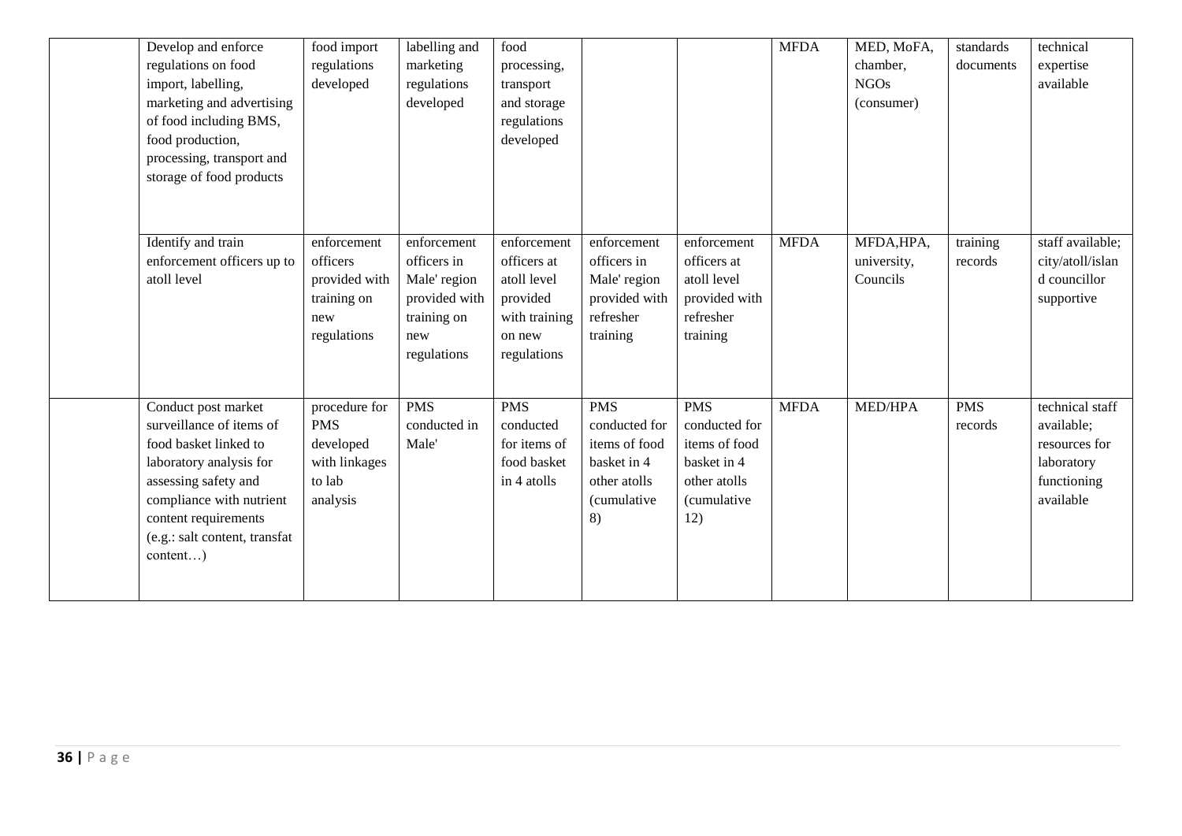| | | | | | | | | | | |
|---|---|---|---|---|---|---|---|---|---|---|
| | Develop and enforce regulations on food import, labelling, marketing and advertising of food including BMS, food production, processing, transport and storage of food products | food import regulations developed | labelling and marketing regulations developed | food processing, transport and storage regulations developed | | | MFDA | MED, MoFA, chamber, NGOs (consumer) | standards documents | technical expertise available |
| | Identify and train enforcement officers up to atoll level | enforcement officers provided with training on new regulations | enforcement officers in Male' region provided with training on new regulations | enforcement officers at atoll level provided with training on new regulations | enforcement officers in Male' region provided with refresher training | enforcement officers at atoll level provided with refresher training | MFDA | MFDA,HPA, university, Councils | training records | staff available; city/atoll/island councillor supportive |
| | Conduct post market surveillance of items of food basket linked to laboratory analysis for assessing safety and compliance with nutrient content requirements (e.g.: salt content, transfat content…) | procedure for PMS developed with linkages to lab analysis | PMS conducted in Male' | PMS conducted for items of food basket in 4 atolls | PMS conducted for items of food basket in 4 other atolls (cumulative 8) | PMS conducted for items of food basket in 4 other atolls (cumulative 12) | MFDA | MED/HPA | PMS records | technical staff available; resources for laboratory functioning available |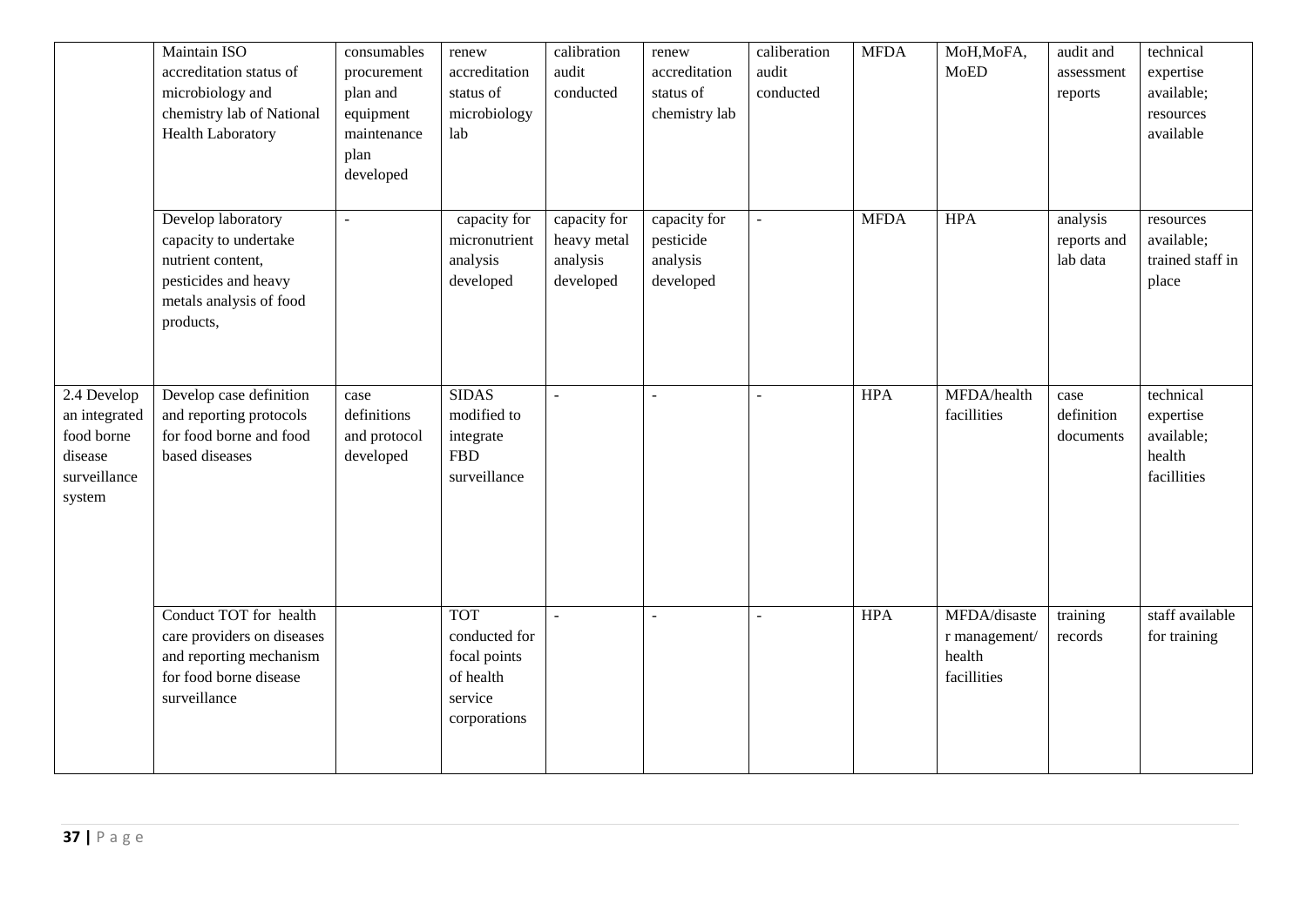| | | | | | | | | | | |
|---|---|---|---|---|---|---|---|---|---|---|
| | Maintain ISO accreditation status of microbiology and chemistry lab of National Health Laboratory | consumables procurement plan and equipment maintenance plan developed | renew accreditation status of microbiology lab | calibration audit conducted | renew accreditation status of chemistry lab | caliberation audit conducted | MFDA | MoH,MoFA, MoED | audit and assessment reports | technical expertise available; resources available |
| | Develop laboratory capacity to undertake nutrient content, pesticides and heavy metals analysis of food products, | - | capacity for micronutrient analysis developed | capacity for heavy metal analysis developed | capacity for pesticide analysis developed | - | MFDA | HPA | analysis reports and lab data | resources available; trained staff in place |
| 2.4 Develop an integrated food borne disease surveillance system | Develop case definition and reporting protocols for food borne and food based diseases | case definitions and protocol developed | SIDAS modified to integrate FBD surveillance | - | - | - | HPA | MFDA/health facillities | case definition documents | technical expertise available; health facillities |
| | Conduct TOT for health care providers on diseases and reporting mechanism for food borne disease surveillance | | TOT conducted for focal points of health service corporations | - | - | - | HPA | MFDA/disaster management/ health facillities | training records | staff available for training |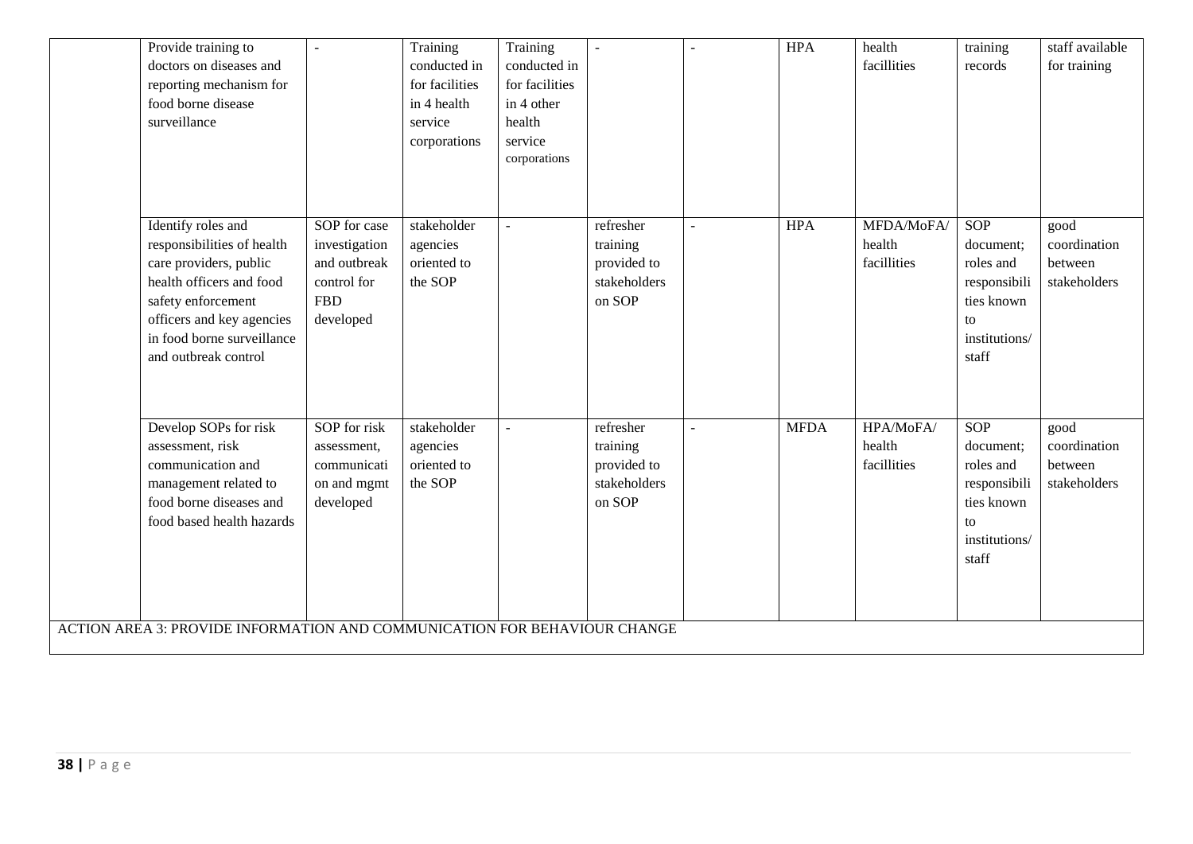| | | | | | | | | | | |
|---|---|---|---|---|---|---|---|---|---|---|
| | Provide training to doctors on diseases and reporting mechanism for food borne disease surveillance | - | Training conducted in for facilities in 4 health service corporations | Training conducted in for facilities in 4 other health service corporations | - | - | HPA | health facillities | training records | staff available for training |
| | Identify roles and responsibilities of health care providers, public health officers and food safety enforcement officers and key agencies in food borne surveillance and outbreak control | SOP for case investigation and outbreak control for FBD developed | stakeholder agencies oriented to the SOP | - | refresher training provided to stakeholders on SOP | - | HPA | MFDA/MoFA/ health facillities | SOP document; roles and responsibilities known to institutions/ staff | good coordination between stakeholders |
| | Develop SOPs for risk assessment, risk communication and management related to food borne diseases and food based health hazards | SOP for risk assessment, communication and mgmt developed | stakeholder agencies oriented to the SOP | - | refresher training provided to stakeholders on SOP | - | MFDA | HPA/MoFA/ health facillities | SOP document; roles and responsibilities known to institutions/ staff | good coordination between stakeholders |
| ACTION AREA 3: PROVIDE INFORMATION AND COMMUNICATION FOR BEHAVIOUR CHANGE | | | | | | | | | | |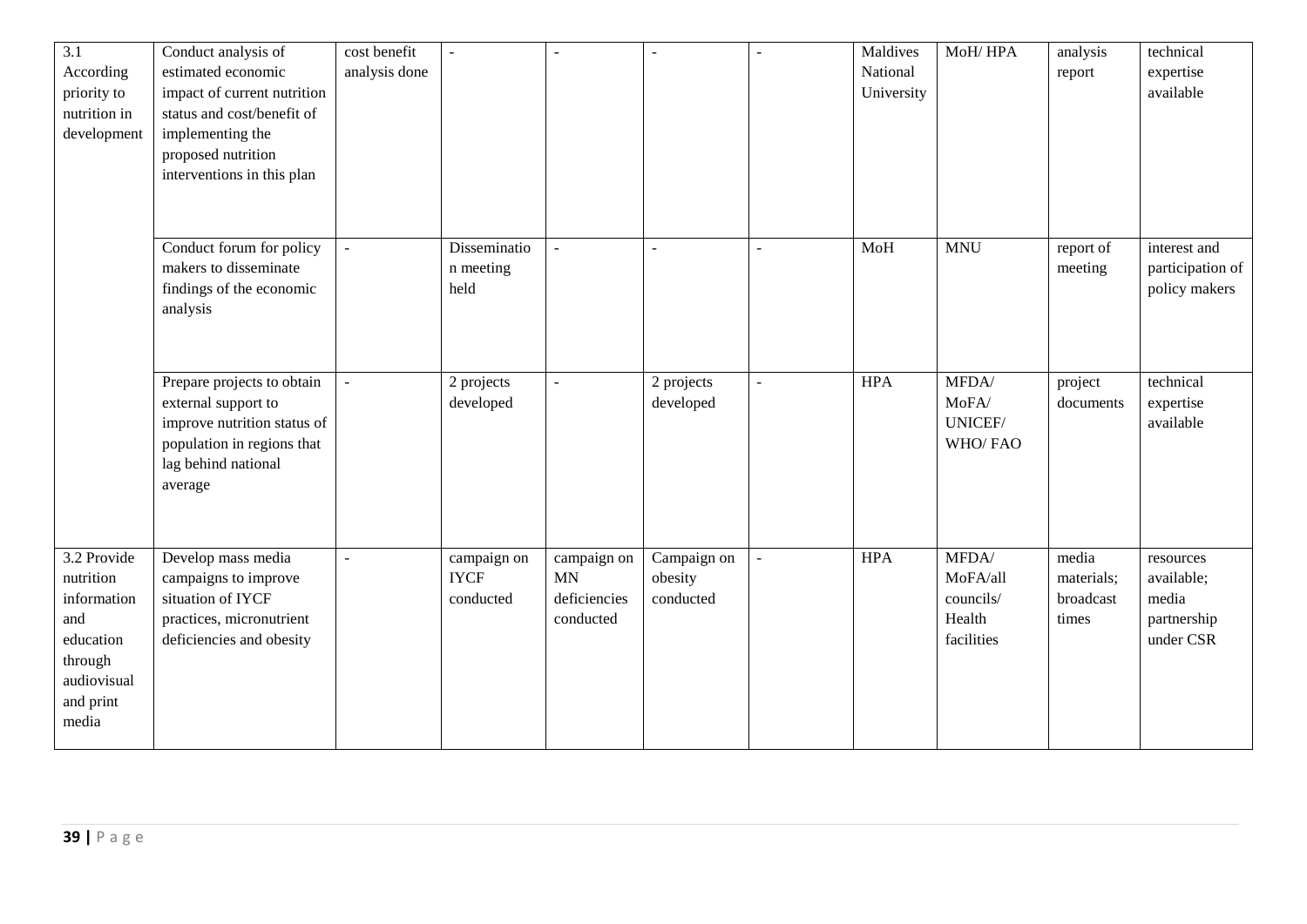| | | | | | | | | | | |
|---|---|---|---|---|---|---|---|---|---|---|
| 3.1 According priority to nutrition in development | Conduct analysis of estimated economic impact of current nutrition status and cost/benefit of implementing the proposed nutrition interventions in this plan | cost benefit analysis done | - | - | - | - | Maldives National University | MoH/ HPA | analysis report | technical expertise available |
| | Conduct forum for policy makers to disseminate findings of the economic analysis | - | Dissemination meeting held | - | - | - | MoH | MNU | report of meeting | interest and participation of policy makers |
| | Prepare projects to obtain external support to improve nutrition status of population in regions that lag behind national average | - | 2 projects developed | - | 2 projects developed | - | HPA | MFDA/ MoFA/ UNICEF/ WHO/ FAO | project documents | technical expertise available |
| 3.2 Provide nutrition information and education through audiovisual and print media | Develop mass media campaigns to improve situation of IYCF practices, micronutrient deficiencies and obesity | - | campaign on IYCF conducted | campaign on MN deficiencies conducted | Campaign on obesity conducted | - | HPA | MFDA/ MoFA/all councils/ Health facilities | media materials; broadcast times | resources available; media partnership under CSR |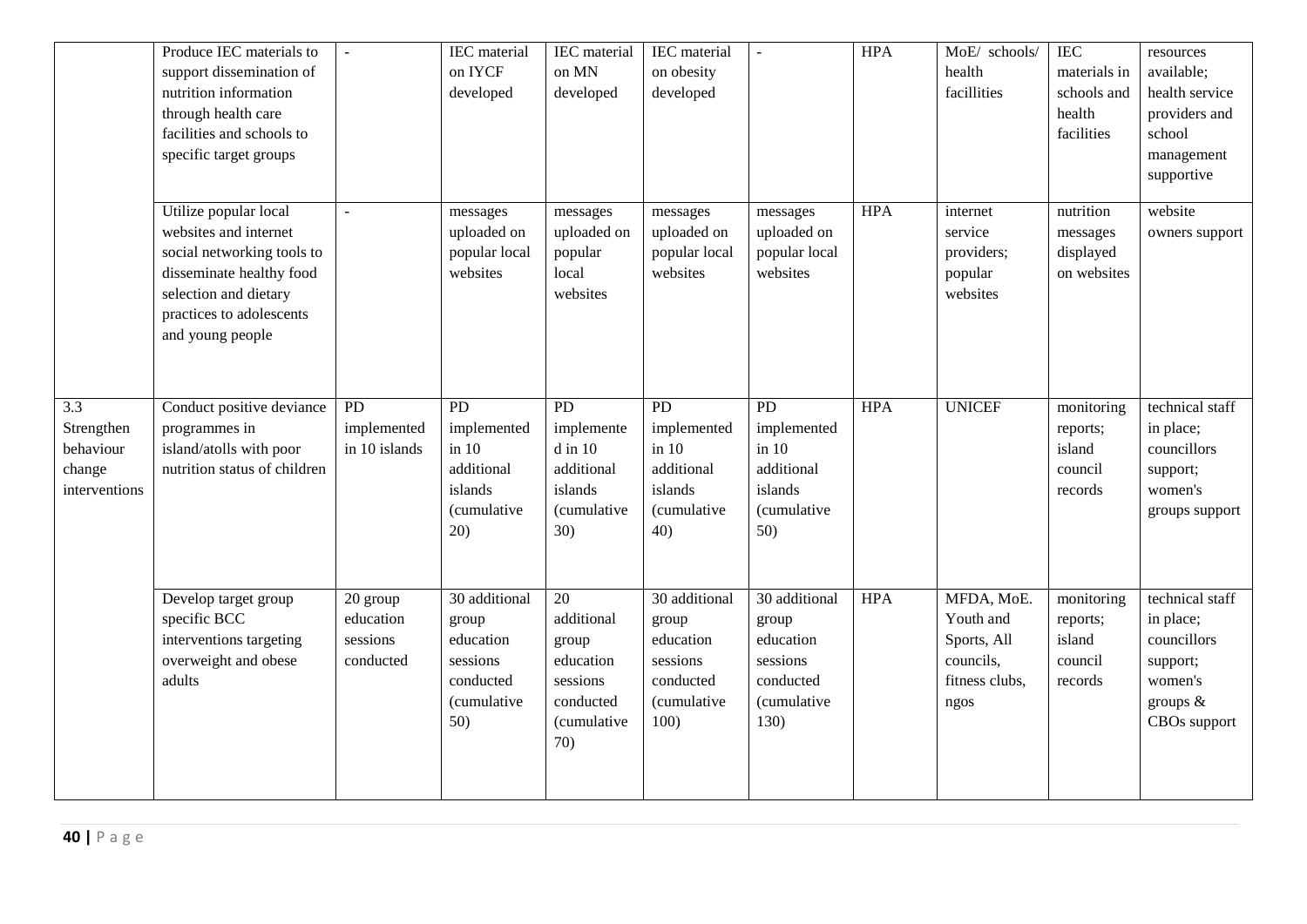| | | | | | | | | | | |
|---|---|---|---|---|---|---|---|---|---|---|
| | Produce IEC materials to support dissemination of nutrition information through health care facilities and schools to specific target groups | - | IEC material on IYCF developed | IEC material on MN developed | IEC material on obesity developed | - | HPA | MoE/ schools/ health facillities | IEC materials in schools and health facilities | resources available; health service providers and school management supportive |
| | Utilize popular local websites and internet social networking tools to disseminate healthy food selection and dietary practices to adolescents and young people | - | messages uploaded on popular local websites | messages uploaded on popular local websites | messages uploaded on popular local websites | messages uploaded on popular local websites | HPA | internet service providers; popular websites | nutrition messages displayed on websites | website owners support |
| 3.3 Strengthen behaviour change interventions | Conduct positive deviance programmes in island/atolls with poor nutrition status of children | PD implemented in 10 islands | PD implemented in 10 additional islands (cumulative 20) | PD implemented in 10 additional islands (cumulative 30) | PD implemented in 10 additional islands (cumulative 40) | PD implemented in 10 additional islands (cumulative 50) | HPA | UNICEF | monitoring reports; island council records | technical staff in place; councillors support; women's groups support |
| | Develop target group specific BCC interventions targeting overweight and obese adults | 20 group education sessions conducted | 30 additional group education sessions conducted (cumulative 50) | 20 additional group education sessions conducted (cumulative 70) | 30 additional group education sessions conducted (cumulative 100) | 30 additional group education sessions conducted (cumulative 130) | HPA | MFDA, MoE. Youth and Sports, All councils, fitness clubs, ngos | monitoring reports; island council records | technical staff in place; councillors support; women's groups & CBOs support |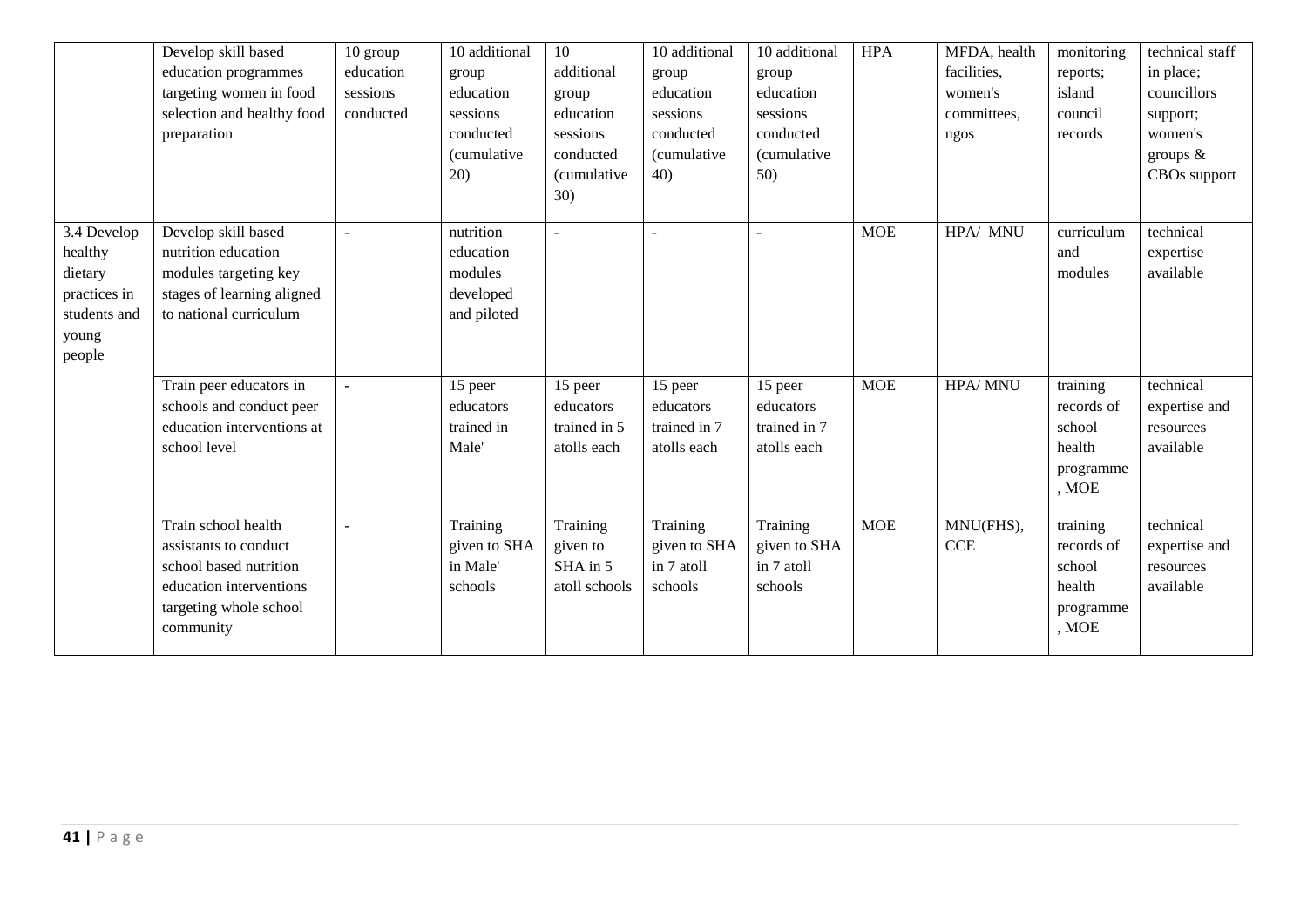| | | | | | | | | | | |
|---|---|---|---|---|---|---|---|---|---|---|
| | Develop skill based education programmes targeting women in food selection and healthy food preparation | 10 group education sessions conducted | 10 additional group education sessions conducted (cumulative 20) | 10 additional group education sessions conducted (cumulative 30) | 10 additional group education sessions conducted (cumulative 40) | 10 additional group education sessions conducted (cumulative 50) | HPA | MFDA, health facilities, women's committees, ngos | monitoring reports; island council records | technical staff in place; councillors support; women's groups & CBOs support |
| 3.4 Develop healthy dietary practices in students and young people | Develop skill based nutrition education modules targeting key stages of learning aligned to national curriculum | - | nutrition education modules developed and piloted | - | - | - | MOE | HPA/ MNU | curriculum and modules | technical expertise available |
| | Train peer educators in schools and conduct peer education interventions at school level | - | 15 peer educators trained in Male' | 15 peer educators trained in 5 atolls each | 15 peer educators trained in 7 atolls each | 15 peer educators trained in 7 atolls each | MOE | HPA/ MNU | training records of school health programme, MOE | technical expertise and resources available |
| | Train school health assistants to conduct school based nutrition education interventions targeting whole school community | - | Training given to SHA in Male' schools | Training given to SHA in 5 atoll schools | Training given to SHA in 7 atoll schools | Training given to SHA in 7 atoll schools | MOE | MNU(FHS), CCE | training records of school health programme, MOE | technical expertise and resources available |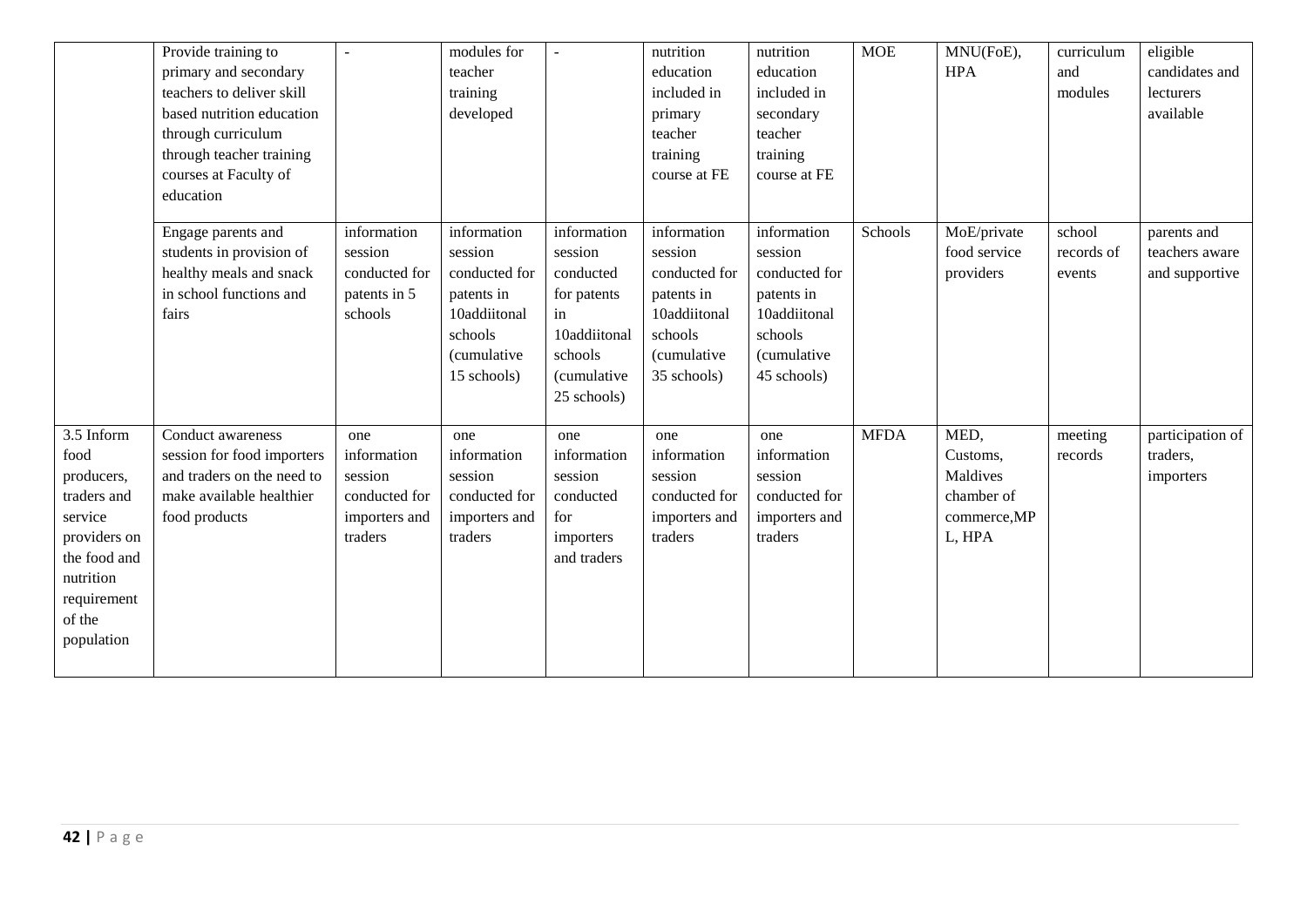| | | | | | | | | | | |
|---|---|---|---|---|---|---|---|---|---|---|
| | Provide training to primary and secondary teachers to deliver skill based nutrition education through curriculum through teacher training courses at Faculty of education | - | modules for teacher training developed | - | nutrition education included in primary teacher training course at FE | nutrition education included in secondary teacher training course at FE | MOE | MNU(FoE), HPA | curriculum and modules | eligible candidates and lecturers available |
| | Engage parents and students in provision of healthy meals and snack in school functions and fairs | information session conducted for patents in 5 schools | information session conducted for patents in 10addiitonal schools (cumulative 15 schools) | information session conducted for patents in 10addiitonal schools (cumulative 25 schools) | information session conducted for patents in 10addiitonal schools (cumulative 35 schools) | information session conducted for patents in 10addiitonal schools (cumulative 45 schools) | Schools | MoE/private food service providers | school records of events | parents and teachers aware and supportive |
| 3.5 Inform food producers, traders and service providers on the food and nutrition requirement of the population | Conduct awareness session for food importers and traders on the need to make available healthier food products | one information session conducted for importers and traders | one information session conducted for importers and traders | one information session conducted for importers and traders | one information session conducted for importers and traders | one information session conducted for importers and traders | MFDA | MED, Customs, Maldives chamber of commerce,MPL, HPA | meeting records | participation of traders, importers |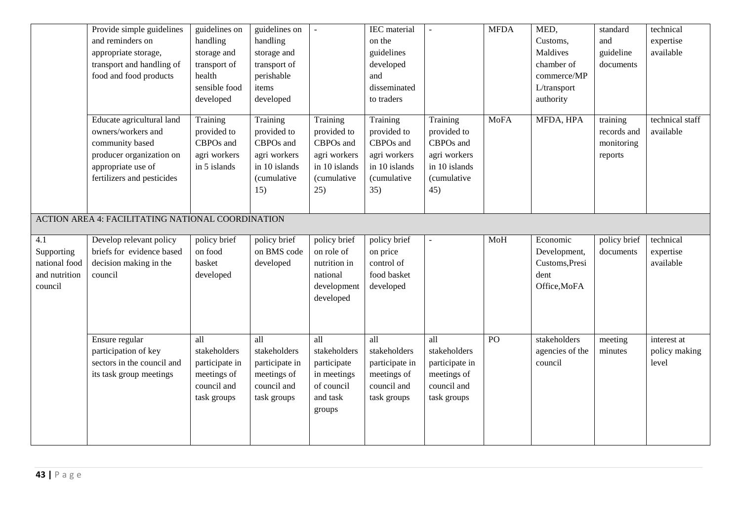| | | | | | | | | | | |
|---|---|---|---|---|---|---|---|---|---|---|
| | Provide simple guidelines and reminders on appropriate storage, transport and handling of food and food products | guidelines on handling storage and transport of health sensible food developed | guidelines on handling storage and transport of perishable items developed | - | IEC material on the guidelines developed and disseminated to traders | - | MFDA | MED, Customs, Maldives chamber of commerce/MPL/transport authority | standard and guideline documents | technical expertise available |
| | Educate agricultural land owners/workers and community based producer organization on appropriate use of fertilizers and pesticides | Training provided to CBPOs and agri workers in 5 islands | Training provided to CBPOs and agri workers in 10 islands (cumulative 15) | Training provided to CBPOs and agri workers in 10 islands (cumulative 25) | Training provided to CBPOs and agri workers in 10 islands (cumulative 35) | Training provided to CBPOs and agri workers in 10 islands (cumulative 45) | MoFA | MFDA, HPA | training records and monitoring reports | technical staff available |
| ACTION AREA 4: FACILITATING NATIONAL COORDINATION | | | | | | | | | | |
| 4.1 Supporting national food and nutrition council | Develop relevant policy briefs for evidence based decision making in the council | policy brief on food basket developed | policy brief on BMS code developed | policy brief on role of nutrition in national development developed | policy brief on price control of food basket developed | - | MoH | Economic Development, Customs,President Office,MoFA | policy brief documents | technical expertise available |
| | Ensure regular participation of key sectors in the council and its task group meetings | all stakeholders participate in meetings of council and task groups | all stakeholders participate in meetings of council and task groups | all stakeholders participate in meetings of council and task groups | all stakeholders participate in meetings of council and task groups | all stakeholders participate in meetings of council and task groups | PO | stakeholders agencies of the council | meeting minutes | interest at policy making level |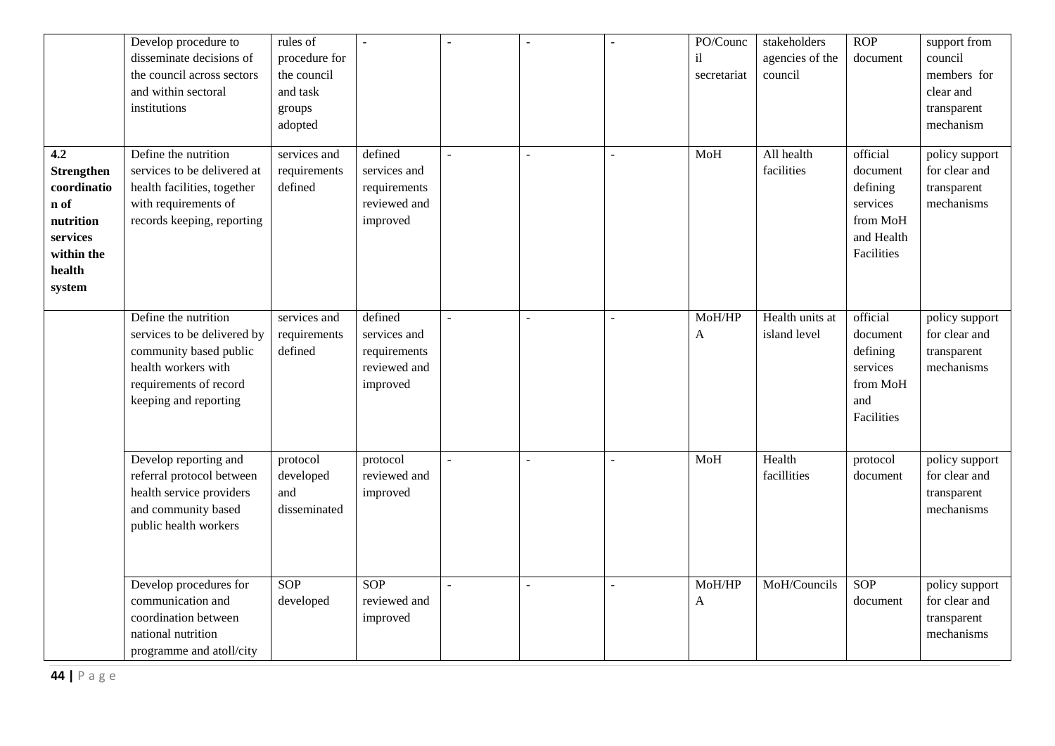| | | | | | | | | | | |
|---|---|---|---|---|---|---|---|---|---|---|
| | Develop procedure to disseminate decisions of the council across sectors and within sectoral institutions | rules of procedure for the council and task groups adopted | - | - | - | - | PO/Council secretariat | stakeholders agencies of the council | ROP document | support from council members for clear and transparent mechanism |
| **4.2 Strengthen coordination of nutrition services within the health system** | Define the nutrition services to be delivered at health facilities, together with requirements of records keeping, reporting | services and requirements defined | defined services and requirements reviewed and improved | - | - | - | MoH | All health facilities | official document defining services from MoH and Health Facilities | policy support for clear and transparent mechanisms |
| | Define the nutrition services to be delivered by community based public health workers with requirements of record keeping and reporting | services and requirements defined | defined services and requirements reviewed and improved | - | - | - | MoH/HPA | Health units at island level | official document defining services from MoH and Facilities | policy support for clear and transparent mechanisms |
| | Develop reporting and referral protocol between health service providers and community based public health workers | protocol developed and disseminated | protocol reviewed and improved | - | - | - | MoH | Health facillities | protocol document | policy support for clear and transparent mechanisms |
| | Develop procedures for communication and coordination between national nutrition programme and atoll/city | SOP developed | SOP reviewed and improved | - | - | - | MoH/HPA | MoH/Councils | SOP document | policy support for clear and transparent mechanisms |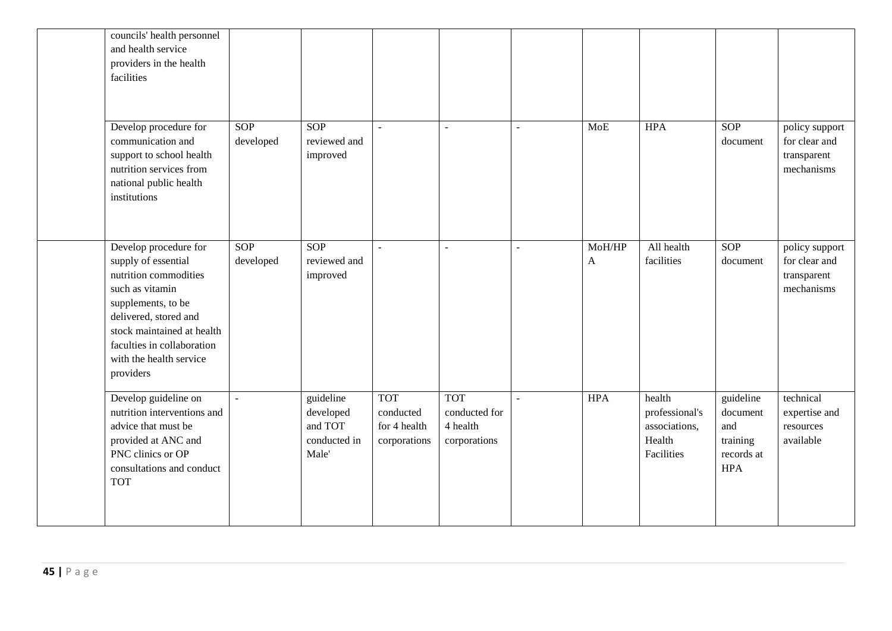|  |  |  |  |  |  |  |  |  |  |  |
|---|---|---|---|---|---|---|---|---|---|---|
|  | councils' health personnel and health service providers in the health facilities |  |  |  |  |  |  |  |  |  |
|  | Develop procedure for communication and support to school health nutrition services from national public health institutions | SOP developed | SOP reviewed and improved | - | - | - | MoE | HPA | SOP document | policy support for clear and transparent mechanisms |
|  | Develop procedure for supply of essential nutrition commodities such as vitamin supplements, to be delivered, stored and stock maintained at health faculties in collaboration with the health service providers | SOP developed | SOP reviewed and improved | - | - | - | MoH/HPA | All health facilities | SOP document | policy support for clear and transparent mechanisms |
|  | Develop guideline on nutrition interventions and advice that must be provided at ANC and PNC clinics or OP consultations and conduct TOT | - | guideline developed and TOT conducted in Male' | TOT conducted for 4 health corporations | TOT conducted for 4 health corporations | - | HPA | health professional's associations, Health Facilities | guideline document and training records at HPA | technical expertise and resources available |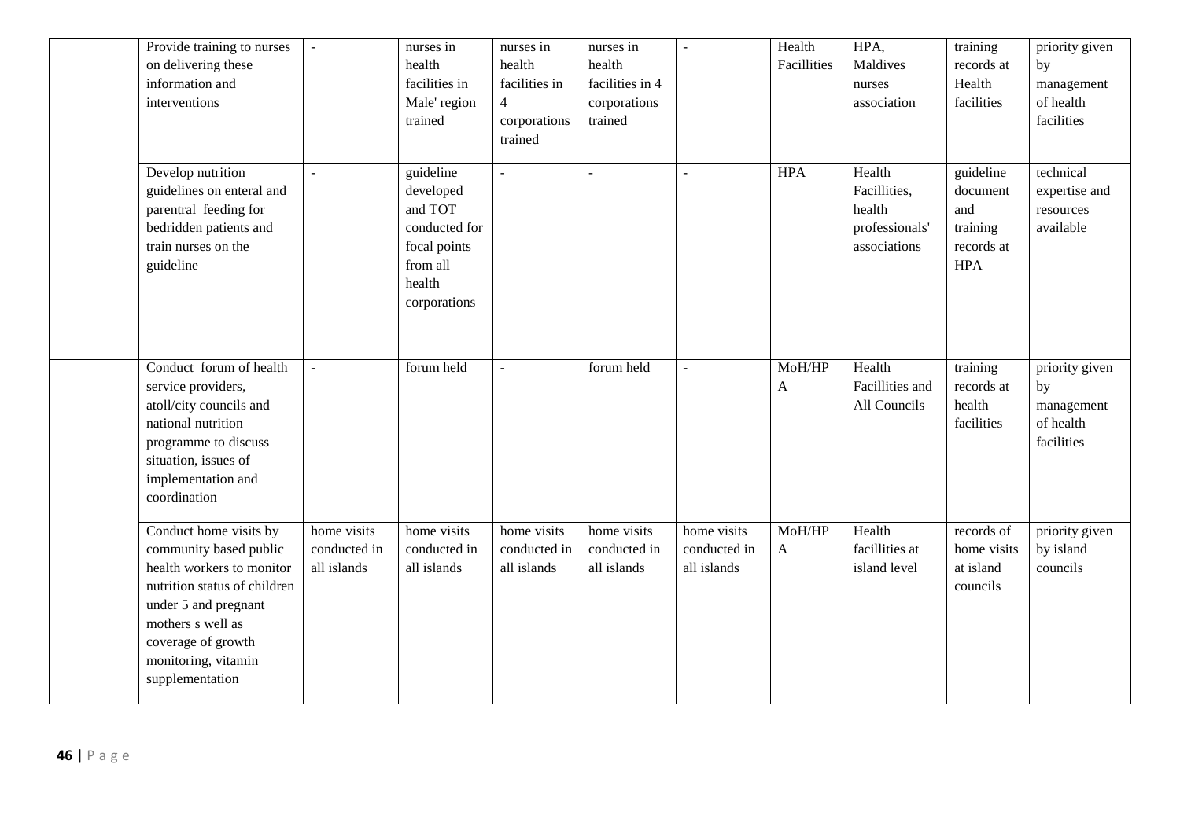| | | | | | | | | | | |
|---|---|---|---|---|---|---|---|---|---|---|
| | Provide training to nurses on delivering these information and interventions | - | nurses in health facilities in Male' region trained | nurses in health facilities in 4 corporations trained | nurses in health facilities in 4 corporations trained | - | Health Facillities | HPA, Maldives nurses association | training records at Health facilities | priority given by management of health facilities |
| | Develop nutrition guidelines on enteral and parentral feeding for bedridden patients and train nurses on the guideline | - | guideline developed and TOT conducted for focal points from all health corporations | - | - | - | HPA | Health Facillities, health professionals' associations | guideline document and training records at HPA | technical expertise and resources available |
| | Conduct forum of health service providers, atoll/city councils and national nutrition programme to discuss situation, issues of implementation and coordination | - | forum held | - | forum held | - | MoH/HPA | Health Facillities and All Councils | training records at health facilities | priority given by management of health facilities |
| | Conduct home visits by community based public health workers to monitor nutrition status of children under 5 and pregnant mothers s well as coverage of growth monitoring, vitamin supplementation | home visits conducted in all islands | home visits conducted in all islands | home visits conducted in all islands | home visits conducted in all islands | home visits conducted in all islands | MoH/HPA | Health facillities at island level | records of home visits at island councils | priority given by island councils |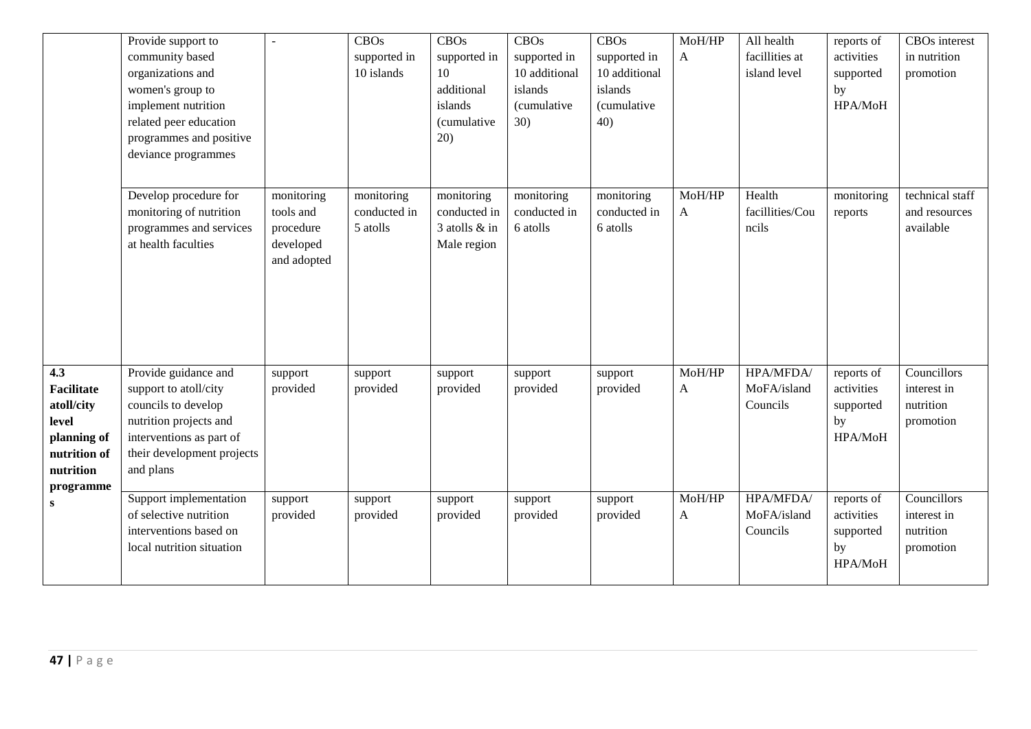| | | | | | | | | | | |
|---|---|---|---|---|---|---|---|---|---|---|
| | Provide support to community based organizations and women's group to implement nutrition related peer education programmes and positive deviance programmes | - | CBOs supported in 10 islands | CBOs supported in 10 additional islands (cumulative 20) | CBOs supported in 10 additional islands (cumulative 30) | CBOs supported in 10 additional islands (cumulative 40) | MoH/HPA | All health facillities at island level | reports of activities supported by HPA/MoH | CBOs interest in nutrition promotion |
| | Develop procedure for monitoring of nutrition programmes and services at health faculties | monitoring tools and procedure developed and adopted | monitoring conducted in 5 atolls | monitoring conducted in 3 atolls & in Male region | monitoring conducted in 6 atolls | monitoring conducted in 6 atolls | MoH/HPA | Health facillities/Councils | monitoring reports | technical staff and resources available |
| **4.3 Facilitate atoll/city level planning of nutrition of nutrition programmes** | Provide guidance and support to atoll/city councils to develop nutrition projects and interventions as part of their development projects and plans | support provided | support provided | support provided | support provided | support provided | MoH/HPA | HPA/MFDA/ MoFA/island Councils | reports of activities supported by HPA/MoH | Councillors interest in nutrition promotion |
| | Support implementation of selective nutrition interventions based on local nutrition situation | support provided | support provided | support provided | support provided | support provided | MoH/HPA | HPA/MFDA/ MoFA/island Councils | reports of activities supported by HPA/MoH | Councillors interest in nutrition promotion |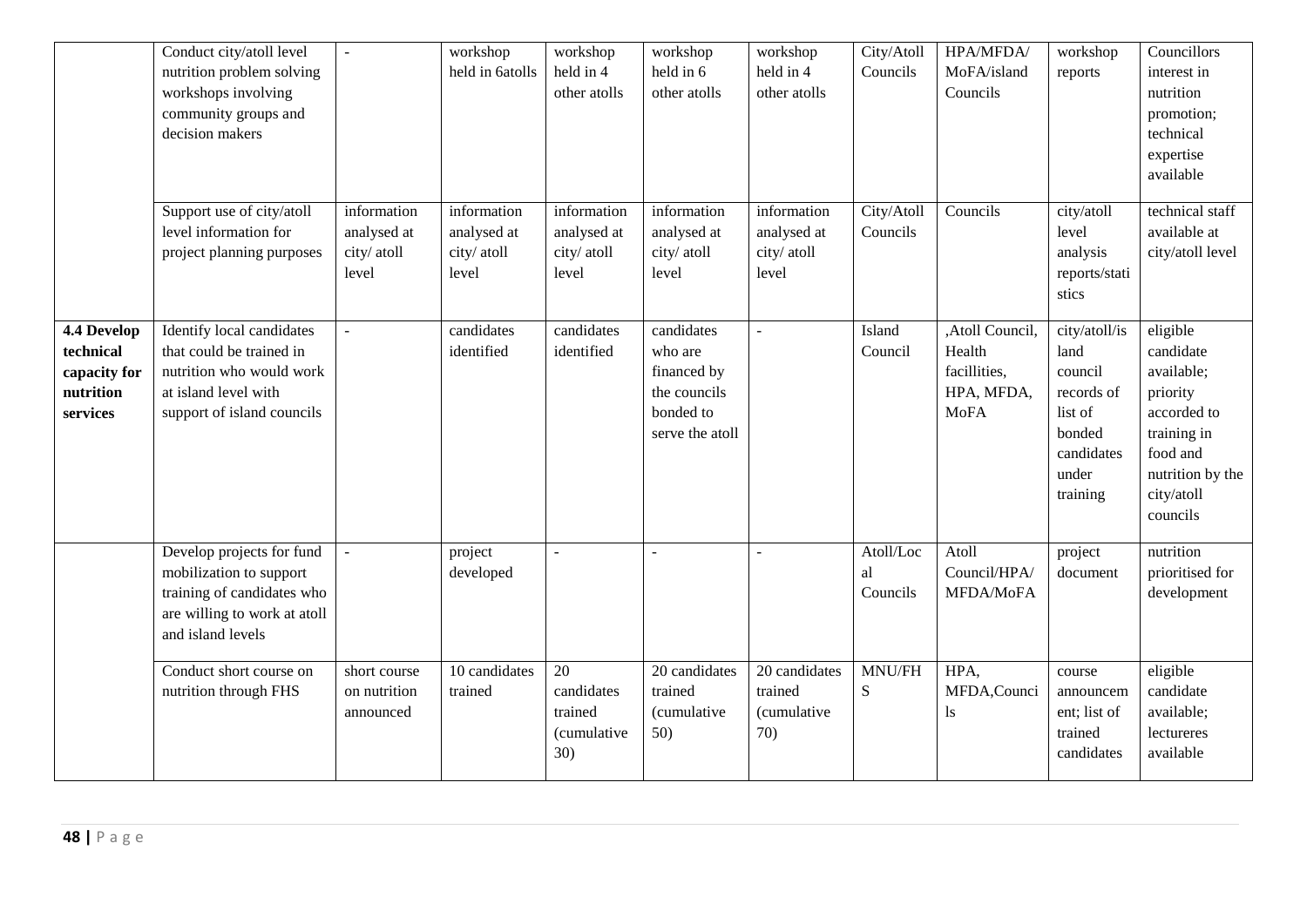| | | | | | | | | | | |
|---|---|---|---|---|---|---|---|---|---|---|
| | Conduct city/atoll level nutrition problem solving workshops involving community groups and decision makers | - | workshop held in 6atolls | workshop held in 4 other atolls | workshop held in 6 other atolls | workshop held in 4 other atolls | City/Atoll Councils | HPA/MFDA/ MoFA/island Councils | workshop reports | Councillors interest in nutrition promotion; technical expertise available |
| | Support use of city/atoll level information for project planning purposes | information analysed at city/ atoll level | information analysed at city/ atoll level | information analysed at city/ atoll level | information analysed at city/ atoll level | information analysed at city/ atoll level | City/Atoll Councils | Councils | city/atoll level analysis reports/statistics | technical staff available at city/atoll level |
| **4.4 Develop technical capacity for nutrition services** | Identify local candidates that could be trained in nutrition who would work at island level with support of island councils | - | candidates identified | candidates identified | candidates who are financed by the councils bonded to serve the atoll | - | Island Council | ,Atoll Council, Health facillities, HPA, MFDA, MoFA | city/atoll/island council records of list of bonded candidates under training | eligible candidate available; priority accorded to training in food and nutrition by the city/atoll councils |
| | Develop projects for fund mobilization to support training of candidates who are willing to work at atoll and island levels | - | project developed | - | - | - | Atoll/Local Councils | Atoll Council/HPA/ MFDA/MoFA | project document | nutrition prioritised for development |
| | Conduct short course on nutrition through FHS | short course on nutrition announced | 10 candidates trained | 20 candidates trained (cumulative 30) | 20 candidates trained (cumulative 50) | 20 candidates trained (cumulative 70) | MNU/FHS | HPA, MFDA,Councils | course announcement; list of trained candidates | eligible candidate available; lectureres available |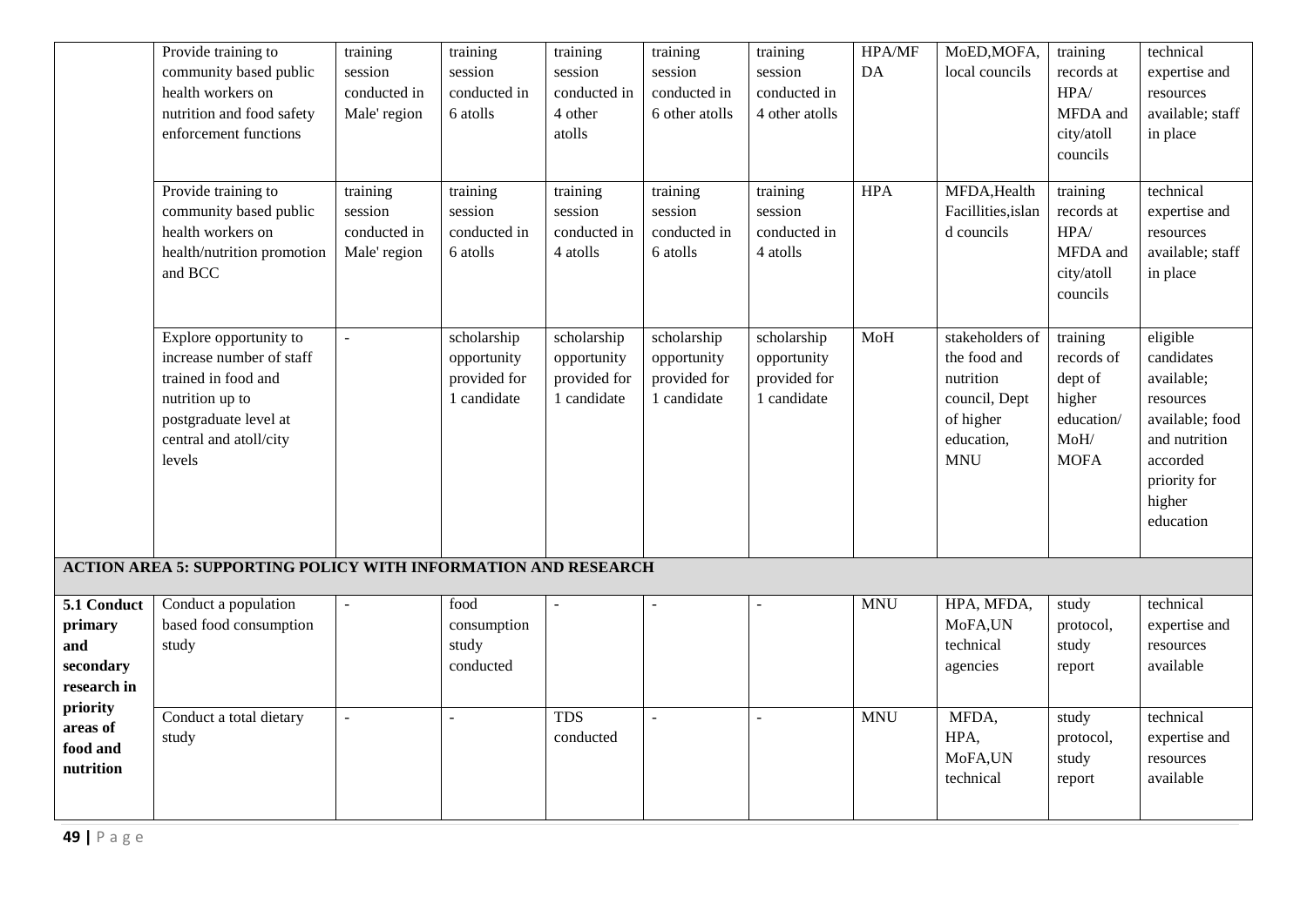| | | | | | | | | | | |
|---|---|---|---|---|---|---|---|---|---|---|
| | Provide training to community based public health workers on nutrition and food safety enforcement functions | training session conducted in Male' region | training session conducted in 6 atolls | training session conducted in 4 other atolls | training session conducted in 6 other atolls | training session conducted in 4 other atolls | HPA/MFDA | MoED,MOFA, local councils | training records at HPA/ MFDA and city/atoll councils | technical expertise and resources available; staff in place |
| | Provide training to community based public health workers on health/nutrition promotion and BCC | training session conducted in Male' region | training session conducted in 6 atolls | training session conducted in 4 atolls | training session conducted in 6 atolls | training session conducted in 4 atolls | HPA | MFDA,Health Facillities,island councils | training records at HPA/ MFDA and city/atoll councils | technical expertise and resources available; staff in place |
| | Explore opportunity to increase number of staff trained in food and nutrition up to postgraduate level at central and atoll/city levels | - | scholarship opportunity provided for 1 candidate | scholarship opportunity provided for 1 candidate | scholarship opportunity provided for 1 candidate | scholarship opportunity provided for 1 candidate | MoH | stakeholders of the food and nutrition council, Dept of higher education, MNU | training records of dept of higher education/ MoH/ MOFA | eligible candidates available; resources available; food and nutrition accorded priority for higher education |
| **ACTION AREA 5: SUPPORTING POLICY WITH INFORMATION AND RESEARCH** | | | | | | | | | | |
| **5.1 Conduct primary and secondary research in priority areas of food and nutrition** | Conduct a population based food consumption study | - | food consumption study conducted | - | - | - | MNU | HPA, MFDA, MoFA,UN technical agencies | study protocol, study report | technical expertise and resources available |
| | Conduct a total dietary study | - | - | TDS conducted | - | - | MNU | MFDA, HPA, MoFA,UN technical | study protocol, study report | technical expertise and resources available |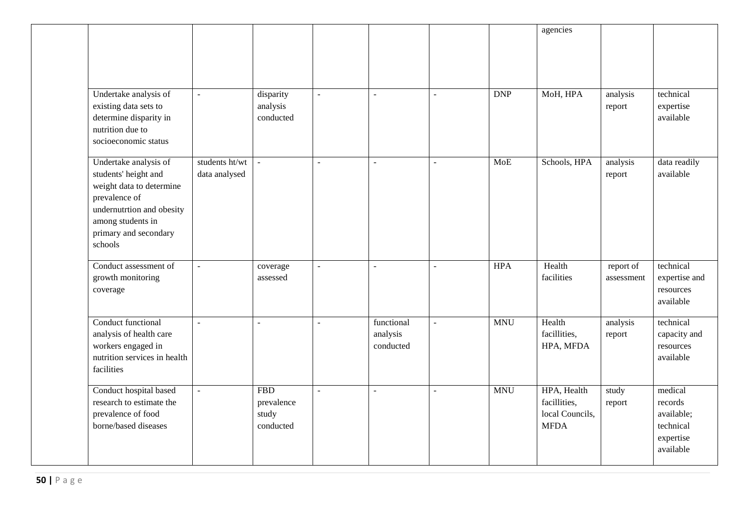|  |  |  |  |  |  |  |  | agencies |  |  |
|---|---|---|---|---|---|---|---|---|---|---|
|  | Undertake analysis of existing data sets to determine disparity in nutrition due to socioeconomic status | - | disparity analysis conducted | - | - | - | DNP | MoH, HPA | analysis report | technical expertise available |
|  | Undertake analysis of students' height and weight data to determine prevalence of undernutrtion and obesity among students in primary and secondary schools | students ht/wt data analysed | - | - | - | - | MoE | Schools, HPA | analysis report | data readily available |
|  | Conduct assessment of growth monitoring coverage | - | coverage assessed | - | - | - | HPA | Health facilities | report of assessment | technical expertise and resources available |
|  | Conduct functional analysis of health care workers engaged in nutrition services in health facilities | - | - | - | functional analysis conducted | - | MNU | Health facillities, HPA, MFDA | analysis report | technical capacity and resources available |
|  | Conduct hospital based research to estimate the prevalence of food borne/based diseases | - | FBD prevalence study conducted | - | - | - | MNU | HPA, Health facillities, local Councils, MFDA | study report | medical records available; technical expertise available |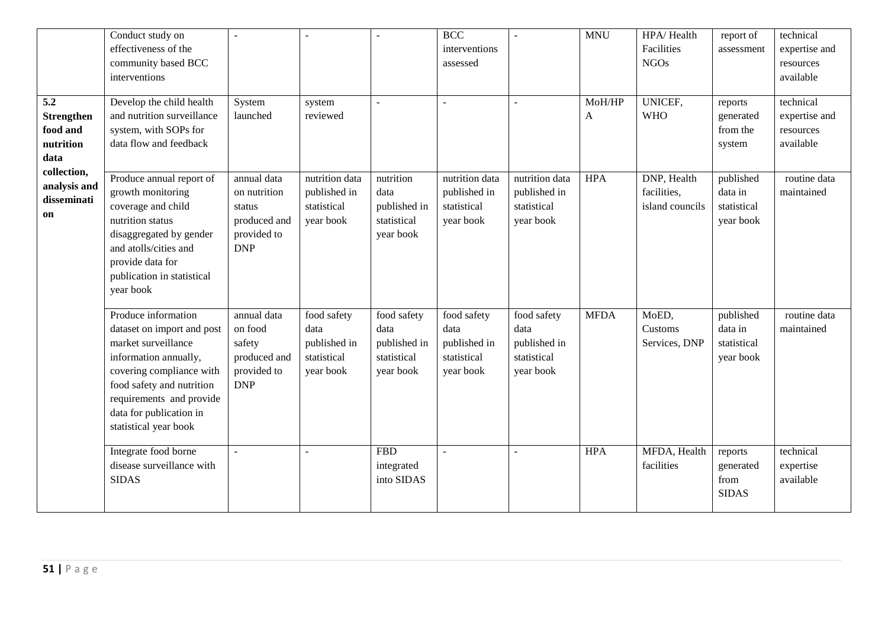| | Conduct study on effectiveness of the community based BCC interventions | - | - | - | BCC interventions assessed | - | MNU | HPA/ Health Facilities NGOs | report of assessment | technical expertise and resources available |
|---|---|---|---|---|---|---|---|---|---|---|
| **5.2 Strengthen food and nutrition data collection, analysis and dissemination** | Develop the child health and nutrition surveillance system, with SOPs for data flow and feedback | System launched | system reviewed | - | - | - | MoH/HPA | UNICEF, WHO | reports generated from the system | technical expertise and resources available |
| | Produce annual report of growth monitoring coverage and child nutrition status disaggregated by gender and atolls/cities and provide data for publication in statistical year book | annual data on nutrition status produced and provided to DNP | nutrition data published in statistical year book | nutrition data published in statistical year book | nutrition data published in statistical year book | nutrition data published in statistical year book | HPA | DNP, Health facilities, island councils | published data in statistical year book | routine data maintained |
| | Produce information dataset on import and post market surveillance information annually, covering compliance with food safety and nutrition requirements and provide data for publication in statistical year book | annual data on food safety produced and provided to DNP | food safety data published in statistical year book | food safety data published in statistical year book | food safety data published in statistical year book | food safety data published in statistical year book | MFDA | MoED, Customs Services, DNP | published data in statistical year book | routine data maintained |
| | Integrate food borne disease surveillance with SIDAS | - | - | FBD integrated into SIDAS | - | - | HPA | MFDA, Health facilities | reports generated from SIDAS | technical expertise available |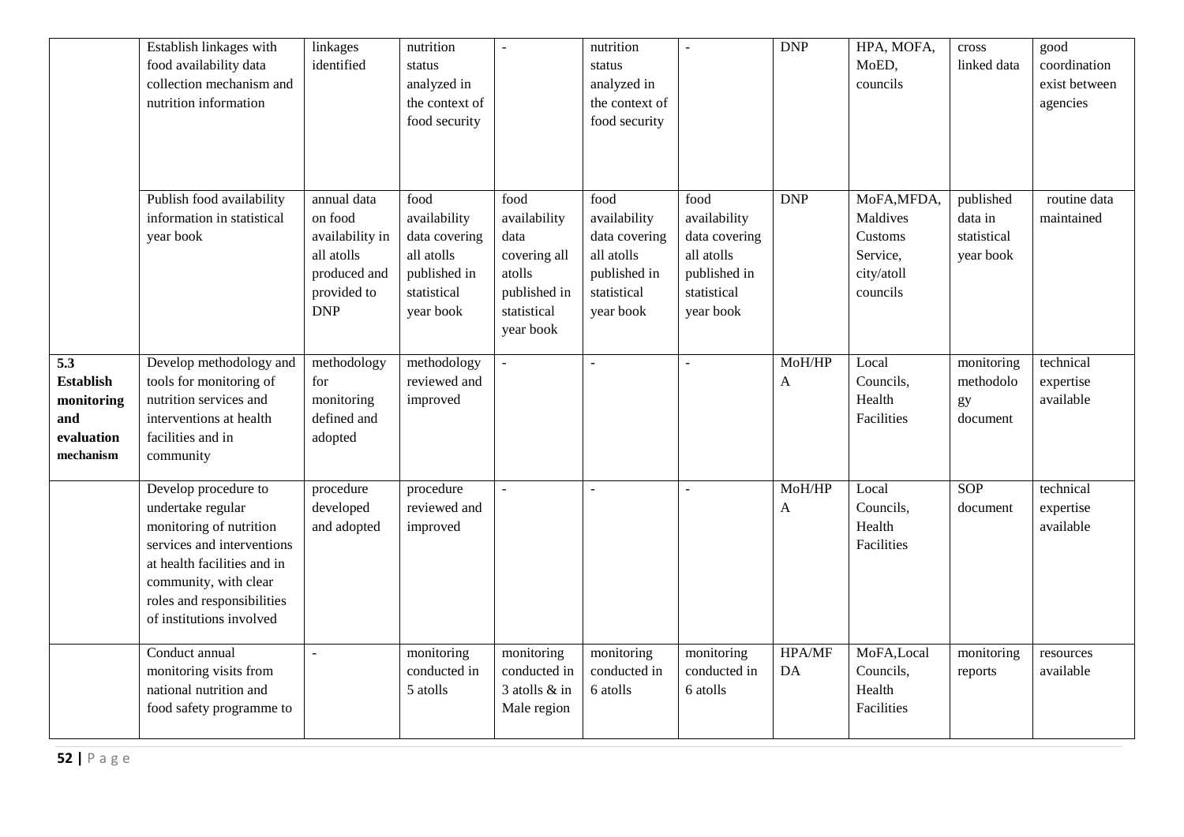| | Establish linkages with food availability data collection mechanism and nutrition information | linkages identified | nutrition status analyzed in the context of food security | - | nutrition status analyzed in the context of food security | - | DNP | HPA, MOFA, MoED, councils | cross linked data | good coordination exist between agencies |
|---|---|---|---|---|---|---|---|---|---|---|
| | Publish food availability information in statistical year book | annual data on food availability in all atolls produced and provided to DNP | food availability data covering all atolls published in statistical year book | food availability data covering all atolls published in statistical year book | food availability data covering all atolls published in statistical year book | food availability data covering all atolls published in statistical year book | DNP | MoFA,MFDA, Maldives Customs Service, city/atoll councils | published data in statistical year book | routine data maintained |
| **5.3 Establish monitoring and evaluation mechanism** | Develop methodology and tools for monitoring of nutrition services and interventions at health facilities and in community | methodology for monitoring defined and adopted | methodology reviewed and improved | - | - | - | MoH/HPA | Local Councils, Health Facilities | monitoring methodology document | technical expertise available |
| | Develop procedure to undertake regular monitoring of nutrition services and interventions at health facilities and in community, with clear roles and responsibilities of institutions involved | procedure developed and adopted | procedure reviewed and improved | - | - | - | MoH/HPA | Local Councils, Health Facilities | SOP document | technical expertise available |
| | Conduct annual monitoring visits from national nutrition and food safety programme to | - | monitoring conducted in 5 atolls | monitoring conducted in 3 atolls & in Male region | monitoring conducted in 6 atolls | monitoring conducted in 6 atolls | HPA/MFDA | MoFA,Local Councils, Health Facilities | monitoring reports | resources available |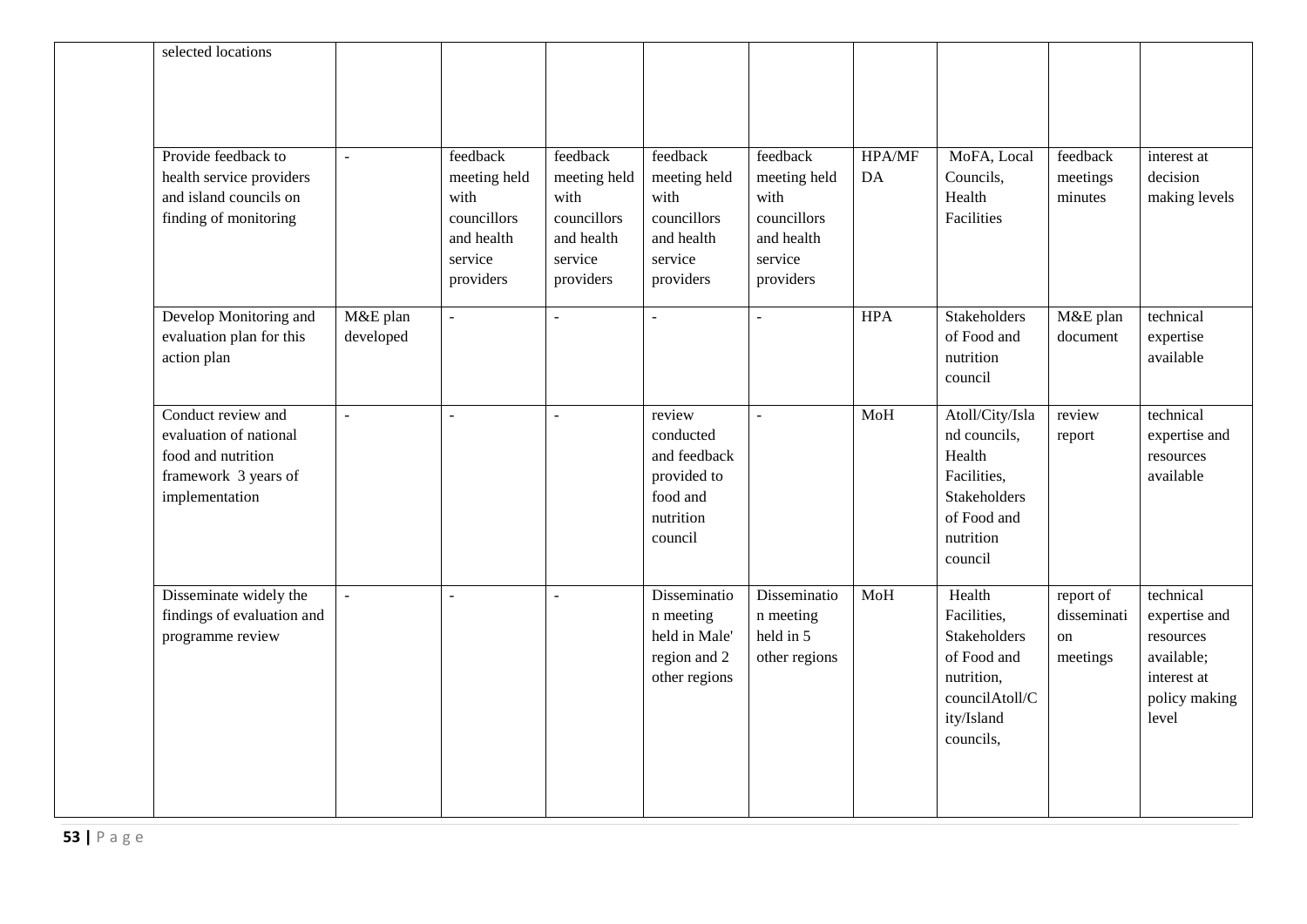|  | selected locations |  |  |  |  |  |  |  |  |  |
|---|---|---|---|---|---|---|---|---|---|---|
|  | Provide feedback to health service providers and island councils on finding of monitoring | - | feedback meeting held with councillors and health service providers | feedback meeting held with councillors and health service providers | feedback meeting held with councillors and health service providers | feedback meeting held with councillors and health service providers | HPA/MFDA | MoFA, Local Councils, Health Facilities | feedback meetings minutes | interest at decision making levels |
|  | Develop Monitoring and evaluation plan for this action plan | M&E plan developed | - | - | - | - | HPA | Stakeholders of Food and nutrition council | M&E plan document | technical expertise available |
|  | Conduct review and evaluation of national food and nutrition framework 3 years of implementation | - | - | - | review conducted and feedback provided to food and nutrition council | - | MoH | Atoll/City/Island councils, Health Facilities, Stakeholders of Food and nutrition council | review report | technical expertise and resources available |
|  | Disseminate widely the findings of evaluation and programme review | - | - | - | Dissemination meeting held in Male' region and 2 other regions | Dissemination meeting held in 5 other regions | MoH | Health Facilities, Stakeholders of Food and nutrition, councilAtoll/City/Island councils, | report of dissemination meetings | technical expertise and resources available; interest at policy making level |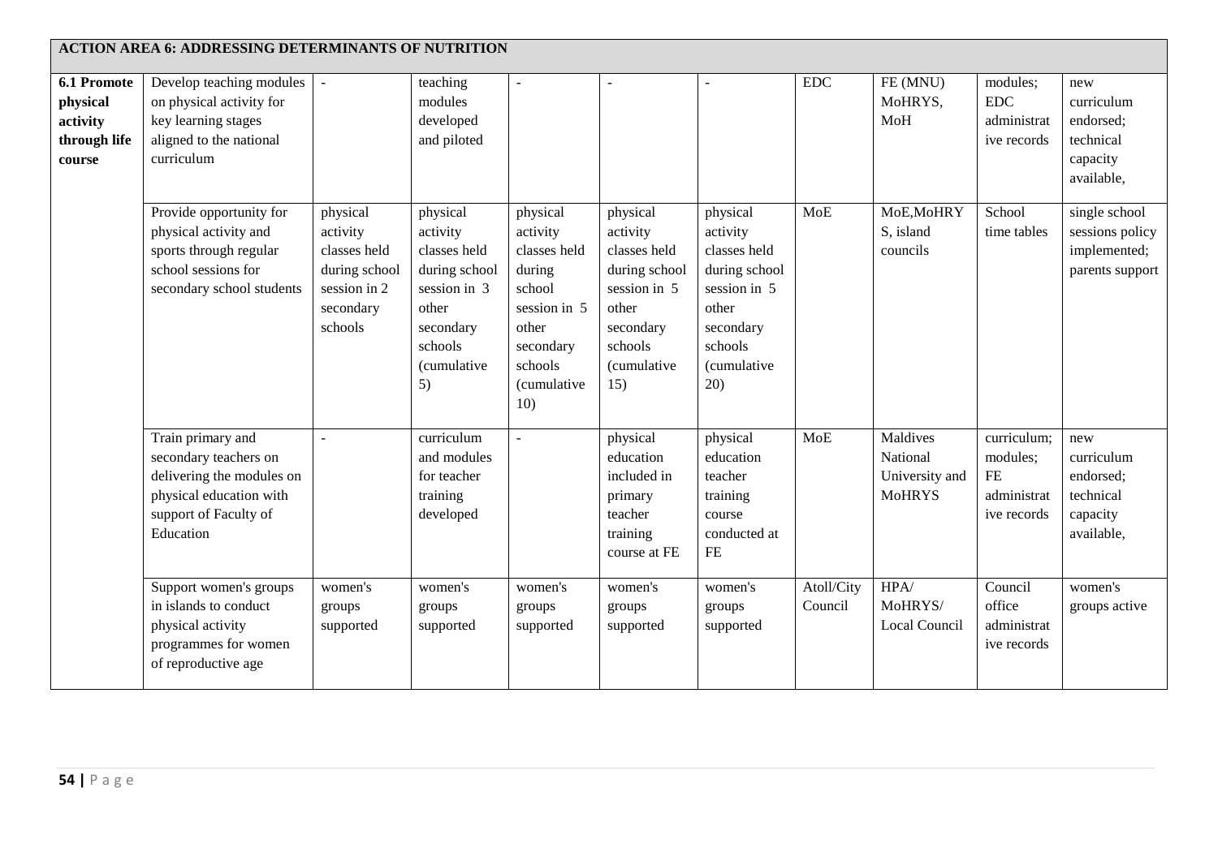| ACTION AREA 6: ADDRESSING DETERMINANTS OF NUTRITION | | | | | | | | | | |
|---|---|---|---|---|---|---|---|---|---|---|
| **6.1 Promote physical activity through life course** | Develop teaching modules on physical activity for key learning stages aligned to the national curriculum | - | teaching modules developed and piloted | - | - | - | EDC | FE (MNU) MoHRYS, MoH | modules; EDC administrative records | new curriculum endorsed; technical capacity available, |
| | Provide opportunity for physical activity and sports through regular school sessions for secondary school students | physical activity classes held during school session in 2 secondary schools | physical activity classes held during school session in 3 other secondary schools (cumulative 5) | physical activity classes held during school session in 5 other secondary schools (cumulative 10) | physical activity classes held during school session in 5 other secondary schools (cumulative 15) | physical activity classes held during school session in 5 other secondary schools (cumulative 20) | MoE | MoE,MoHRYS, island councils | School time tables | single school sessions policy implemented; parents support |
| | Train primary and secondary teachers on delivering the modules on physical education with support of Faculty of Education | - | curriculum and modules for teacher training developed | - | physical education included in primary teacher training course at FE | physical education teacher training course conducted at FE | MoE | Maldives National University and MoHRYS | curriculum; modules; FE administrative records | new curriculum endorsed; technical capacity available, |
| | Support women's groups in islands to conduct physical activity programmes for women of reproductive age | women's groups supported | women's groups supported | women's groups supported | women's groups supported | women's groups supported | Atoll/City Council | HPA/ MoHRYS/ Local Council | Council office administrative records | women's groups active |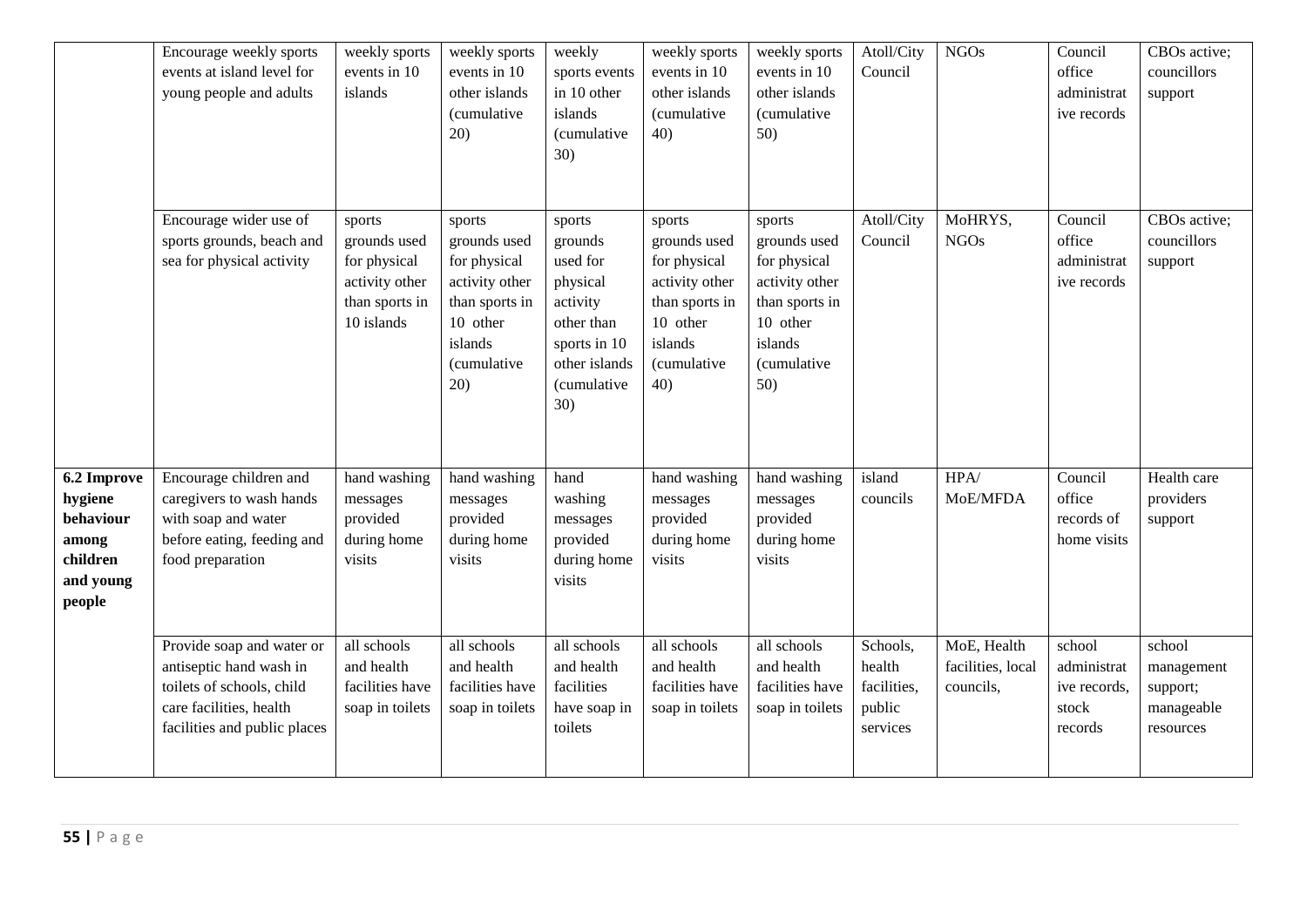| | | | | | | | | | | |
|---|---|---|---|---|---|---|---|---|---|---|
| | Encourage weekly sports events at island level for young people and adults | weekly sports events in 10 islands | weekly sports events in 10 other islands (cumulative 20) | weekly sports events in 10 other islands (cumulative 30) | weekly sports events in 10 other islands (cumulative 40) | weekly sports events in 10 other islands (cumulative 50) | Atoll/City Council | NGOs | Council office administrative records | CBOs active; councillors support |
| | Encourage wider use of sports grounds, beach and sea for physical activity | sports grounds used for physical activity other than sports in 10 islands | sports grounds used for physical activity other than sports in 10 other islands (cumulative 20) | sports grounds used for physical activity other than sports in 10 other islands (cumulative 30) | sports grounds used for physical activity other than sports in 10 other islands (cumulative 40) | sports grounds used for physical activity other than sports in 10 other islands (cumulative 50) | Atoll/City Council | MoHRYS, NGOs | Council office administrative records | CBOs active; councillors support |
| **6.2 Improve hygiene behaviour among children and young people** | Encourage children and caregivers to wash hands with soap and water before eating, feeding and food preparation | hand washing messages provided during home visits | hand washing messages provided during home visits | hand washing messages provided during home visits | hand washing messages provided during home visits | hand washing messages provided during home visits | island councils | HPA/ MoE/MFDA | Council office records of home visits | Health care providers support |
| | Provide soap and water or antiseptic hand wash in toilets of schools, child care facilities, health facilities and public places | all schools and health facilities have soap in toilets | all schools and health facilities have soap in toilets | all schools and health facilities have soap in toilets | all schools and health facilities have soap in toilets | all schools and health facilities have soap in toilets | Schools, health facilities, public services | MoE, Health facilities, local councils, | school administrative records, stock records | school management support; manageable resources |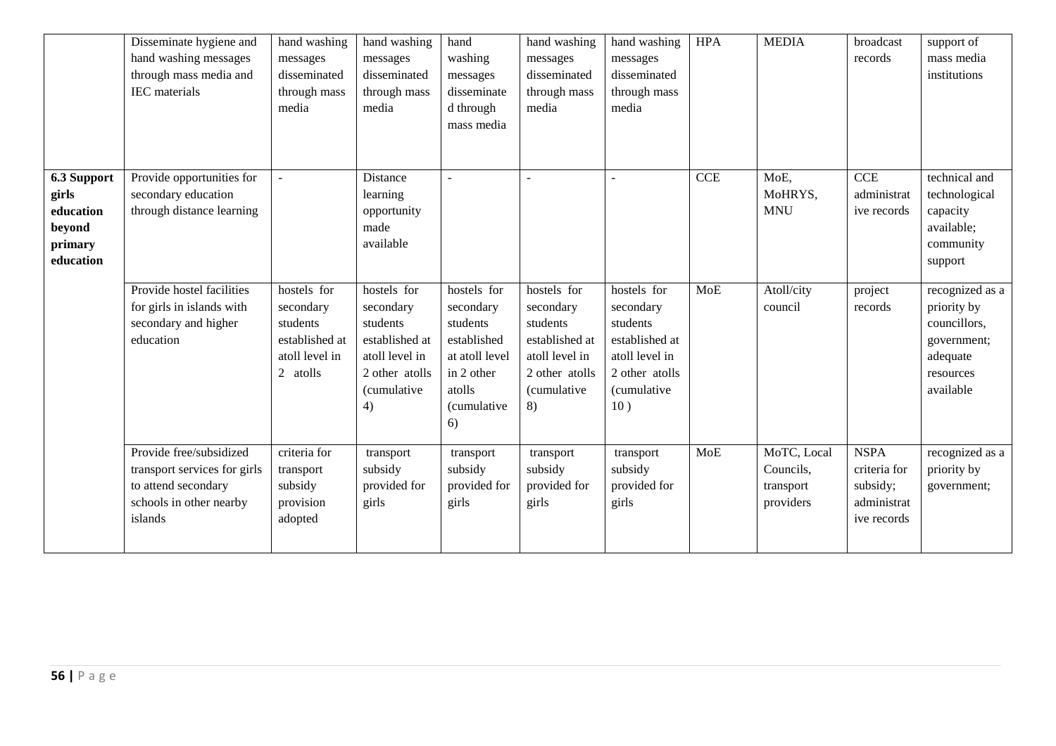|  | Disseminate hygiene and hand washing messages through mass media and IEC materials | hand washing messages disseminated through mass media | hand washing messages disseminated through mass media | hand washing messages disseminate d through mass media | hand washing messages disseminated through mass media | hand washing messages disseminated through mass media | HPA | MEDIA | broadcast records | support of mass media institutions |
|---|---|---|---|---|---|---|---|---|---|---|
| **6.3 Support girls education beyond primary education** | Provide opportunities for secondary education through distance learning | - | Distance learning opportunity made available | - | - | - | CCE | MoE, MoHRYS, MNU | CCE administrative records | technical and technological capacity available; community support |
|  | Provide hostel facilities for girls in islands with secondary and higher education | hostels for secondary students established at atoll level in 2 atolls | hostels for secondary students established at atoll level in 2 other atolls (cumulative 4) | hostels for secondary students established at atoll level in 2 other atolls (cumulative 6) | hostels for secondary students established at atoll level in 2 other atolls (cumulative 8) | hostels for secondary students established at atoll level in 2 other atolls (cumulative 10 ) | MoE | Atoll/city council | project records | recognized as a priority by councillors, government; adequate resources available |
|  | Provide free/subsidized transport services for girls to attend secondary schools in other nearby islands | criteria for transport subsidy provision adopted | transport subsidy provided for girls | transport subsidy provided for girls | transport subsidy provided for girls | transport subsidy provided for girls | MoE | MoTC, Local Councils, transport providers | NSPA criteria for subsidy; administrative records | recognized as a priority by government; |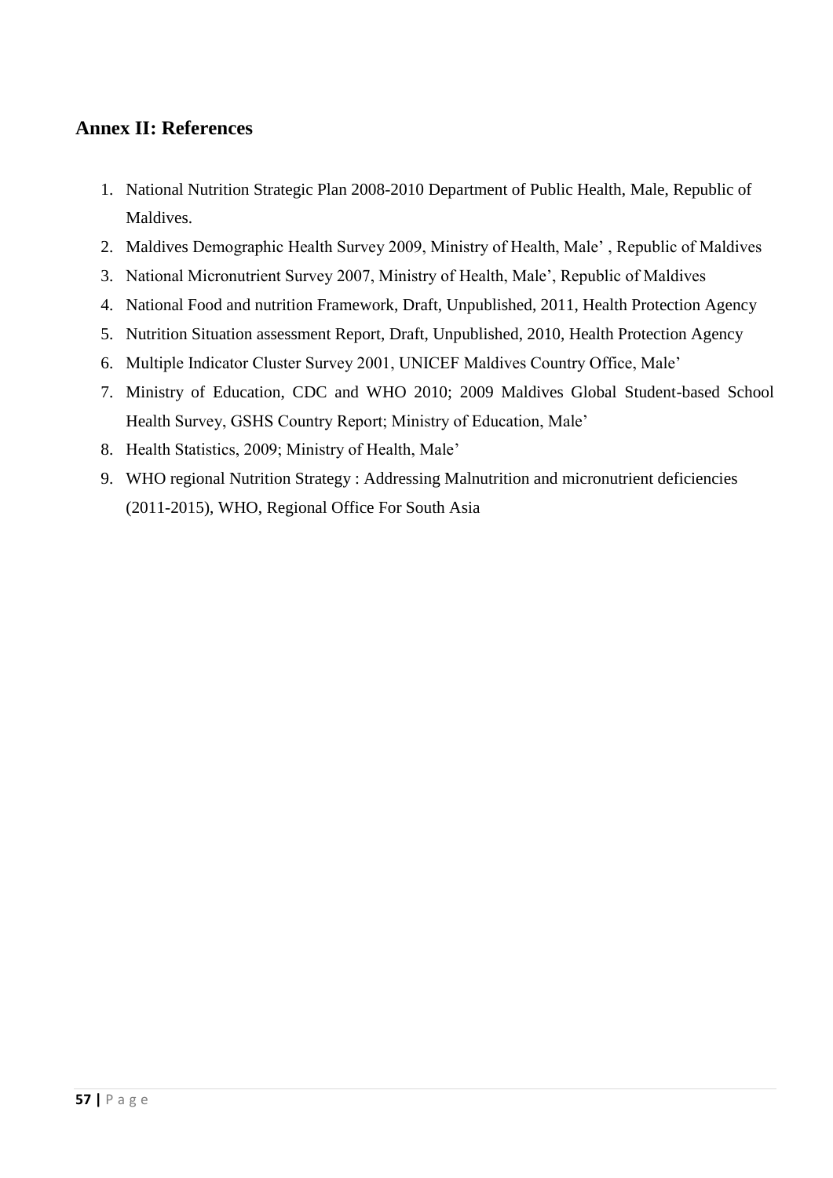## Annex II: References

1. National Nutrition Strategic Plan 2008-2010 Department of Public Health, Male, Republic of Maldives.
2. Maldives Demographic Health Survey 2009, Ministry of Health, Male' , Republic of Maldives
3. National Micronutrient Survey 2007, Ministry of Health, Male', Republic of Maldives
4. National Food and nutrition Framework, Draft, Unpublished, 2011, Health Protection Agency
5. Nutrition Situation assessment Report, Draft, Unpublished, 2010, Health Protection Agency
6. Multiple Indicator Cluster Survey 2001, UNICEF Maldives Country Office, Male'
7. Ministry of Education, CDC and WHO 2010; 2009 Maldives Global Student-based School Health Survey, GSHS Country Report; Ministry of Education, Male'
8. Health Statistics, 2009; Ministry of Health, Male'
9. WHO regional Nutrition Strategy : Addressing Malnutrition and micronutrient deficiencies (2011-2015), WHO, Regional Office For South Asia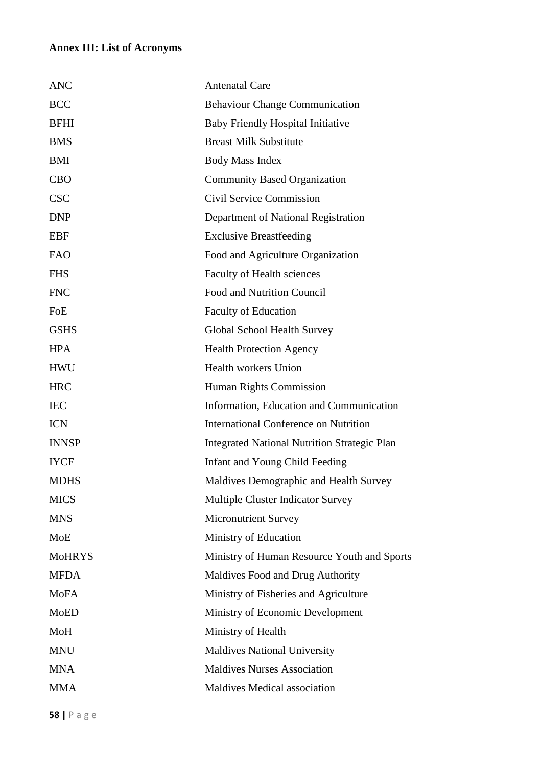**Annex III: List of Acronyms**

| | |
|---|---|
| ANC | Antenatal Care |
| BCC | Behaviour Change Communication |
| BFHI | Baby Friendly Hospital Initiative |
| BMS | Breast Milk Substitute |
| BMI | Body Mass Index |
| CBO | Community Based Organization |
| CSC | Civil Service Commission |
| DNP | Department of National Registration |
| EBF | Exclusive Breastfeeding |
| FAO | Food and Agriculture Organization |
| FHS | Faculty of Health sciences |
| FNC | Food and Nutrition Council |
| FoE | Faculty of Education |
| GSHS | Global School Health Survey |
| HPA | Health Protection Agency |
| HWU | Health workers Union |
| HRC | Human Rights Commission |
| IEC | Information, Education and Communication |
| ICN | International Conference on Nutrition |
| INNSP | Integrated National Nutrition Strategic Plan |
| IYCF | Infant and Young Child Feeding |
| MDHS | Maldives Demographic and Health Survey |
| MICS | Multiple Cluster Indicator Survey |
| MNS | Micronutrient Survey |
| MoE | Ministry of Education |
| MoHRYS | Ministry of Human Resource Youth and Sports |
| MFDA | Maldives Food and Drug Authority |
| MoFA | Ministry of Fisheries and Agriculture |
| MoED | Ministry of Economic Development |
| MoH | Ministry of Health |
| MNU | Maldives National University |
| MNA | Maldives Nurses Association |
| MMA | Maldives Medical association |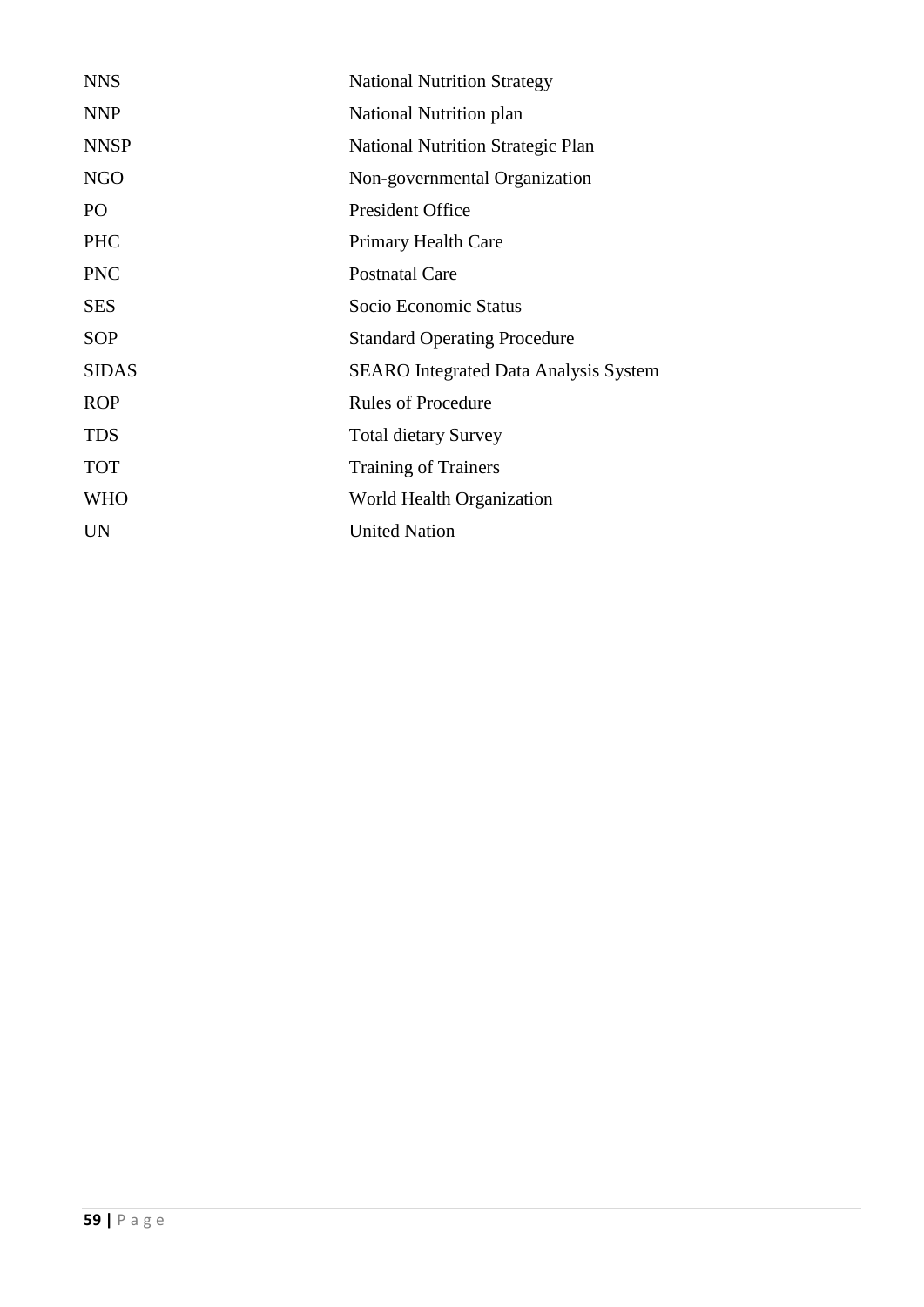| | |
|---|---|
| NNS | National Nutrition Strategy |
| NNP | National Nutrition plan |
| NNSP | National Nutrition Strategic Plan |
| NGO | Non-governmental Organization |
| PO | President Office |
| PHC | Primary Health Care |
| PNC | Postnatal Care |
| SES | Socio Economic Status |
| SOP | Standard Operating Procedure |
| SIDAS | SEARO Integrated Data Analysis System |
| ROP | Rules of Procedure |
| TDS | Total dietary Survey |
| TOT | Training of Trainers |
| WHO | World Health Organization |
| UN | United Nation |